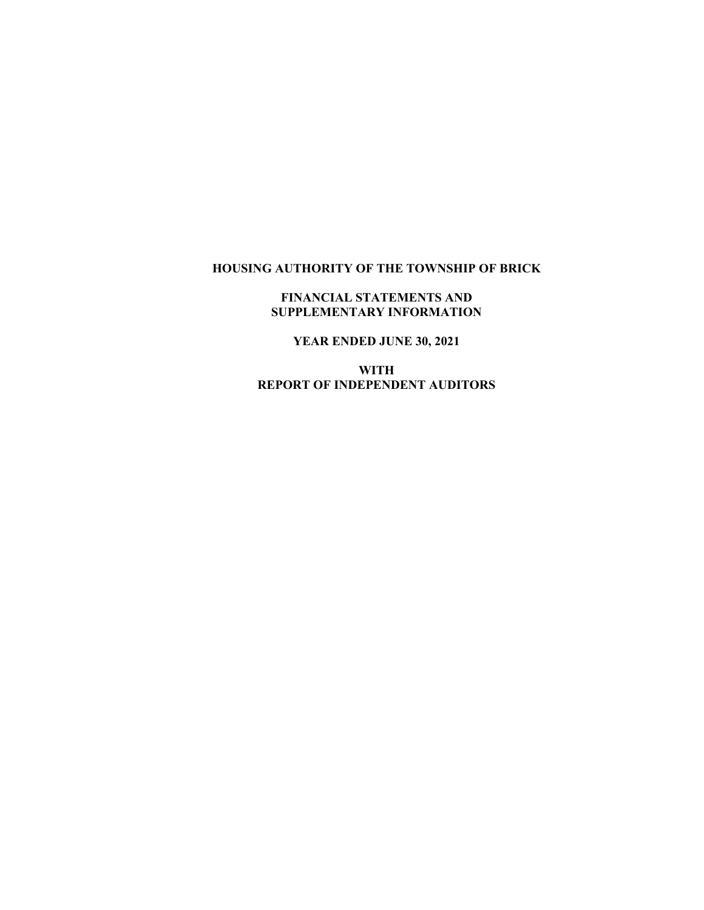# HOUSING AUTHORITY OF THE TOWNSHIP OF BRICK

## FINANCIAL STATEMENTS AND SUPPLEMENTARY INFORMATION

## YEAR ENDED JUNE 30, 2021

## WITH REPORT OF INDEPENDENT AUDITORS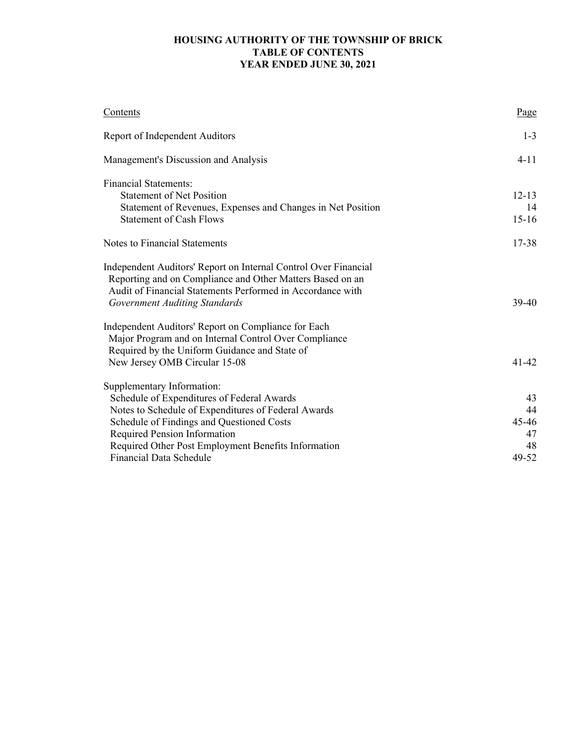# HOUSING AUTHORITY OF THE TOWNSHIP OF BRICK
## TABLE OF CONTENTS
## YEAR ENDED JUNE 30, 2021

| Contents | Page |
|---|---|
| Report of Independent Auditors | 1-3 |
| Management's Discussion and Analysis | 4-11 |
| Financial Statements: | |
| Statement of Net Position | 12-13 |
| Statement of Revenues, Expenses and Changes in Net Position | 14 |
| Statement of Cash Flows | 15-16 |
| Notes to Financial Statements | 17-38 |
| Independent Auditors' Report on Internal Control Over Financial Reporting and on Compliance and Other Matters Based on an Audit of Financial Statements Performed in Accordance with *Government Auditing Standards* | 39-40 |
| Independent Auditors' Report on Compliance for Each Major Program and on Internal Control Over Compliance Required by the Uniform Guidance and State of New Jersey OMB Circular 15-08 | 41-42 |
| Supplementary Information: | |
| Schedule of Expenditures of Federal Awards | 43 |
| Notes to Schedule of Expenditures of Federal Awards | 44 |
| Schedule of Findings and Questioned Costs | 45-46 |
| Required Pension Information | 47 |
| Required Other Post Employment Benefits Information | 48 |
| Financial Data Schedule | 49-52 |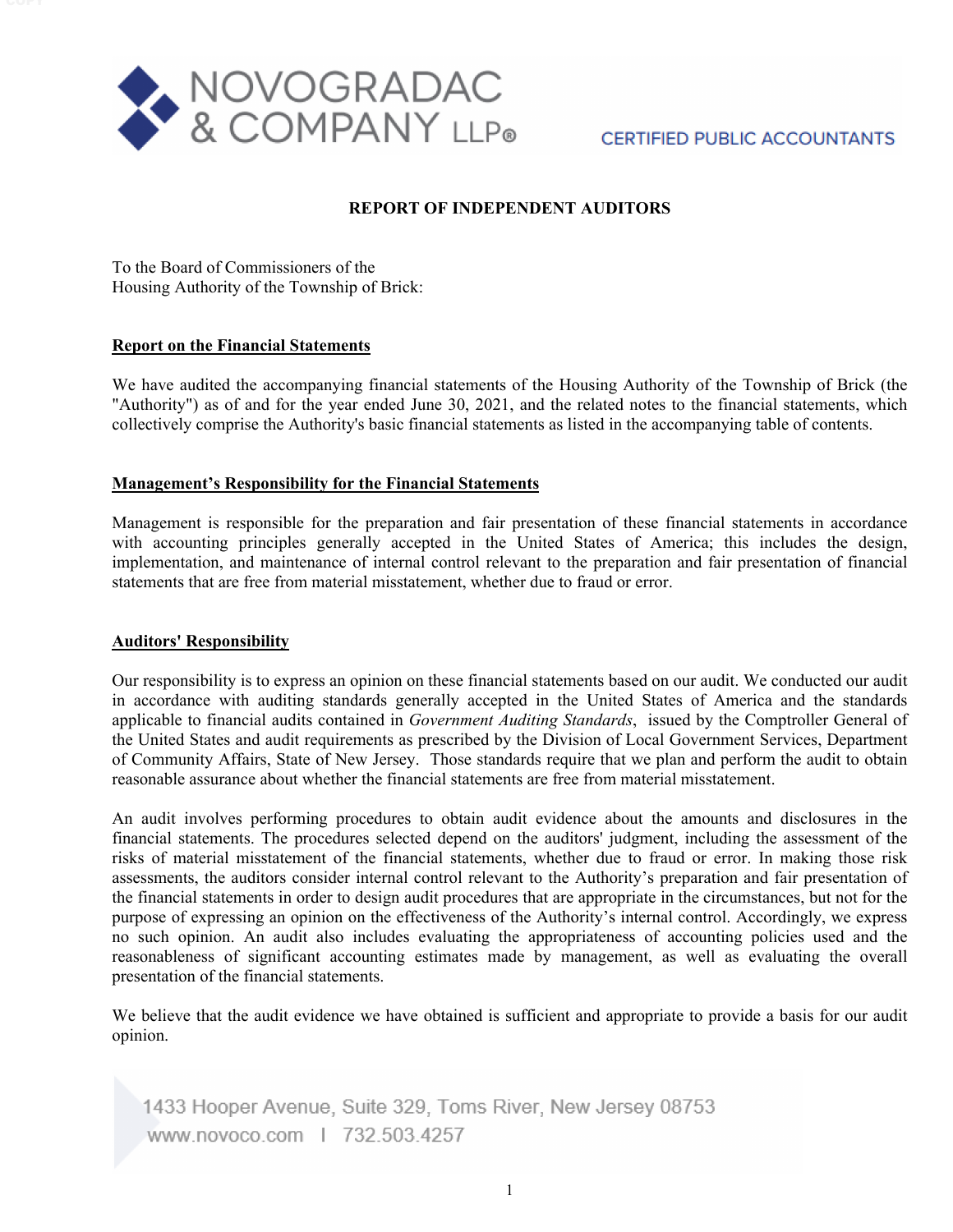NOVOGRADAC & COMPANY LLP®

CERTIFIED PUBLIC ACCOUNTANTS

## REPORT OF INDEPENDENT AUDITORS

To the Board of Commissioners of the
Housing Authority of the Township of Brick:

### Report on the Financial Statements

We have audited the accompanying financial statements of the Housing Authority of the Township of Brick (the "Authority") as of and for the year ended June 30, 2021, and the related notes to the financial statements, which collectively comprise the Authority's basic financial statements as listed in the accompanying table of contents.

### Management's Responsibility for the Financial Statements

Management is responsible for the preparation and fair presentation of these financial statements in accordance with accounting principles generally accepted in the United States of America; this includes the design, implementation, and maintenance of internal control relevant to the preparation and fair presentation of financial statements that are free from material misstatement, whether due to fraud or error.

### Auditors' Responsibility

Our responsibility is to express an opinion on these financial statements based on our audit. We conducted our audit in accordance with auditing standards generally accepted in the United States of America and the standards applicable to financial audits contained in *Government Auditing Standards*, issued by the Comptroller General of the United States and audit requirements as prescribed by the Division of Local Government Services, Department of Community Affairs, State of New Jersey. Those standards require that we plan and perform the audit to obtain reasonable assurance about whether the financial statements are free from material misstatement.

An audit involves performing procedures to obtain audit evidence about the amounts and disclosures in the financial statements. The procedures selected depend on the auditors' judgment, including the assessment of the risks of material misstatement of the financial statements, whether due to fraud or error. In making those risk assessments, the auditors consider internal control relevant to the Authority's preparation and fair presentation of the financial statements in order to design audit procedures that are appropriate in the circumstances, but not for the purpose of expressing an opinion on the effectiveness of the Authority's internal control. Accordingly, we express no such opinion. An audit also includes evaluating the appropriateness of accounting policies used and the reasonableness of significant accounting estimates made by management, as well as evaluating the overall presentation of the financial statements.

We believe that the audit evidence we have obtained is sufficient and appropriate to provide a basis for our audit opinion.

1433 Hooper Avenue, Suite 329, Toms River, New Jersey 08753
www.novoco.com | 732.503.4257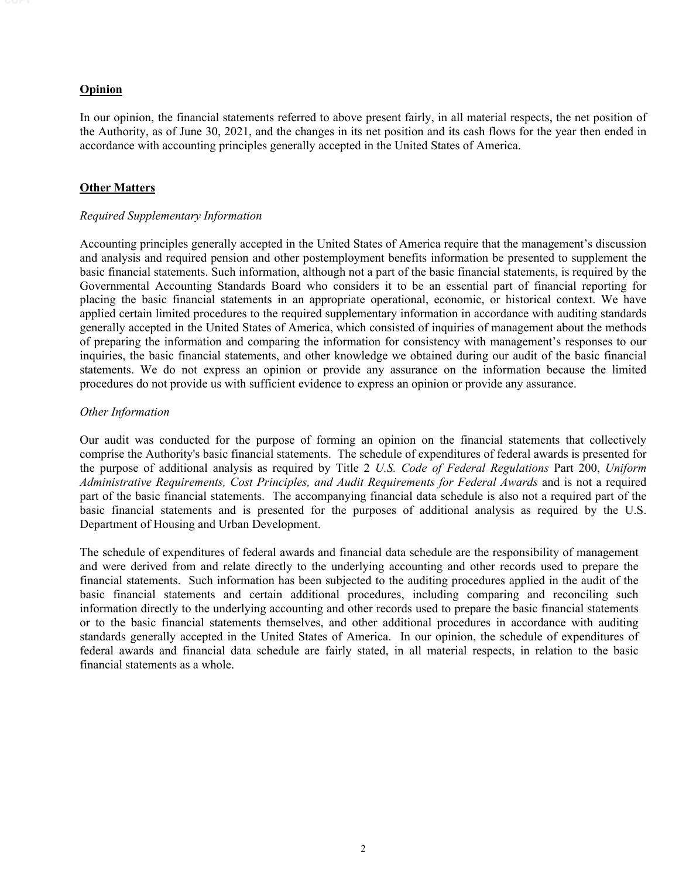**Opinion**

In our opinion, the financial statements referred to above present fairly, in all material respects, the net position of the Authority, as of June 30, 2021, and the changes in its net position and its cash flows for the year then ended in accordance with accounting principles generally accepted in the United States of America.

**Other Matters**

*Required Supplementary Information*

Accounting principles generally accepted in the United States of America require that the management's discussion and analysis and required pension and other postemployment benefits information be presented to supplement the basic financial statements. Such information, although not a part of the basic financial statements, is required by the Governmental Accounting Standards Board who considers it to be an essential part of financial reporting for placing the basic financial statements in an appropriate operational, economic, or historical context. We have applied certain limited procedures to the required supplementary information in accordance with auditing standards generally accepted in the United States of America, which consisted of inquiries of management about the methods of preparing the information and comparing the information for consistency with management's responses to our inquiries, the basic financial statements, and other knowledge we obtained during our audit of the basic financial statements. We do not express an opinion or provide any assurance on the information because the limited procedures do not provide us with sufficient evidence to express an opinion or provide any assurance.

*Other Information*

Our audit was conducted for the purpose of forming an opinion on the financial statements that collectively comprise the Authority's basic financial statements. The schedule of expenditures of federal awards is presented for the purpose of additional analysis as required by Title 2 *U.S. Code of Federal Regulations* Part 200, *Uniform Administrative Requirements, Cost Principles, and Audit Requirements for Federal Awards* and is not a required part of the basic financial statements. The accompanying financial data schedule is also not a required part of the basic financial statements and is presented for the purposes of additional analysis as required by the U.S. Department of Housing and Urban Development.

The schedule of expenditures of federal awards and financial data schedule are the responsibility of management and were derived from and relate directly to the underlying accounting and other records used to prepare the financial statements. Such information has been subjected to the auditing procedures applied in the audit of the basic financial statements and certain additional procedures, including comparing and reconciling such information directly to the underlying accounting and other records used to prepare the basic financial statements or to the basic financial statements themselves, and other additional procedures in accordance with auditing standards generally accepted in the United States of America. In our opinion, the schedule of expenditures of federal awards and financial data schedule are fairly stated, in all material respects, in relation to the basic financial statements as a whole.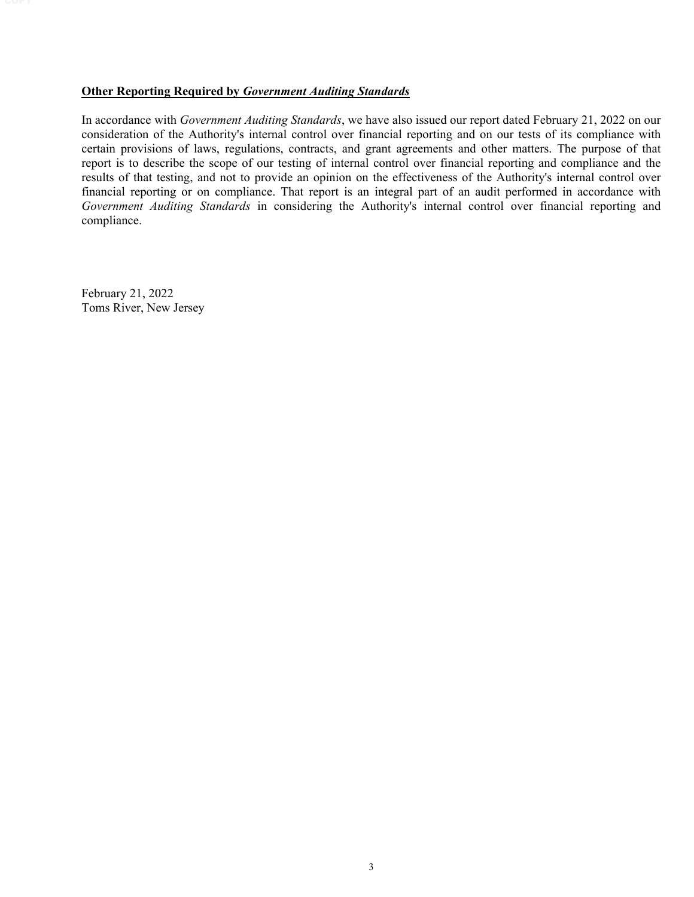**<u>Other Reporting Required by *Government Auditing Standards*</u>**

In accordance with *Government Auditing Standards*, we have also issued our report dated February 21, 2022 on our consideration of the Authority's internal control over financial reporting and on our tests of its compliance with certain provisions of laws, regulations, contracts, and grant agreements and other matters. The purpose of that report is to describe the scope of our testing of internal control over financial reporting and compliance and the results of that testing, and not to provide an opinion on the effectiveness of the Authority's internal control over financial reporting or on compliance. That report is an integral part of an audit performed in accordance with *Government Auditing Standards* in considering the Authority's internal control over financial reporting and compliance.

February 21, 2022
Toms River, New Jersey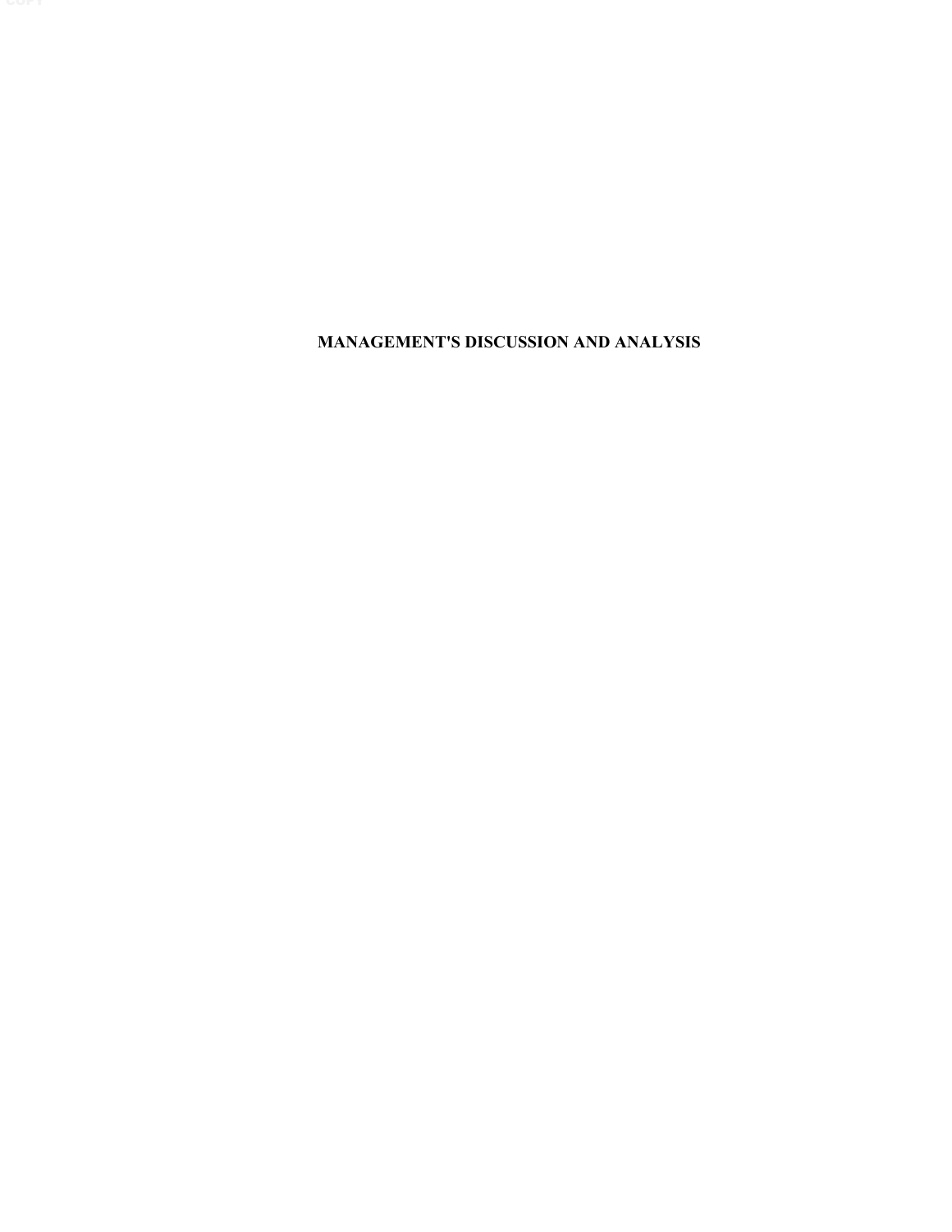# MANAGEMENT'S DISCUSSION AND ANALYSIS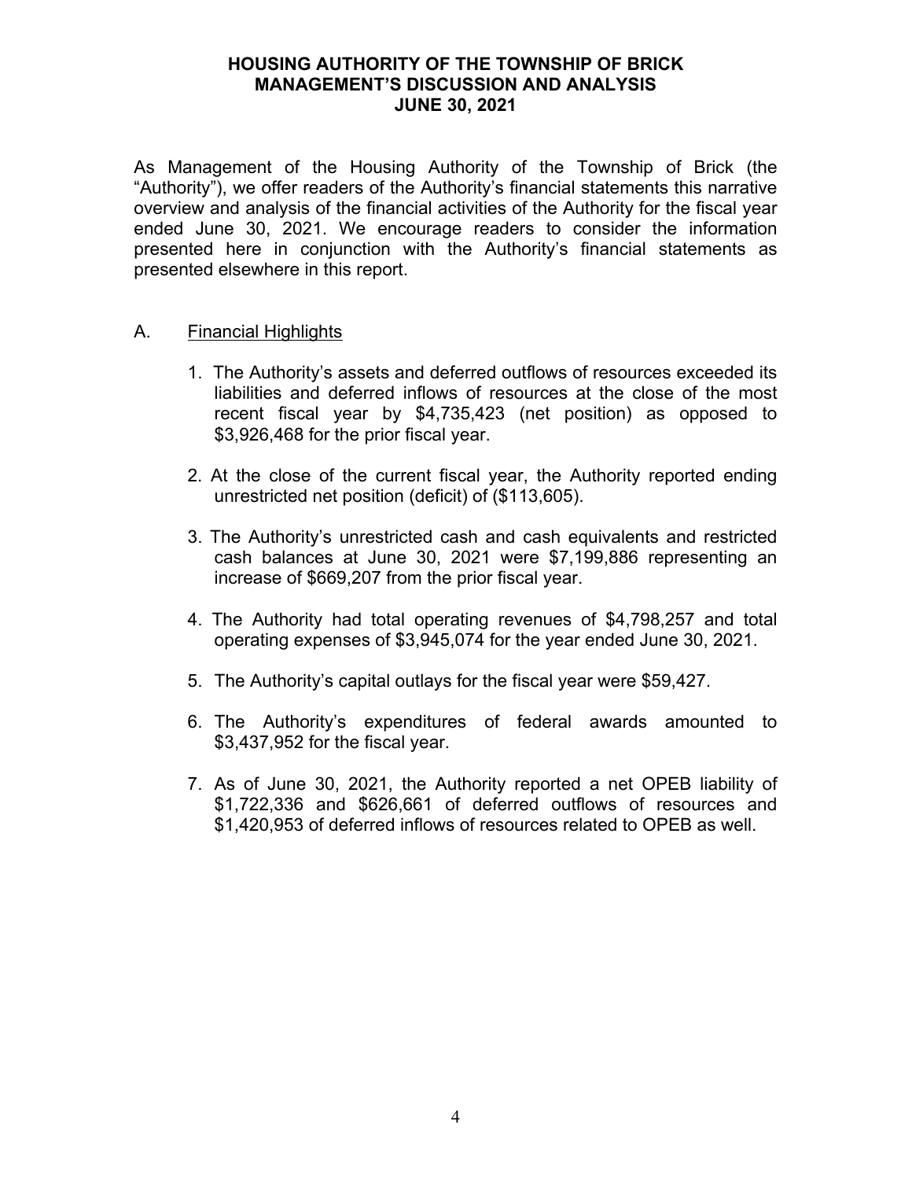# HOUSING AUTHORITY OF THE TOWNSHIP OF BRICK
## MANAGEMENT'S DISCUSSION AND ANALYSIS
### JUNE 30, 2021

As Management of the Housing Authority of the Township of Brick (the "Authority"), we offer readers of the Authority's financial statements this narrative overview and analysis of the financial activities of the Authority for the fiscal year ended June 30, 2021. We encourage readers to consider the information presented here in conjunction with the Authority's financial statements as presented elsewhere in this report.

A. Financial Highlights

1. The Authority's assets and deferred outflows of resources exceeded its liabilities and deferred inflows of resources at the close of the most recent fiscal year by $4,735,423 (net position) as opposed to $3,926,468 for the prior fiscal year.

2. At the close of the current fiscal year, the Authority reported ending unrestricted net position (deficit) of ($113,605).

3. The Authority's unrestricted cash and cash equivalents and restricted cash balances at June 30, 2021 were $7,199,886 representing an increase of $669,207 from the prior fiscal year.

4. The Authority had total operating revenues of $4,798,257 and total operating expenses of $3,945,074 for the year ended June 30, 2021.

5. The Authority's capital outlays for the fiscal year were $59,427.

6. The Authority's expenditures of federal awards amounted to $3,437,952 for the fiscal year.

7. As of June 30, 2021, the Authority reported a net OPEB liability of $1,722,336 and $626,661 of deferred outflows of resources and $1,420,953 of deferred inflows of resources related to OPEB as well.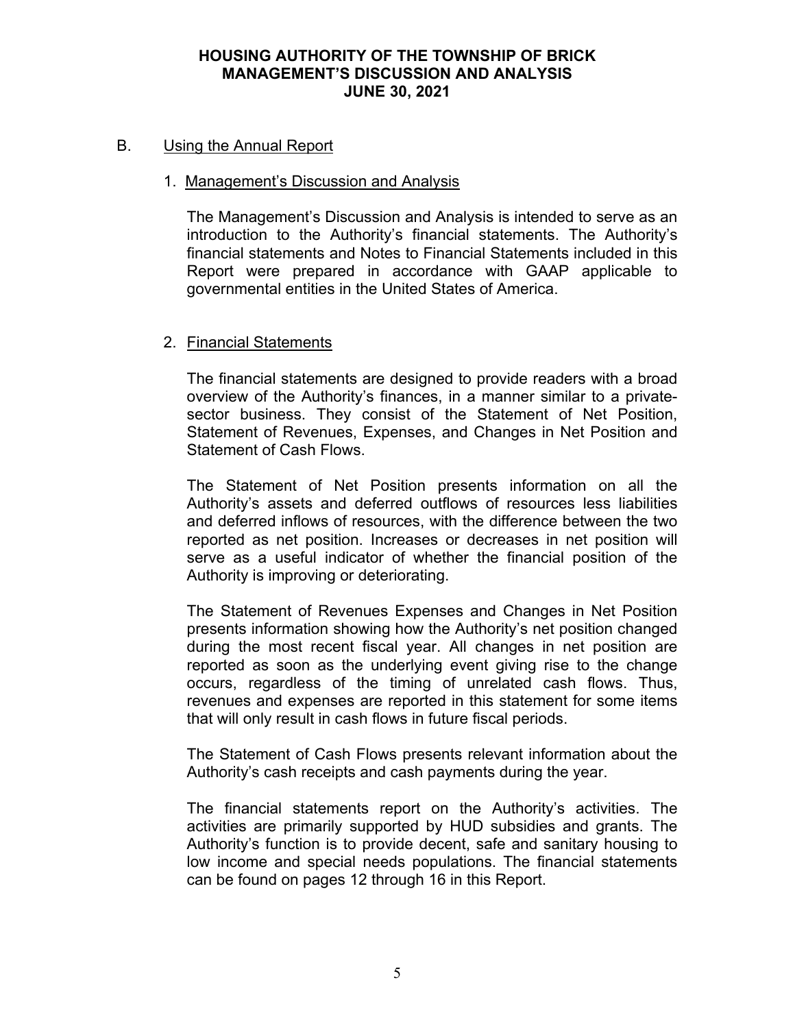## B. Using the Annual Report

### 1. Management's Discussion and Analysis

The Management's Discussion and Analysis is intended to serve as an introduction to the Authority's financial statements. The Authority's financial statements and Notes to Financial Statements included in this Report were prepared in accordance with GAAP applicable to governmental entities in the United States of America.

### 2. Financial Statements

The financial statements are designed to provide readers with a broad overview of the Authority's finances, in a manner similar to a private-sector business. They consist of the Statement of Net Position, Statement of Revenues, Expenses, and Changes in Net Position and Statement of Cash Flows.

The Statement of Net Position presents information on all the Authority's assets and deferred outflows of resources less liabilities and deferred inflows of resources, with the difference between the two reported as net position. Increases or decreases in net position will serve as a useful indicator of whether the financial position of the Authority is improving or deteriorating.

The Statement of Revenues Expenses and Changes in Net Position presents information showing how the Authority's net position changed during the most recent fiscal year. All changes in net position are reported as soon as the underlying event giving rise to the change occurs, regardless of the timing of unrelated cash flows. Thus, revenues and expenses are reported in this statement for some items that will only result in cash flows in future fiscal periods.

The Statement of Cash Flows presents relevant information about the Authority's cash receipts and cash payments during the year.

The financial statements report on the Authority's activities. The activities are primarily supported by HUD subsidies and grants. The Authority's function is to provide decent, safe and sanitary housing to low income and special needs populations. The financial statements can be found on pages 12 through 16 in this Report.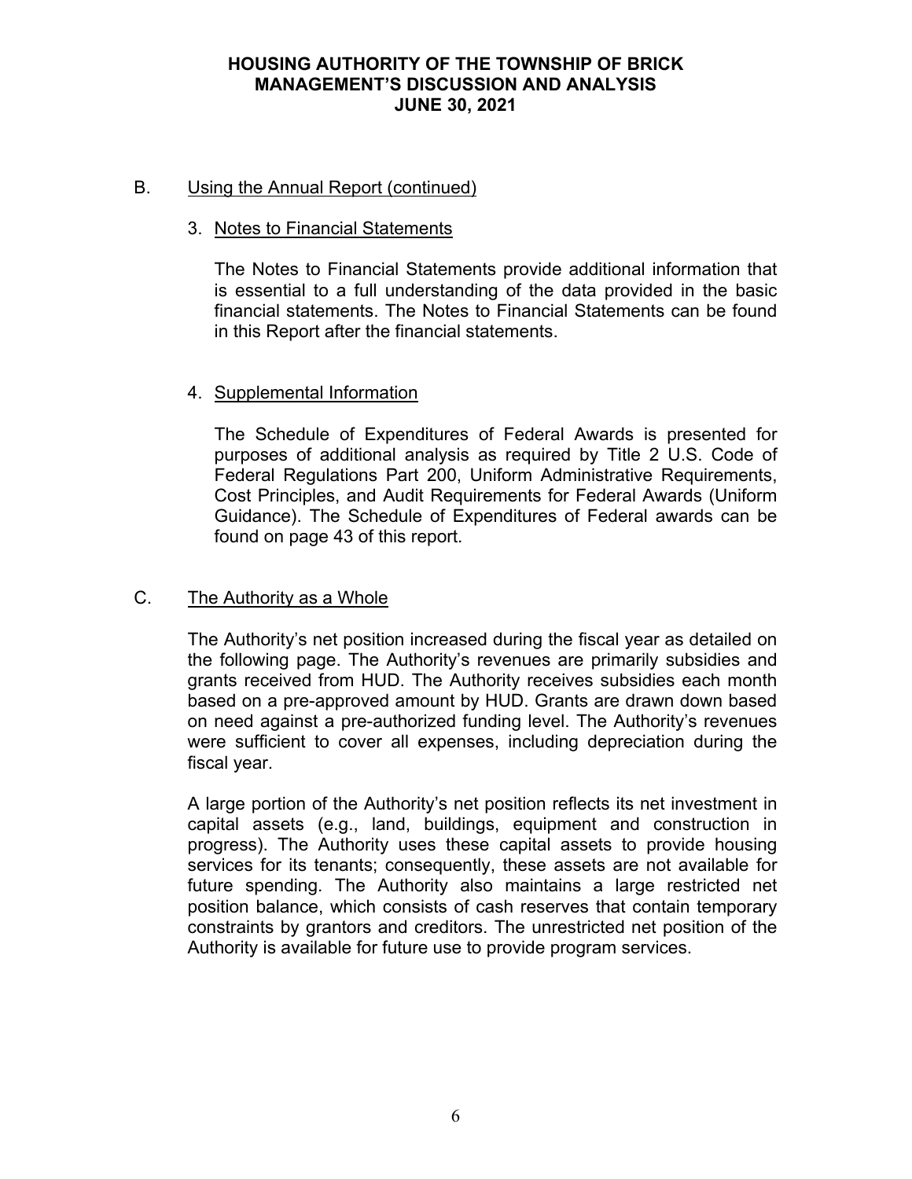B. <u>Using the Annual Report (continued)</u>

3. <u>Notes to Financial Statements</u>

The Notes to Financial Statements provide additional information that is essential to a full understanding of the data provided in the basic financial statements. The Notes to Financial Statements can be found in this Report after the financial statements.

4. <u>Supplemental Information</u>

The Schedule of Expenditures of Federal Awards is presented for purposes of additional analysis as required by Title 2 U.S. Code of Federal Regulations Part 200, Uniform Administrative Requirements, Cost Principles, and Audit Requirements for Federal Awards (Uniform Guidance). The Schedule of Expenditures of Federal awards can be found on page 43 of this report.

C. <u>The Authority as a Whole</u>

The Authority's net position increased during the fiscal year as detailed on the following page. The Authority's revenues are primarily subsidies and grants received from HUD. The Authority receives subsidies each month based on a pre-approved amount by HUD. Grants are drawn down based on need against a pre-authorized funding level. The Authority's revenues were sufficient to cover all expenses, including depreciation during the fiscal year.

A large portion of the Authority's net position reflects its net investment in capital assets (e.g., land, buildings, equipment and construction in progress). The Authority uses these capital assets to provide housing services for its tenants; consequently, these assets are not available for future spending. The Authority also maintains a large restricted net position balance, which consists of cash reserves that contain temporary constraints by grantors and creditors. The unrestricted net position of the Authority is available for future use to provide program services.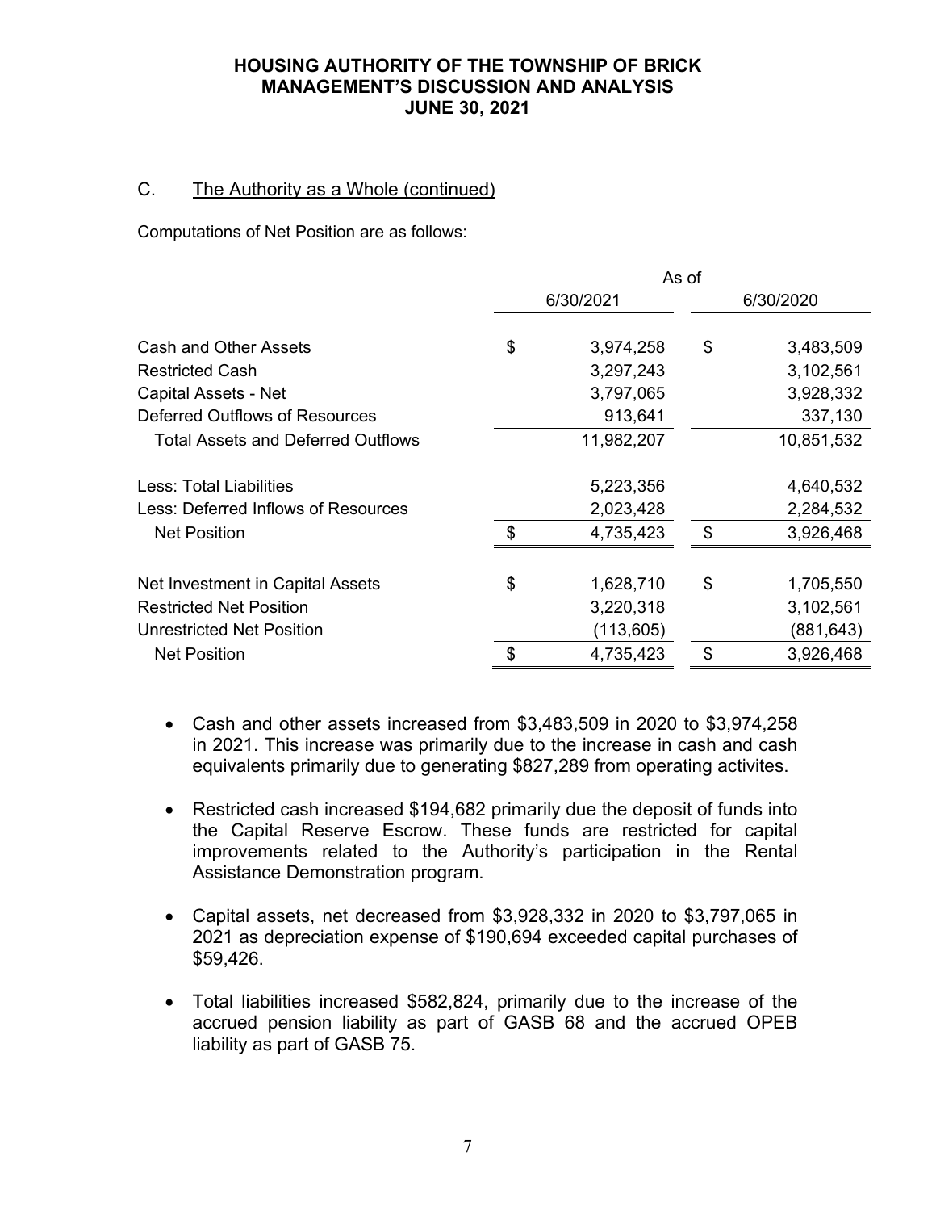## C. The Authority as a Whole (continued)

Computations of Net Position are as follows:

| | As of | |
|---|---|---|
| | 6/30/2021 | 6/30/2020 |
| Cash and Other Assets | $ 3,974,258 | $ 3,483,509 |
| Restricted Cash | 3,297,243 | 3,102,561 |
| Capital Assets - Net | 3,797,065 | 3,928,332 |
| Deferred Outflows of Resources | 913,641 | 337,130 |
| Total Assets and Deferred Outflows | 11,982,207 | 10,851,532 |
| Less: Total Liabilities | 5,223,356 | 4,640,532 |
| Less: Deferred Inflows of Resources | 2,023,428 | 2,284,532 |
| Net Position | $ 4,735,423 | $ 3,926,468 |
| Net Investment in Capital Assets | $ 1,628,710 | $ 1,705,550 |
| Restricted Net Position | 3,220,318 | 3,102,561 |
| Unrestricted Net Position | (113,605) | (881,643) |
| Net Position | $ 4,735,423 | $ 3,926,468 |

- Cash and other assets increased from $3,483,509 in 2020 to $3,974,258 in 2021. This increase was primarily due to the increase in cash and cash equivalents primarily due to generating $827,289 from operating activites.

- Restricted cash increased $194,682 primarily due the deposit of funds into the Capital Reserve Escrow. These funds are restricted for capital improvements related to the Authority's participation in the Rental Assistance Demonstration program.

- Capital assets, net decreased from $3,928,332 in 2020 to $3,797,065 in 2021 as depreciation expense of $190,694 exceeded capital purchases of $59,426.

- Total liabilities increased $582,824, primarily due to the increase of the accrued pension liability as part of GASB 68 and the accrued OPEB liability as part of GASB 75.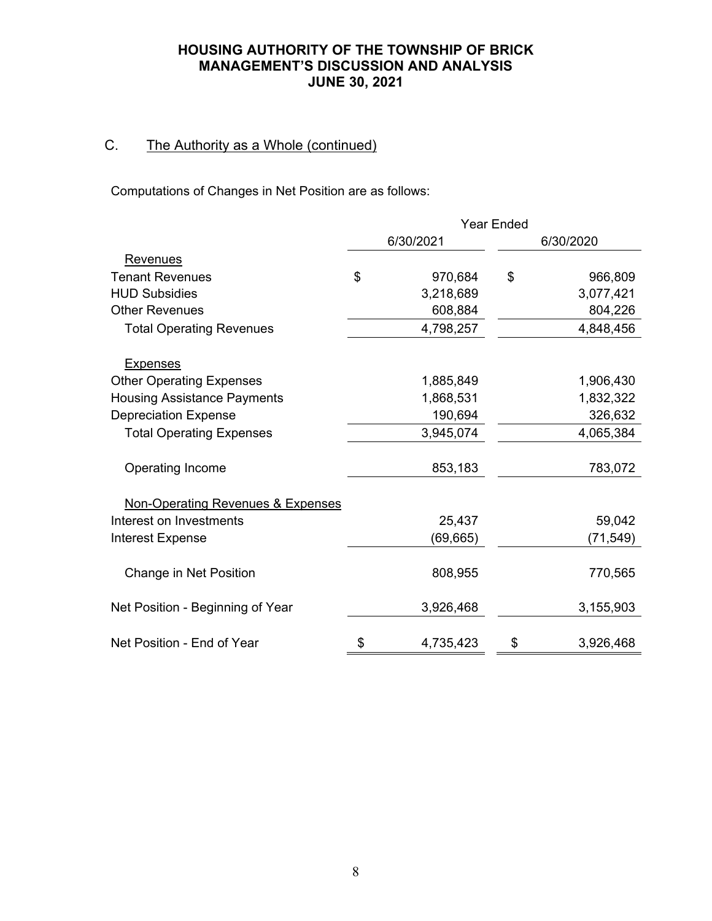**HOUSING AUTHORITY OF THE TOWNSHIP OF BRICK**
**MANAGEMENT'S DISCUSSION AND ANALYSIS**
**JUNE 30, 2021**

## C. The Authority as a Whole (continued)

Computations of Changes in Net Position are as follows:

| | Year Ended 6/30/2021 | Year Ended 6/30/2020 |
|---|---|---|
| **Revenues** | | |
| Tenant Revenues | $ 970,684 | $ 966,809 |
| HUD Subsidies | 3,218,689 | 3,077,421 |
| Other Revenues | 608,884 | 804,226 |
| Total Operating Revenues | 4,798,257 | 4,848,456 |
| **Expenses** | | |
| Other Operating Expenses | 1,885,849 | 1,906,430 |
| Housing Assistance Payments | 1,868,531 | 1,832,322 |
| Depreciation Expense | 190,694 | 326,632 |
| Total Operating Expenses | 3,945,074 | 4,065,384 |
| Operating Income | 853,183 | 783,072 |
| **Non-Operating Revenues & Expenses** | | |
| Interest on Investments | 25,437 | 59,042 |
| Interest Expense | (69,665) | (71,549) |
| Change in Net Position | 808,955 | 770,565 |
| Net Position - Beginning of Year | 3,926,468 | 3,155,903 |
| Net Position - End of Year | $ 4,735,423 | $ 3,926,468 |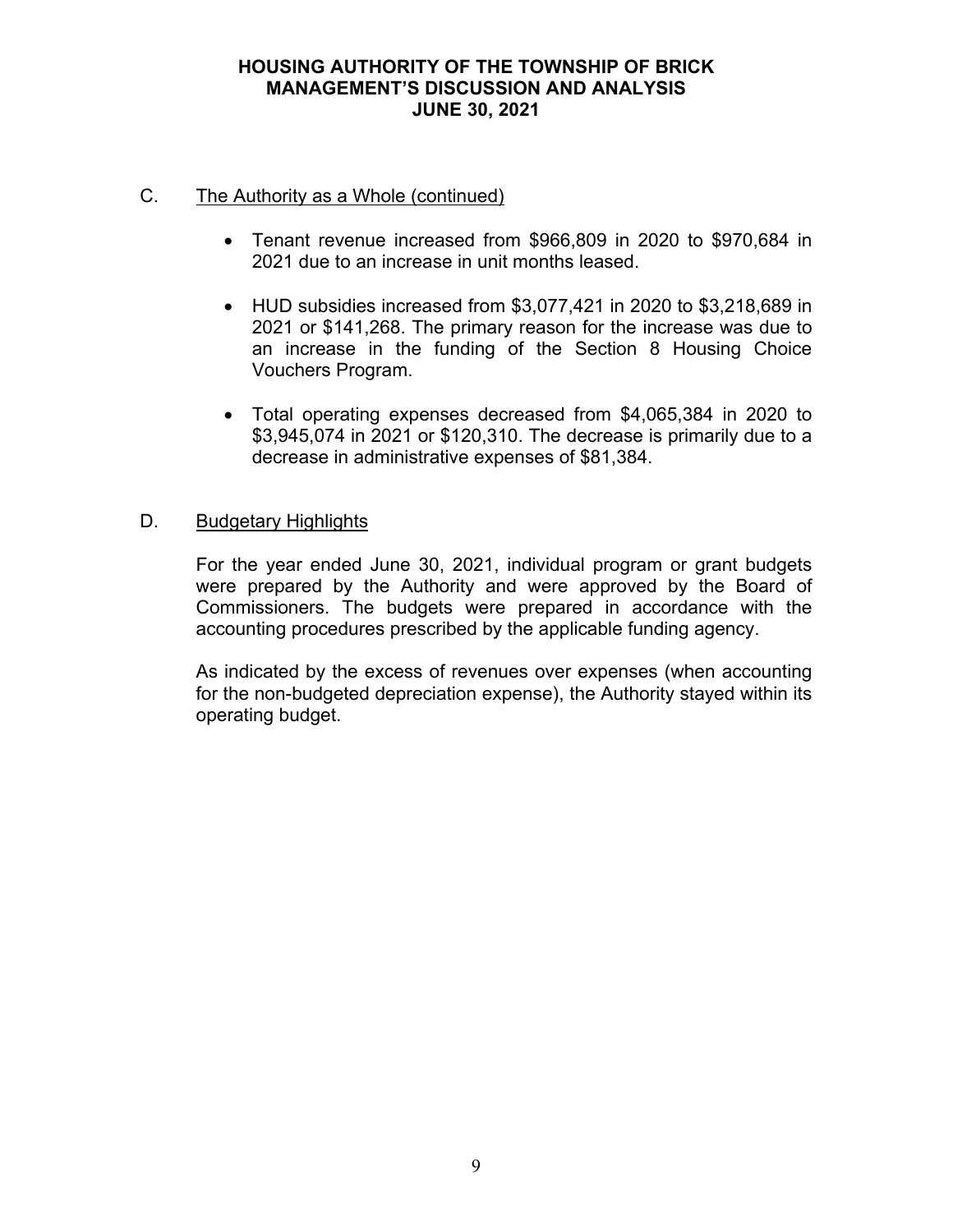## C. The Authority as a Whole (continued)

- Tenant revenue increased from $966,809 in 2020 to $970,684 in 2021 due to an increase in unit months leased.

- HUD subsidies increased from $3,077,421 in 2020 to $3,218,689 in 2021 or $141,268. The primary reason for the increase was due to an increase in the funding of the Section 8 Housing Choice Vouchers Program.

- Total operating expenses decreased from $4,065,384 in 2020 to $3,945,074 in 2021 or $120,310. The decrease is primarily due to a decrease in administrative expenses of $81,384.

## D. Budgetary Highlights

For the year ended June 30, 2021, individual program or grant budgets were prepared by the Authority and were approved by the Board of Commissioners. The budgets were prepared in accordance with the accounting procedures prescribed by the applicable funding agency.

As indicated by the excess of revenues over expenses (when accounting for the non-budgeted depreciation expense), the Authority stayed within its operating budget.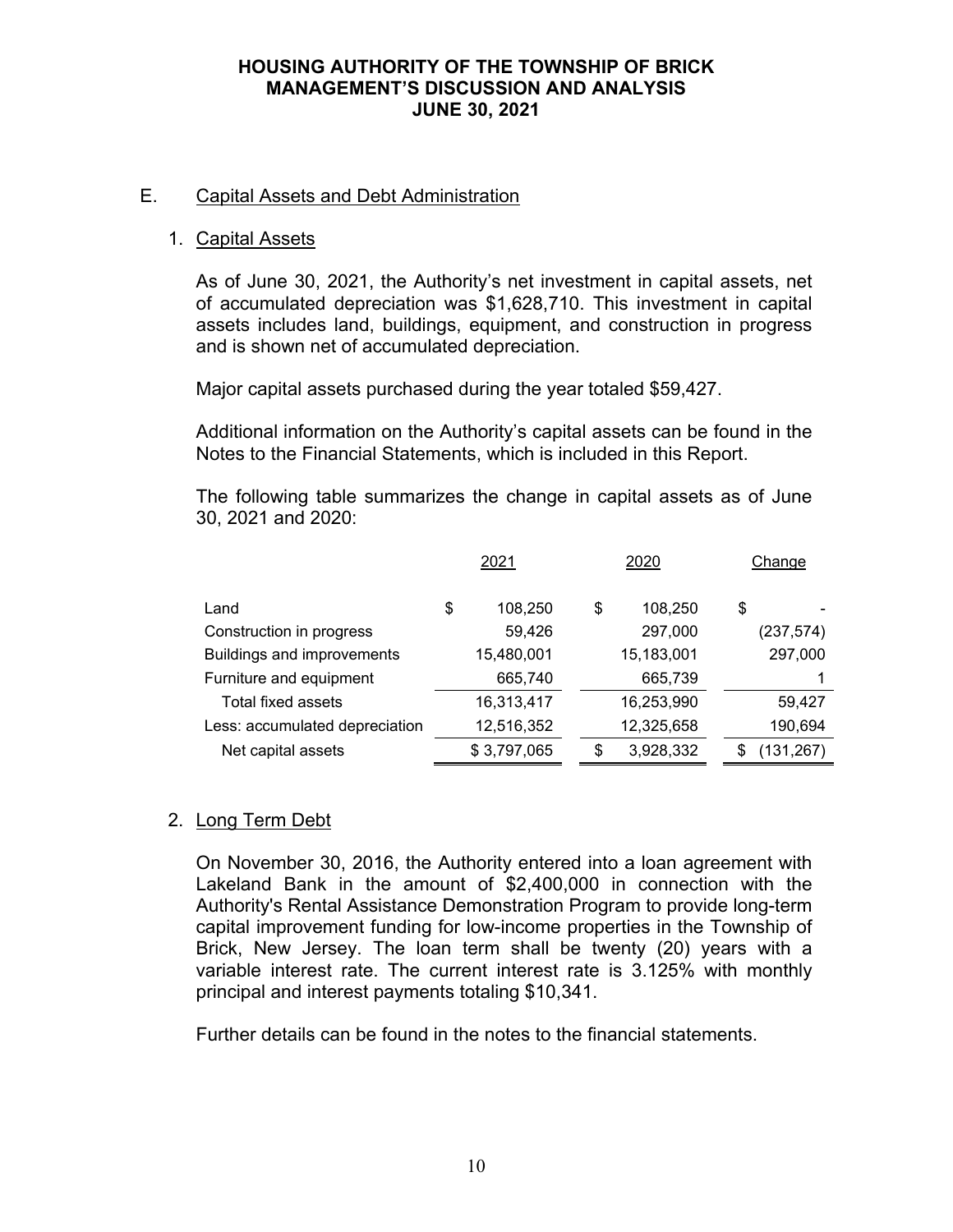## E. Capital Assets and Debt Administration

### 1. Capital Assets

As of June 30, 2021, the Authority's net investment in capital assets, net of accumulated depreciation was $1,628,710. This investment in capital assets includes land, buildings, equipment, and construction in progress and is shown net of accumulated depreciation.

Major capital assets purchased during the year totaled $59,427.

Additional information on the Authority's capital assets can be found in the Notes to the Financial Statements, which is included in this Report.

The following table summarizes the change in capital assets as of June 30, 2021 and 2020:

| | 2021 | 2020 | Change |
|---|---|---|---|
| Land | $ 108,250 | $ 108,250 | $ - |
| Construction in progress | 59,426 | 297,000 | (237,574) |
| Buildings and improvements | 15,480,001 | 15,183,001 | 297,000 |
| Furniture and equipment | 665,740 | 665,739 | 1 |
| Total fixed assets | 16,313,417 | 16,253,990 | 59,427 |
| Less: accumulated depreciation | 12,516,352 | 12,325,658 | 190,694 |
| Net capital assets | $ 3,797,065 | $ 3,928,332 | $ (131,267) |

### 2. Long Term Debt

On November 30, 2016, the Authority entered into a loan agreement with Lakeland Bank in the amount of $2,400,000 in connection with the Authority's Rental Assistance Demonstration Program to provide long-term capital improvement funding for low-income properties in the Township of Brick, New Jersey. The loan term shall be twenty (20) years with a variable interest rate. The current interest rate is 3.125% with monthly principal and interest payments totaling $10,341.

Further details can be found in the notes to the financial statements.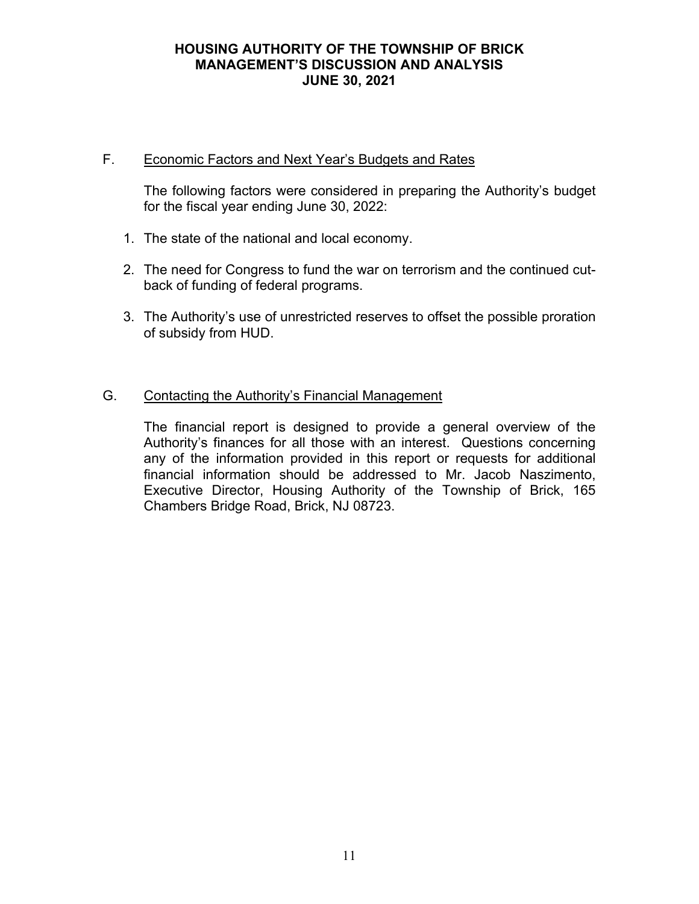## F. Economic Factors and Next Year's Budgets and Rates

The following factors were considered in preparing the Authority's budget for the fiscal year ending June 30, 2022:

1. The state of the national and local economy.
2. The need for Congress to fund the war on terrorism and the continued cut-back of funding of federal programs.
3. The Authority's use of unrestricted reserves to offset the possible proration of subsidy from HUD.

## G. Contacting the Authority's Financial Management

The financial report is designed to provide a general overview of the Authority's finances for all those with an interest. Questions concerning any of the information provided in this report or requests for additional financial information should be addressed to Mr. Jacob Naszimento, Executive Director, Housing Authority of the Township of Brick, 165 Chambers Bridge Road, Brick, NJ 08723.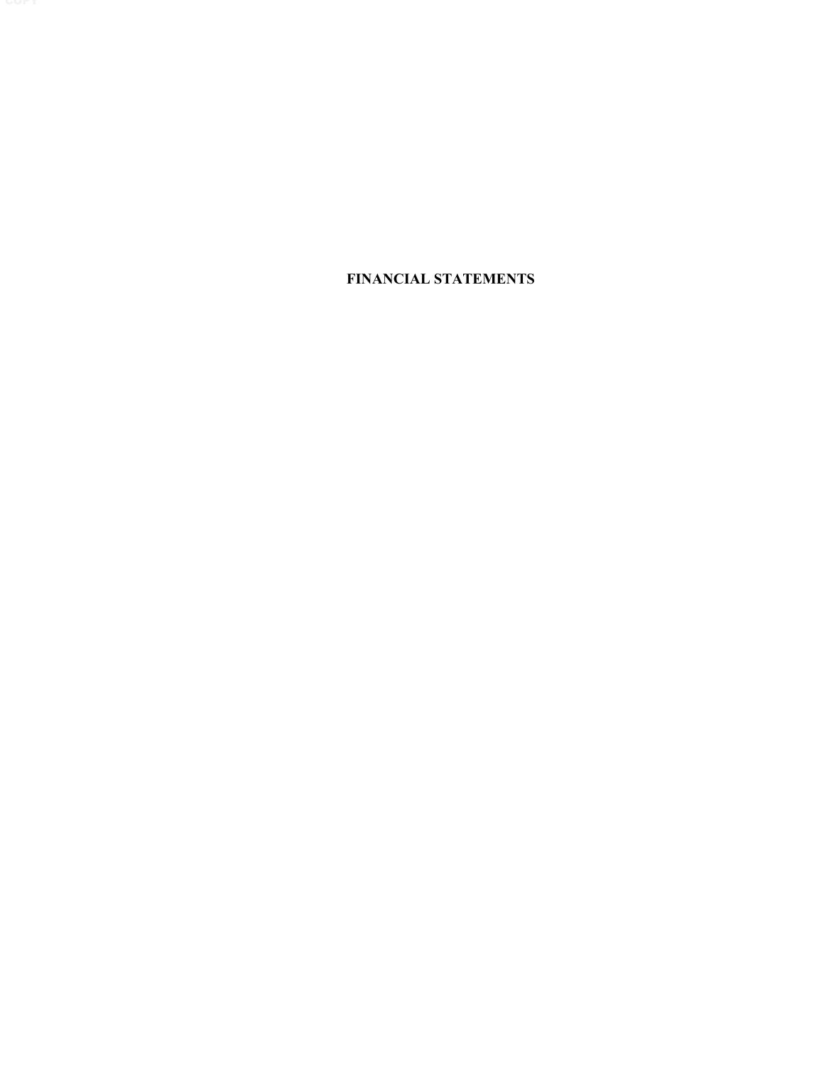# FINANCIAL STATEMENTS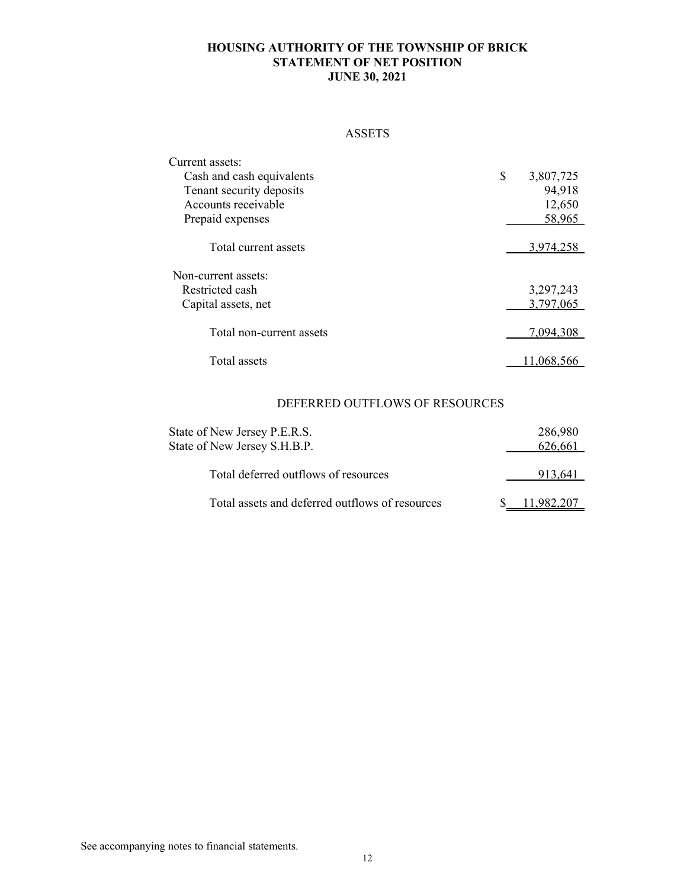# HOUSING AUTHORITY OF THE TOWNSHIP OF BRICK
## STATEMENT OF NET POSITION
## JUNE 30, 2021

### ASSETS

| | |
|---|---|
| Current assets: | |
| Cash and cash equivalents | $ 3,807,725 |
| Tenant security deposits | 94,918 |
| Accounts receivable | 12,650 |
| Prepaid expenses | 58,965 |
| Total current assets | 3,974,258 |
| Non-current assets: | |
| Restricted cash | 3,297,243 |
| Capital assets, net | 3,797,065 |
| Total non-current assets | 7,094,308 |
| Total assets | 11,068,566 |

### DEFERRED OUTFLOWS OF RESOURCES

| | |
|---|---|
| State of New Jersey P.E.R.S. | 286,980 |
| State of New Jersey S.H.B.P. | 626,661 |
| Total deferred outflows of resources | 913,641 |
| Total assets and deferred outflows of resources | $ 11,982,207 |

See accompanying notes to financial statements.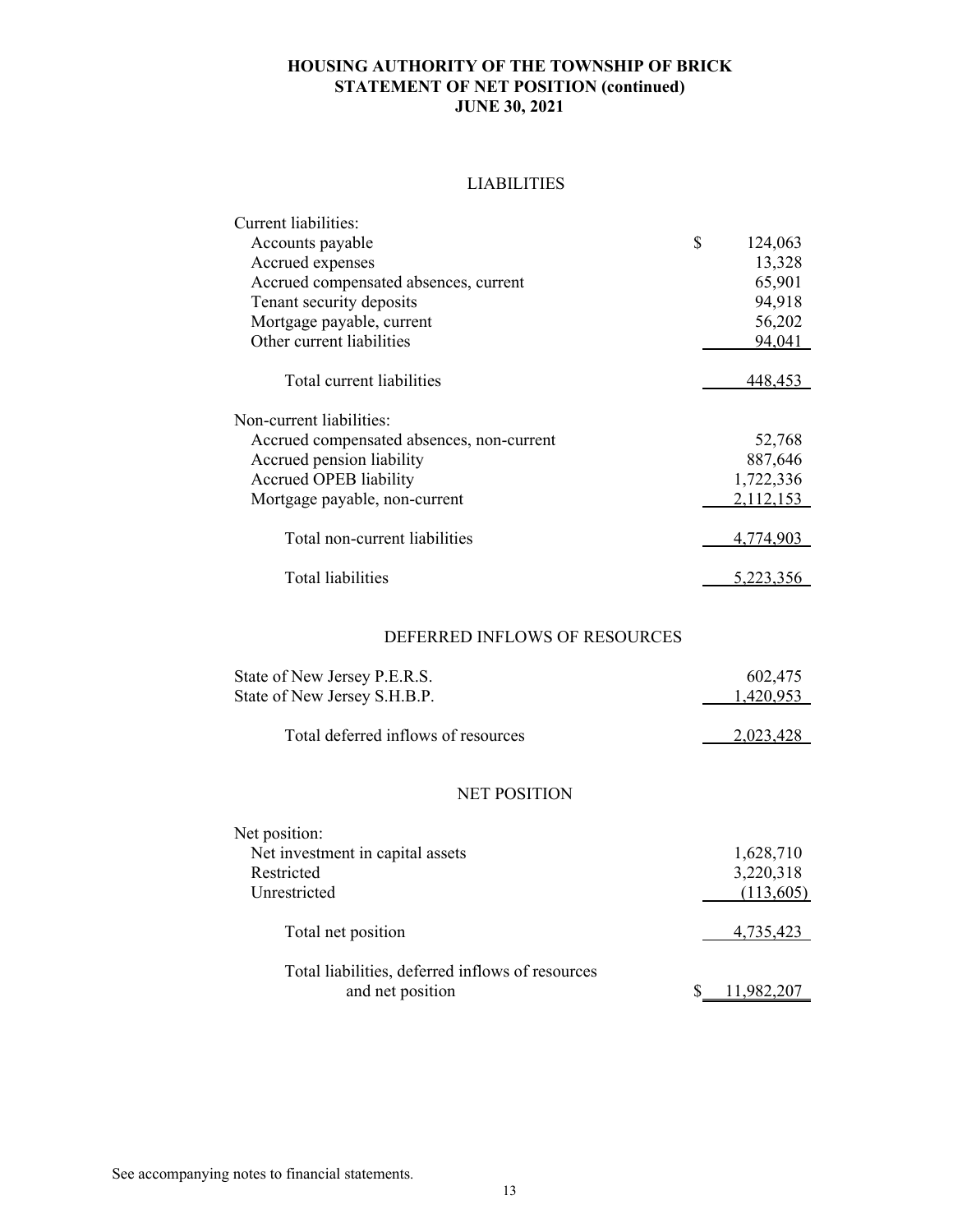# HOUSING AUTHORITY OF THE TOWNSHIP OF BRICK
## STATEMENT OF NET POSITION (continued)
## JUNE 30, 2021

### LIABILITIES

| | |
|---|---:|
| Current liabilities: | |
| Accounts payable | $ 124,063 |
| Accrued expenses | 13,328 |
| Accrued compensated absences, current | 65,901 |
| Tenant security deposits | 94,918 |
| Mortgage payable, current | 56,202 |
| Other current liabilities | 94,041 |
| Total current liabilities | 448,453 |
| Non-current liabilities: | |
| Accrued compensated absences, non-current | 52,768 |
| Accrued pension liability | 887,646 |
| Accrued OPEB liability | 1,722,336 |
| Mortgage payable, non-current | 2,112,153 |
| Total non-current liabilities | 4,774,903 |
| Total liabilities | 5,223,356 |

### DEFERRED INFLOWS OF RESOURCES

| | |
|---|---:|
| State of New Jersey P.E.R.S. | 602,475 |
| State of New Jersey S.H.B.P. | 1,420,953 |
| Total deferred inflows of resources | 2,023,428 |

### NET POSITION

| | |
|---|---:|
| Net position: | |
| Net investment in capital assets | 1,628,710 |
| Restricted | 3,220,318 |
| Unrestricted | (113,605) |
| Total net position | 4,735,423 |
| Total liabilities, deferred inflows of resources and net position | $ 11,982,207 |

See accompanying notes to financial statements.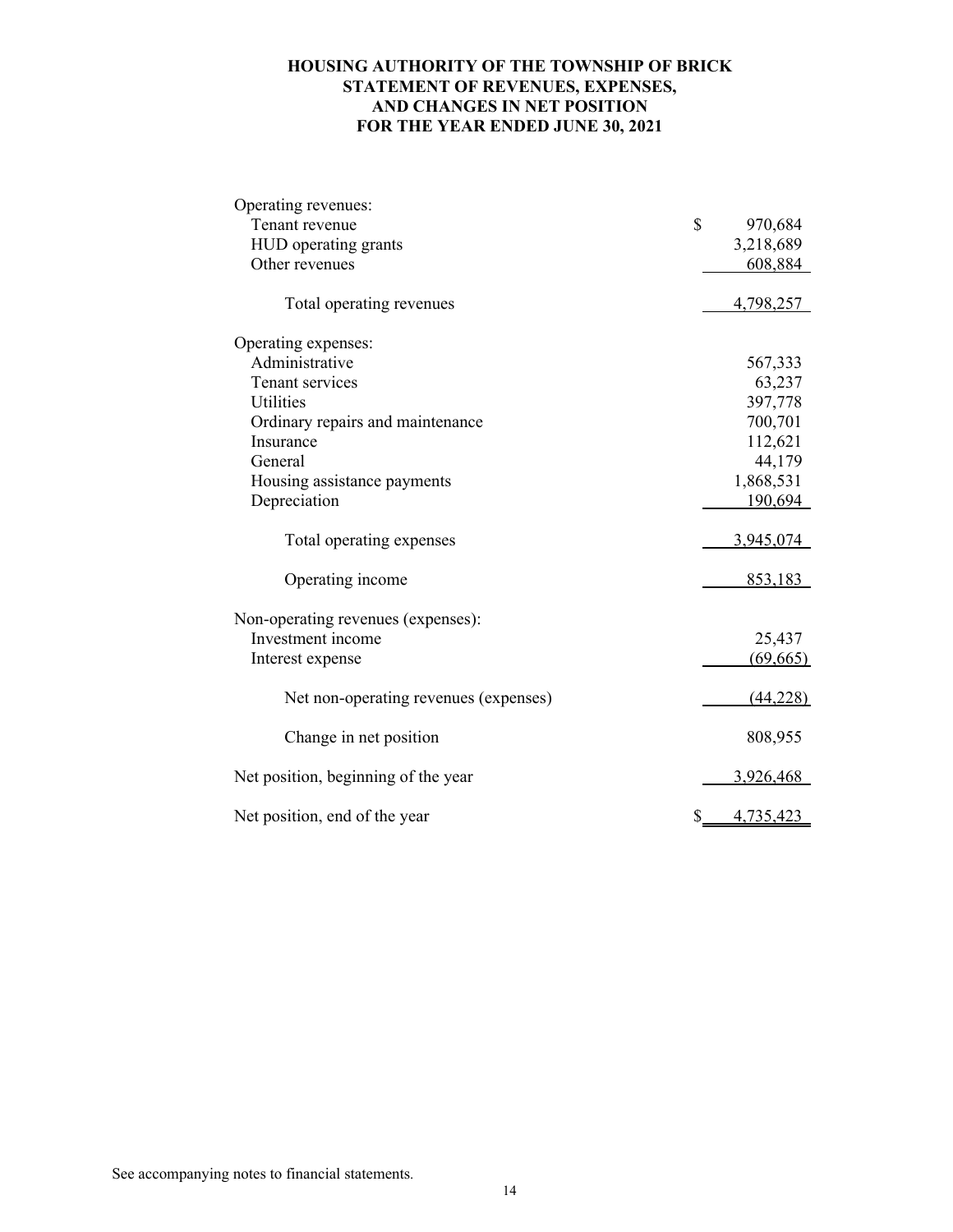# HOUSING AUTHORITY OF THE TOWNSHIP OF BRICK
## STATEMENT OF REVENUES, EXPENSES, AND CHANGES IN NET POSITION
## FOR THE YEAR ENDED JUNE 30, 2021

| | |
|---|---|
| Operating revenues: | |
| Tenant revenue | $ 970,684 |
| HUD operating grants | 3,218,689 |
| Other revenues | 608,884 |
| Total operating revenues | 4,798,257 |
| Operating expenses: | |
| Administrative | 567,333 |
| Tenant services | 63,237 |
| Utilities | 397,778 |
| Ordinary repairs and maintenance | 700,701 |
| Insurance | 112,621 |
| General | 44,179 |
| Housing assistance payments | 1,868,531 |
| Depreciation | 190,694 |
| Total operating expenses | 3,945,074 |
| Operating income | 853,183 |
| Non-operating revenues (expenses): | |
| Investment income | 25,437 |
| Interest expense | (69,665) |
| Net non-operating revenues (expenses) | (44,228) |
| Change in net position | 808,955 |
| Net position, beginning of the year | 3,926,468 |
| Net position, end of the year | $ 4,735,423 |

See accompanying notes to financial statements.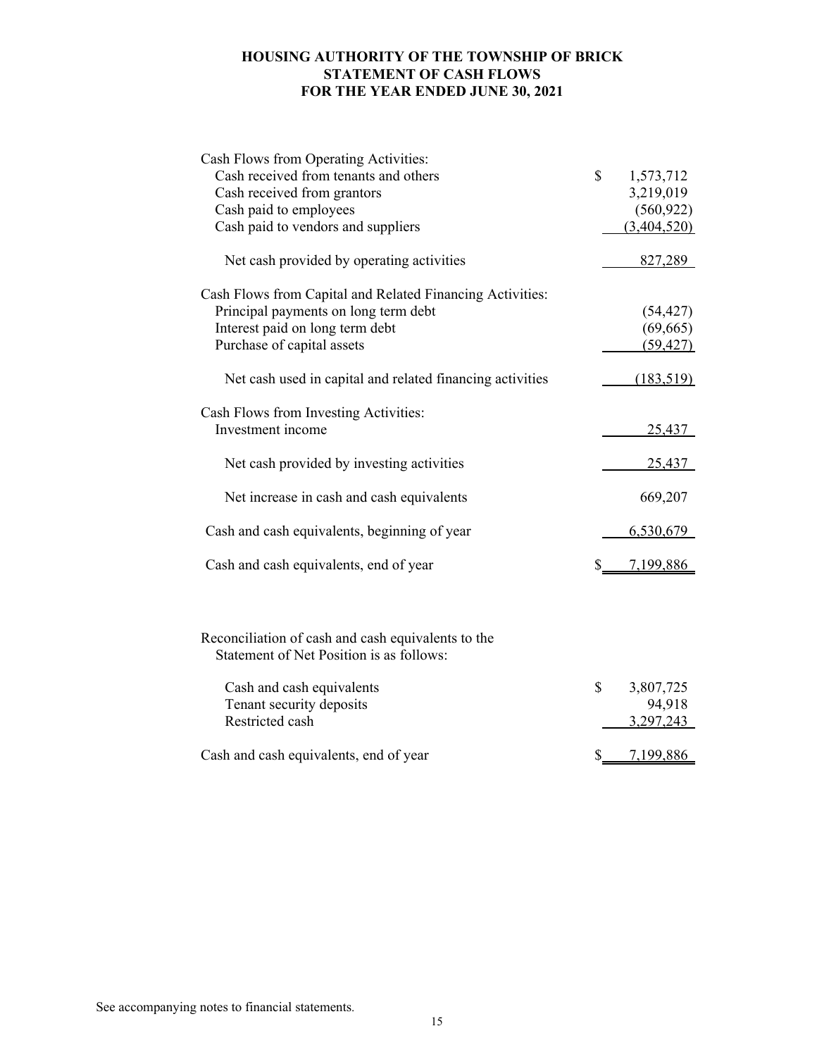# HOUSING AUTHORITY OF THE TOWNSHIP OF BRICK
## STATEMENT OF CASH FLOWS
## FOR THE YEAR ENDED JUNE 30, 2021

| | |
|---|---|
| Cash Flows from Operating Activities: | |
| Cash received from tenants and others | $ 1,573,712 |
| Cash received from grantors | 3,219,019 |
| Cash paid to employees | (560,922) |
| Cash paid to vendors and suppliers | (3,404,520) |
| Net cash provided by operating activities | 827,289 |
| Cash Flows from Capital and Related Financing Activities: | |
| Principal payments on long term debt | (54,427) |
| Interest paid on long term debt | (69,665) |
| Purchase of capital assets | (59,427) |
| Net cash used in capital and related financing activities | (183,519) |
| Cash Flows from Investing Activities: | |
| Investment income | 25,437 |
| Net cash provided by investing activities | 25,437 |
| Net increase in cash and cash equivalents | 669,207 |
| Cash and cash equivalents, beginning of year | 6,530,679 |
| Cash and cash equivalents, end of year | $ 7,199,886 |

Reconciliation of cash and cash equivalents to the Statement of Net Position is as follows:

| | |
|---|---|
| Cash and cash equivalents | $ 3,807,725 |
| Tenant security deposits | 94,918 |
| Restricted cash | 3,297,243 |
| Cash and cash equivalents, end of year | $ 7,199,886 |

See accompanying notes to financial statements.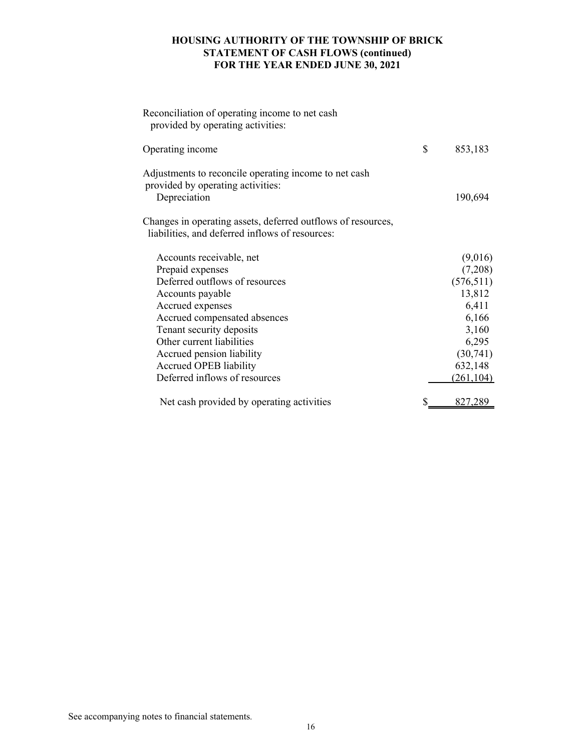# HOUSING AUTHORITY OF THE TOWNSHIP OF BRICK
## STATEMENT OF CASH FLOWS (continued)
## FOR THE YEAR ENDED JUNE 30, 2021

| | |
|---|---|
| Reconciliation of operating income to net cash provided by operating activities: | |
| Operating income | $ 853,183 |
| Adjustments to reconcile operating income to net cash provided by operating activities: | |
| Depreciation | 190,694 |
| Changes in operating assets, deferred outflows of resources, liabilities, and deferred inflows of resources: | |
| Accounts receivable, net | (9,016) |
| Prepaid expenses | (7,208) |
| Deferred outflows of resources | (576,511) |
| Accounts payable | 13,812 |
| Accrued expenses | 6,411 |
| Accrued compensated absences | 6,166 |
| Tenant security deposits | 3,160 |
| Other current liabilities | 6,295 |
| Accrued pension liability | (30,741) |
| Accrued OPEB liability | 632,148 |
| Deferred inflows of resources | (261,104) |
| Net cash provided by operating activities | $ 827,289 |

See accompanying notes to financial statements.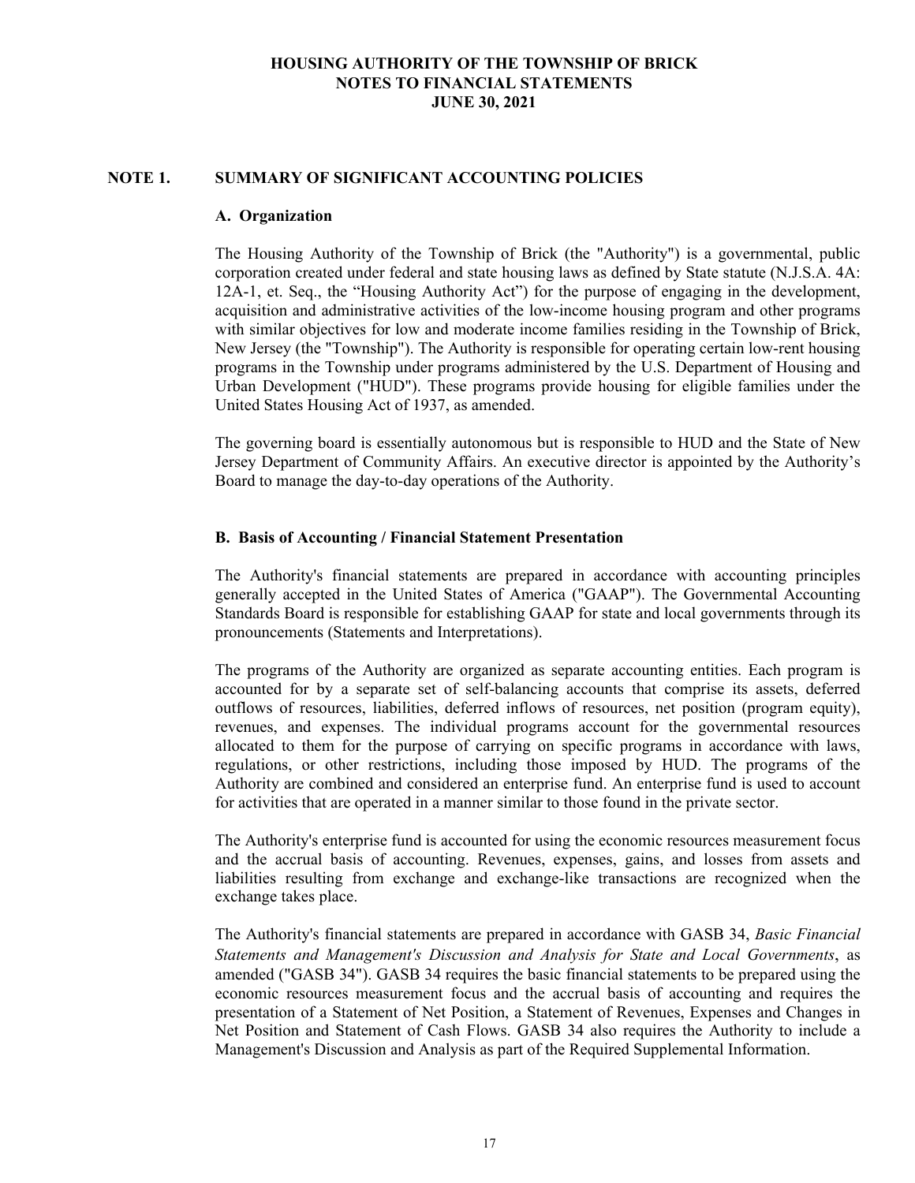# HOUSING AUTHORITY OF THE TOWNSHIP OF BRICK
# NOTES TO FINANCIAL STATEMENTS
# JUNE 30, 2021

## NOTE 1. SUMMARY OF SIGNIFICANT ACCOUNTING POLICIES

### A. Organization

The Housing Authority of the Township of Brick (the "Authority") is a governmental, public corporation created under federal and state housing laws as defined by State statute (N.J.S.A. 4A: 12A-1, et. Seq., the "Housing Authority Act") for the purpose of engaging in the development, acquisition and administrative activities of the low-income housing program and other programs with similar objectives for low and moderate income families residing in the Township of Brick, New Jersey (the "Township"). The Authority is responsible for operating certain low-rent housing programs in the Township under programs administered by the U.S. Department of Housing and Urban Development ("HUD"). These programs provide housing for eligible families under the United States Housing Act of 1937, as amended.

The governing board is essentially autonomous but is responsible to HUD and the State of New Jersey Department of Community Affairs. An executive director is appointed by the Authority's Board to manage the day-to-day operations of the Authority.

### B. Basis of Accounting / Financial Statement Presentation

The Authority's financial statements are prepared in accordance with accounting principles generally accepted in the United States of America ("GAAP"). The Governmental Accounting Standards Board is responsible for establishing GAAP for state and local governments through its pronouncements (Statements and Interpretations).

The programs of the Authority are organized as separate accounting entities. Each program is accounted for by a separate set of self-balancing accounts that comprise its assets, deferred outflows of resources, liabilities, deferred inflows of resources, net position (program equity), revenues, and expenses. The individual programs account for the governmental resources allocated to them for the purpose of carrying on specific programs in accordance with laws, regulations, or other restrictions, including those imposed by HUD. The programs of the Authority are combined and considered an enterprise fund. An enterprise fund is used to account for activities that are operated in a manner similar to those found in the private sector.

The Authority's enterprise fund is accounted for using the economic resources measurement focus and the accrual basis of accounting. Revenues, expenses, gains, and losses from assets and liabilities resulting from exchange and exchange-like transactions are recognized when the exchange takes place.

The Authority's financial statements are prepared in accordance with GASB 34, *Basic Financial Statements and Management's Discussion and Analysis for State and Local Governments*, as amended ("GASB 34"). GASB 34 requires the basic financial statements to be prepared using the economic resources measurement focus and the accrual basis of accounting and requires the presentation of a Statement of Net Position, a Statement of Revenues, Expenses and Changes in Net Position and Statement of Cash Flows. GASB 34 also requires the Authority to include a Management's Discussion and Analysis as part of the Required Supplemental Information.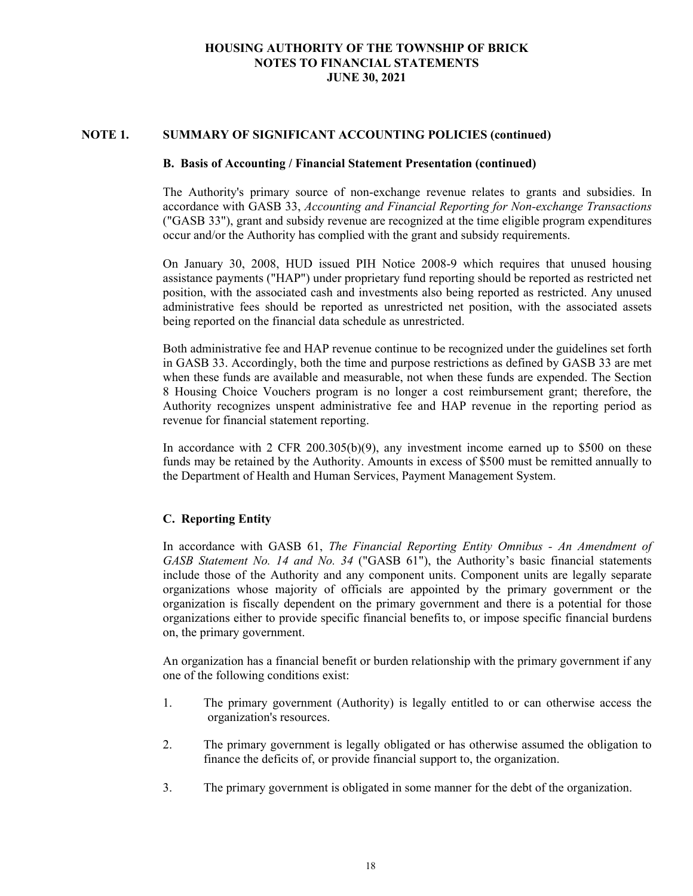## NOTE 1. SUMMARY OF SIGNIFICANT ACCOUNTING POLICIES (continued)

### B. Basis of Accounting / Financial Statement Presentation (continued)

The Authority's primary source of non-exchange revenue relates to grants and subsidies. In accordance with GASB 33, *Accounting and Financial Reporting for Non-exchange Transactions* ("GASB 33"), grant and subsidy revenue are recognized at the time eligible program expenditures occur and/or the Authority has complied with the grant and subsidy requirements.

On January 30, 2008, HUD issued PIH Notice 2008-9 which requires that unused housing assistance payments ("HAP") under proprietary fund reporting should be reported as restricted net position, with the associated cash and investments also being reported as restricted. Any unused administrative fees should be reported as unrestricted net position, with the associated assets being reported on the financial data schedule as unrestricted.

Both administrative fee and HAP revenue continue to be recognized under the guidelines set forth in GASB 33. Accordingly, both the time and purpose restrictions as defined by GASB 33 are met when these funds are available and measurable, not when these funds are expended. The Section 8 Housing Choice Vouchers program is no longer a cost reimbursement grant; therefore, the Authority recognizes unspent administrative fee and HAP revenue in the reporting period as revenue for financial statement reporting.

In accordance with 2 CFR 200.305(b)(9), any investment income earned up to $500 on these funds may be retained by the Authority. Amounts in excess of $500 must be remitted annually to the Department of Health and Human Services, Payment Management System.

### C. Reporting Entity

In accordance with GASB 61, *The Financial Reporting Entity Omnibus - An Amendment of GASB Statement No. 14 and No. 34* ("GASB 61"), the Authority's basic financial statements include those of the Authority and any component units. Component units are legally separate organizations whose majority of officials are appointed by the primary government or the organization is fiscally dependent on the primary government and there is a potential for those organizations either to provide specific financial benefits to, or impose specific financial burdens on, the primary government.

An organization has a financial benefit or burden relationship with the primary government if any one of the following conditions exist:

1. The primary government (Authority) is legally entitled to or can otherwise access the organization's resources.
2. The primary government is legally obligated or has otherwise assumed the obligation to finance the deficits of, or provide financial support to, the organization.
3. The primary government is obligated in some manner for the debt of the organization.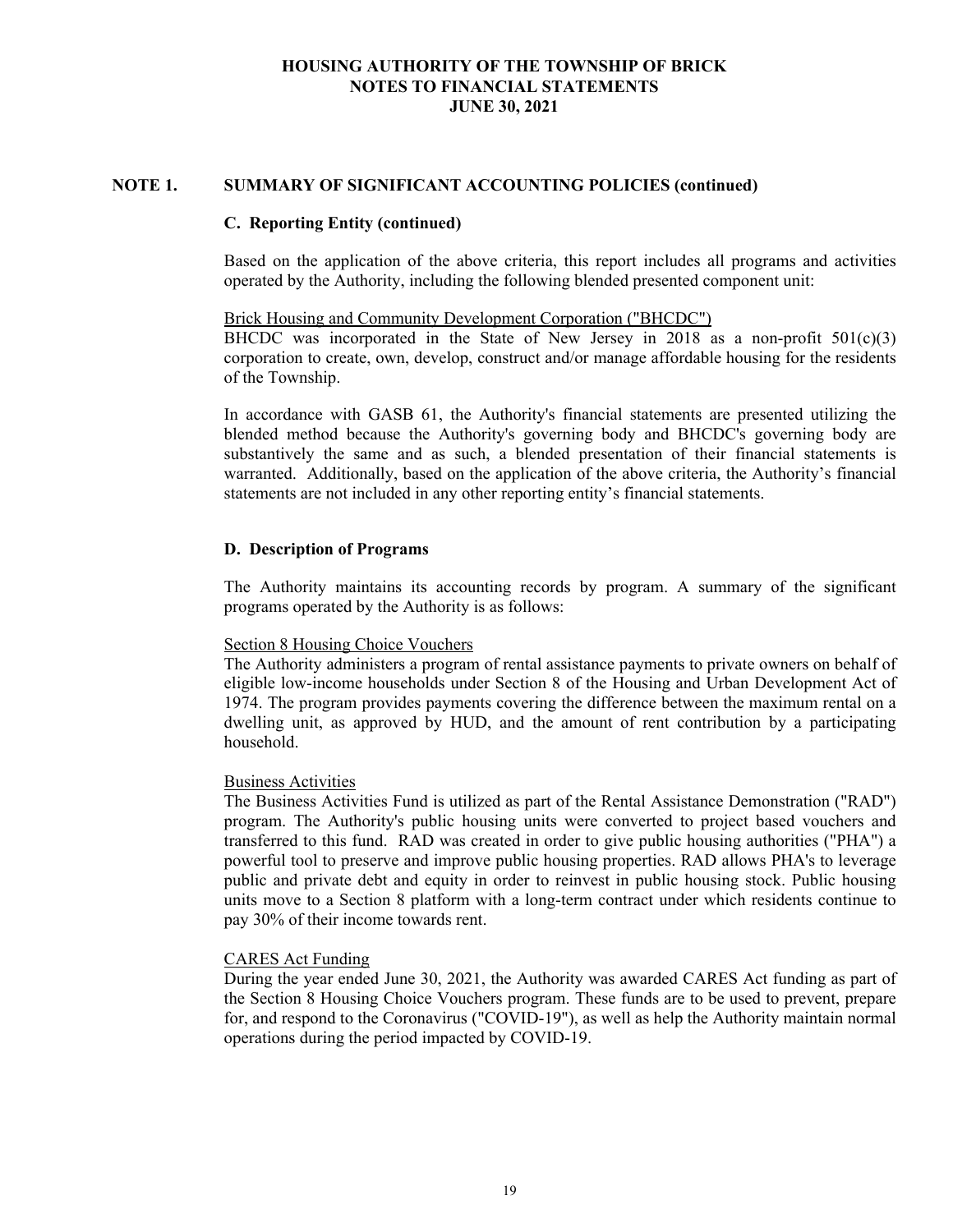## NOTE 1. SUMMARY OF SIGNIFICANT ACCOUNTING POLICIES (continued)

### C. Reporting Entity (continued)

Based on the application of the above criteria, this report includes all programs and activities operated by the Authority, including the following blended presented component unit:

Brick Housing and Community Development Corporation ("BHCDC")
BHCDC was incorporated in the State of New Jersey in 2018 as a non-profit 501(c)(3) corporation to create, own, develop, construct and/or manage affordable housing for the residents of the Township.

In accordance with GASB 61, the Authority's financial statements are presented utilizing the blended method because the Authority's governing body and BHCDC's governing body are substantively the same and as such, a blended presentation of their financial statements is warranted. Additionally, based on the application of the above criteria, the Authority's financial statements are not included in any other reporting entity's financial statements.

### D. Description of Programs

The Authority maintains its accounting records by program. A summary of the significant programs operated by the Authority is as follows:

Section 8 Housing Choice Vouchers
The Authority administers a program of rental assistance payments to private owners on behalf of eligible low-income households under Section 8 of the Housing and Urban Development Act of 1974. The program provides payments covering the difference between the maximum rental on a dwelling unit, as approved by HUD, and the amount of rent contribution by a participating household.

Business Activities
The Business Activities Fund is utilized as part of the Rental Assistance Demonstration ("RAD") program. The Authority's public housing units were converted to project based vouchers and transferred to this fund. RAD was created in order to give public housing authorities ("PHA") a powerful tool to preserve and improve public housing properties. RAD allows PHA's to leverage public and private debt and equity in order to reinvest in public housing stock. Public housing units move to a Section 8 platform with a long-term contract under which residents continue to pay 30% of their income towards rent.

CARES Act Funding
During the year ended June 30, 2021, the Authority was awarded CARES Act funding as part of the Section 8 Housing Choice Vouchers program. These funds are to be used to prevent, prepare for, and respond to the Coronavirus ("COVID-19"), as well as help the Authority maintain normal operations during the period impacted by COVID-19.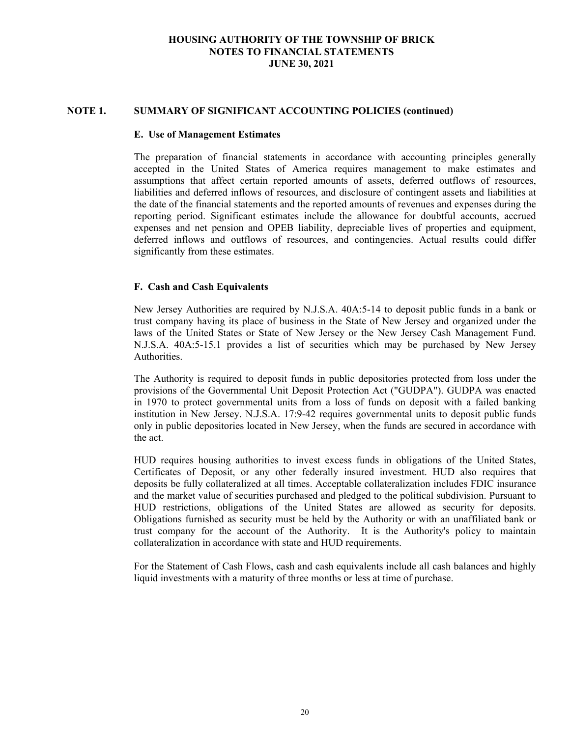## NOTE 1. SUMMARY OF SIGNIFICANT ACCOUNTING POLICIES (continued)

### E. Use of Management Estimates

The preparation of financial statements in accordance with accounting principles generally accepted in the United States of America requires management to make estimates and assumptions that affect certain reported amounts of assets, deferred outflows of resources, liabilities and deferred inflows of resources, and disclosure of contingent assets and liabilities at the date of the financial statements and the reported amounts of revenues and expenses during the reporting period. Significant estimates include the allowance for doubtful accounts, accrued expenses and net pension and OPEB liability, depreciable lives of properties and equipment, deferred inflows and outflows of resources, and contingencies. Actual results could differ significantly from these estimates.

### F. Cash and Cash Equivalents

New Jersey Authorities are required by N.J.S.A. 40A:5-14 to deposit public funds in a bank or trust company having its place of business in the State of New Jersey and organized under the laws of the United States or State of New Jersey or the New Jersey Cash Management Fund. N.J.S.A. 40A:5-15.1 provides a list of securities which may be purchased by New Jersey Authorities.

The Authority is required to deposit funds in public depositories protected from loss under the provisions of the Governmental Unit Deposit Protection Act ("GUDPA"). GUDPA was enacted in 1970 to protect governmental units from a loss of funds on deposit with a failed banking institution in New Jersey. N.J.S.A. 17:9-42 requires governmental units to deposit public funds only in public depositories located in New Jersey, when the funds are secured in accordance with the act.

HUD requires housing authorities to invest excess funds in obligations of the United States, Certificates of Deposit, or any other federally insured investment. HUD also requires that deposits be fully collateralized at all times. Acceptable collateralization includes FDIC insurance and the market value of securities purchased and pledged to the political subdivision. Pursuant to HUD restrictions, obligations of the United States are allowed as security for deposits. Obligations furnished as security must be held by the Authority or with an unaffiliated bank or trust company for the account of the Authority. It is the Authority's policy to maintain collateralization in accordance with state and HUD requirements.

For the Statement of Cash Flows, cash and cash equivalents include all cash balances and highly liquid investments with a maturity of three months or less at time of purchase.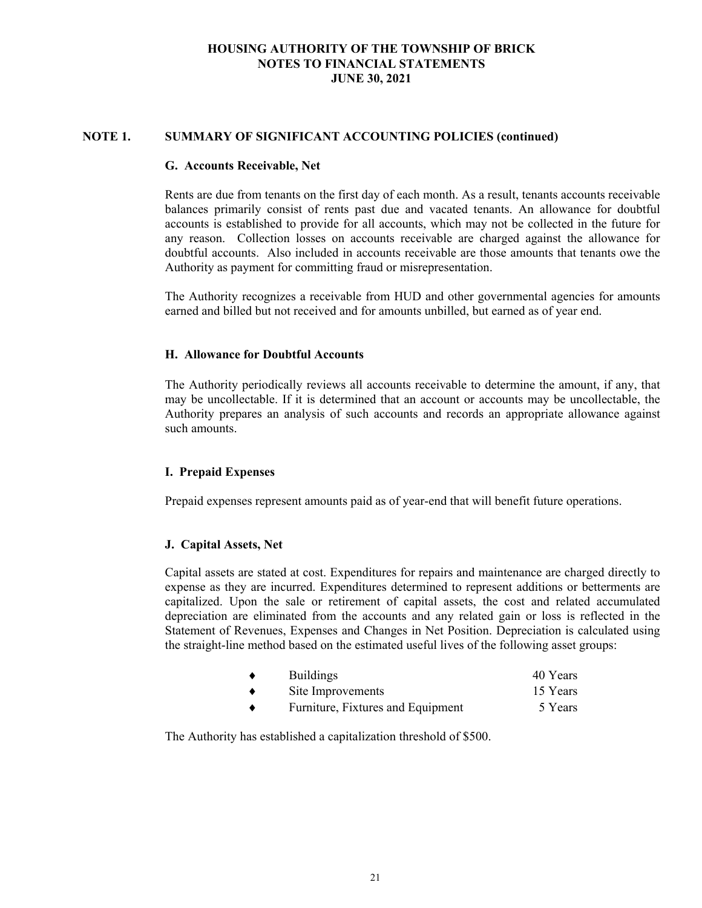## NOTE 1. SUMMARY OF SIGNIFICANT ACCOUNTING POLICIES (continued)

### G. Accounts Receivable, Net

Rents are due from tenants on the first day of each month. As a result, tenants accounts receivable balances primarily consist of rents past due and vacated tenants. An allowance for doubtful accounts is established to provide for all accounts, which may not be collected in the future for any reason. Collection losses on accounts receivable are charged against the allowance for doubtful accounts. Also included in accounts receivable are those amounts that tenants owe the Authority as payment for committing fraud or misrepresentation.

The Authority recognizes a receivable from HUD and other governmental agencies for amounts earned and billed but not received and for amounts unbilled, but earned as of year end.

### H. Allowance for Doubtful Accounts

The Authority periodically reviews all accounts receivable to determine the amount, if any, that may be uncollectable. If it is determined that an account or accounts may be uncollectable, the Authority prepares an analysis of such accounts and records an appropriate allowance against such amounts.

### I. Prepaid Expenses

Prepaid expenses represent amounts paid as of year-end that will benefit future operations.

### J. Capital Assets, Net

Capital assets are stated at cost. Expenditures for repairs and maintenance are charged directly to expense as they are incurred. Expenditures determined to represent additions or betterments are capitalized. Upon the sale or retirement of capital assets, the cost and related accumulated depreciation are eliminated from the accounts and any related gain or loss is reflected in the Statement of Revenues, Expenses and Changes in Net Position. Depreciation is calculated using the straight-line method based on the estimated useful lives of the following asset groups:

- Buildings — 40 Years
- Site Improvements — 15 Years
- Furniture, Fixtures and Equipment — 5 Years

The Authority has established a capitalization threshold of $500.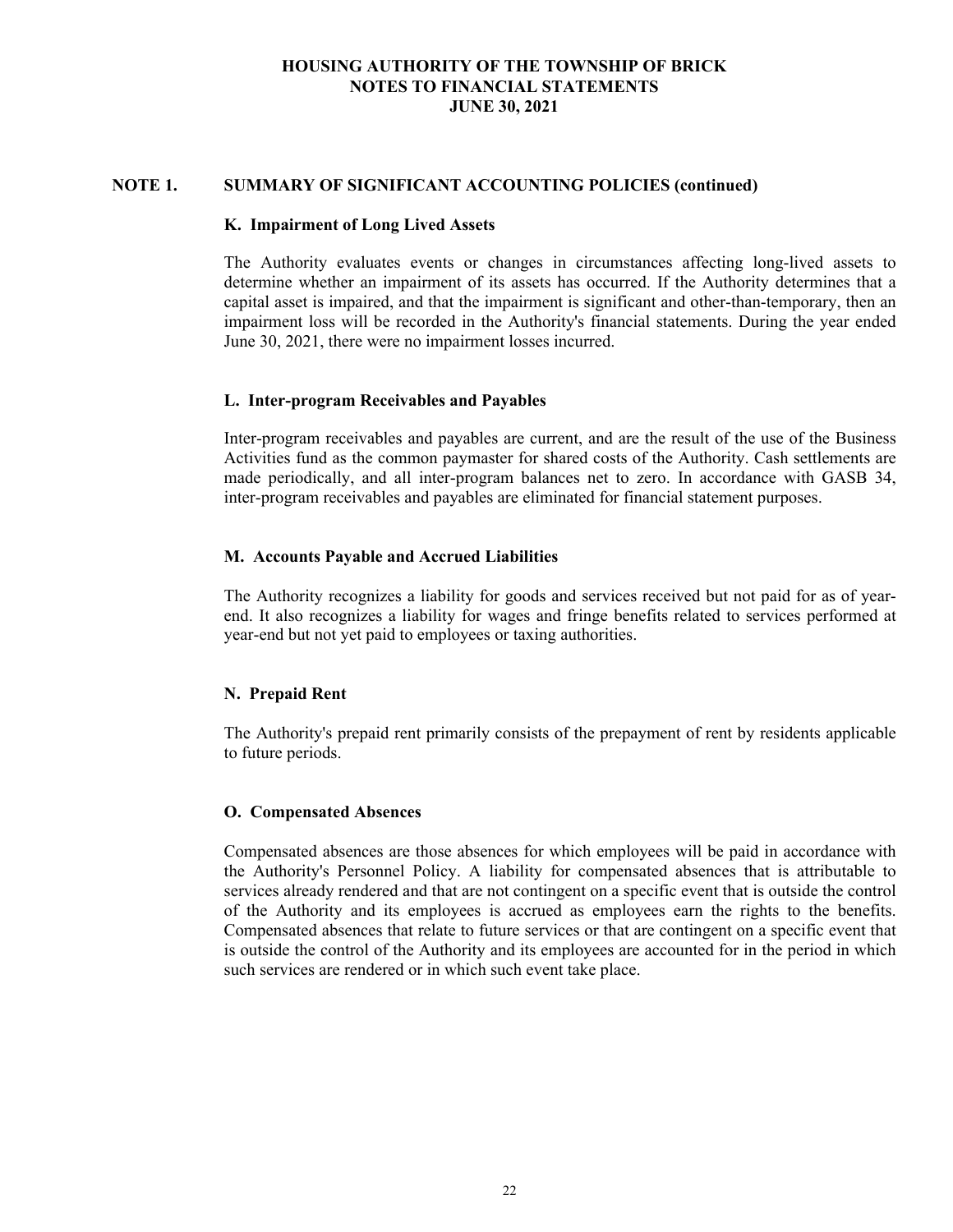## NOTE 1. SUMMARY OF SIGNIFICANT ACCOUNTING POLICIES (continued)

### K. Impairment of Long Lived Assets

The Authority evaluates events or changes in circumstances affecting long-lived assets to determine whether an impairment of its assets has occurred. If the Authority determines that a capital asset is impaired, and that the impairment is significant and other-than-temporary, then an impairment loss will be recorded in the Authority's financial statements. During the year ended June 30, 2021, there were no impairment losses incurred.

### L. Inter-program Receivables and Payables

Inter-program receivables and payables are current, and are the result of the use of the Business Activities fund as the common paymaster for shared costs of the Authority. Cash settlements are made periodically, and all inter-program balances net to zero. In accordance with GASB 34, inter-program receivables and payables are eliminated for financial statement purposes.

### M. Accounts Payable and Accrued Liabilities

The Authority recognizes a liability for goods and services received but not paid for as of year-end. It also recognizes a liability for wages and fringe benefits related to services performed at year-end but not yet paid to employees or taxing authorities.

### N. Prepaid Rent

The Authority's prepaid rent primarily consists of the prepayment of rent by residents applicable to future periods.

### O. Compensated Absences

Compensated absences are those absences for which employees will be paid in accordance with the Authority's Personnel Policy. A liability for compensated absences that is attributable to services already rendered and that are not contingent on a specific event that is outside the control of the Authority and its employees is accrued as employees earn the rights to the benefits. Compensated absences that relate to future services or that are contingent on a specific event that is outside the control of the Authority and its employees are accounted for in the period in which such services are rendered or in which such event take place.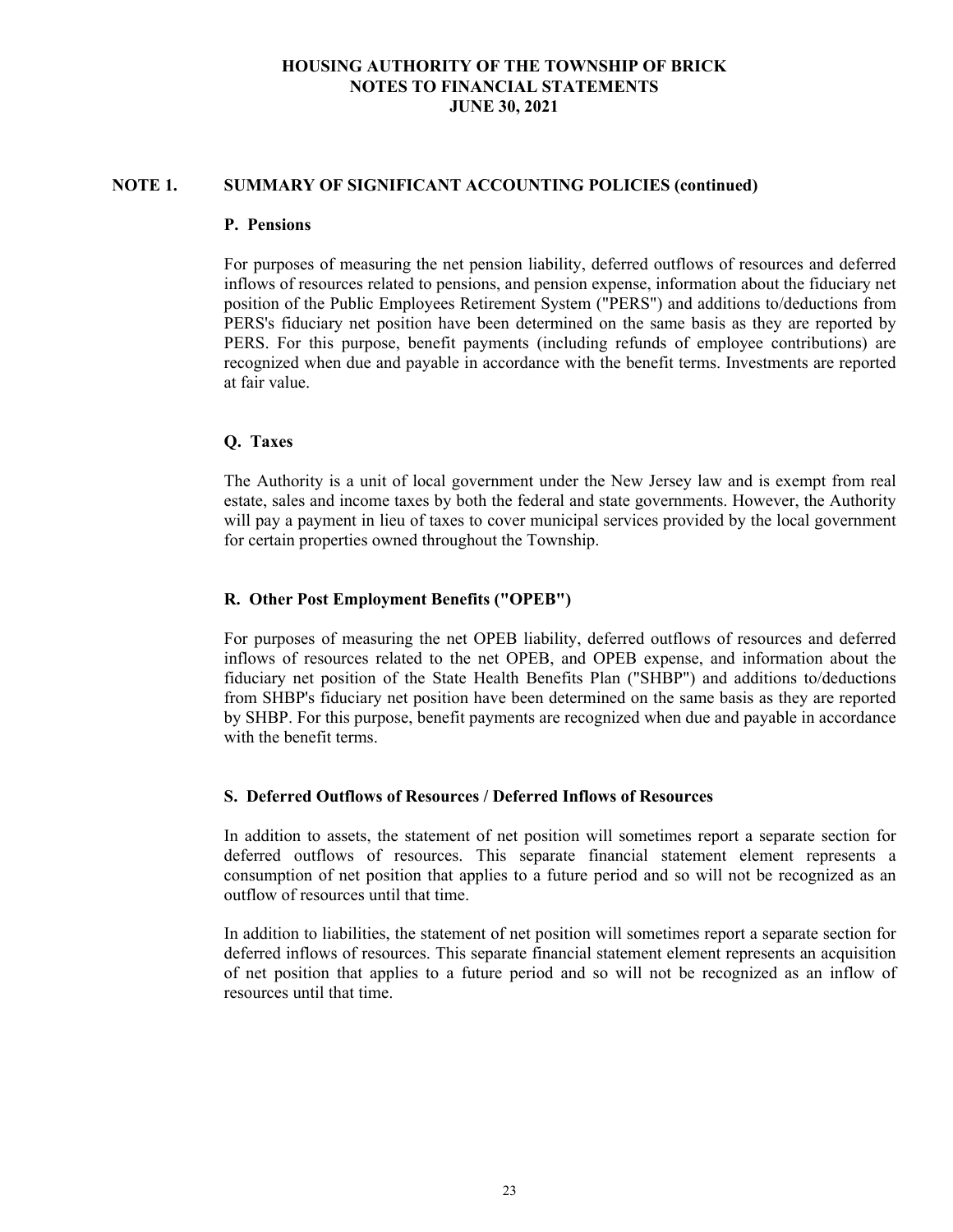## NOTE 1. SUMMARY OF SIGNIFICANT ACCOUNTING POLICIES (continued)

### P. Pensions

For purposes of measuring the net pension liability, deferred outflows of resources and deferred inflows of resources related to pensions, and pension expense, information about the fiduciary net position of the Public Employees Retirement System ("PERS") and additions to/deductions from PERS's fiduciary net position have been determined on the same basis as they are reported by PERS. For this purpose, benefit payments (including refunds of employee contributions) are recognized when due and payable in accordance with the benefit terms. Investments are reported at fair value.

### Q. Taxes

The Authority is a unit of local government under the New Jersey law and is exempt from real estate, sales and income taxes by both the federal and state governments. However, the Authority will pay a payment in lieu of taxes to cover municipal services provided by the local government for certain properties owned throughout the Township.

### R. Other Post Employment Benefits ("OPEB")

For purposes of measuring the net OPEB liability, deferred outflows of resources and deferred inflows of resources related to the net OPEB, and OPEB expense, and information about the fiduciary net position of the State Health Benefits Plan ("SHBP") and additions to/deductions from SHBP's fiduciary net position have been determined on the same basis as they are reported by SHBP. For this purpose, benefit payments are recognized when due and payable in accordance with the benefit terms.

### S. Deferred Outflows of Resources / Deferred Inflows of Resources

In addition to assets, the statement of net position will sometimes report a separate section for deferred outflows of resources. This separate financial statement element represents a consumption of net position that applies to a future period and so will not be recognized as an outflow of resources until that time.

In addition to liabilities, the statement of net position will sometimes report a separate section for deferred inflows of resources. This separate financial statement element represents an acquisition of net position that applies to a future period and so will not be recognized as an inflow of resources until that time.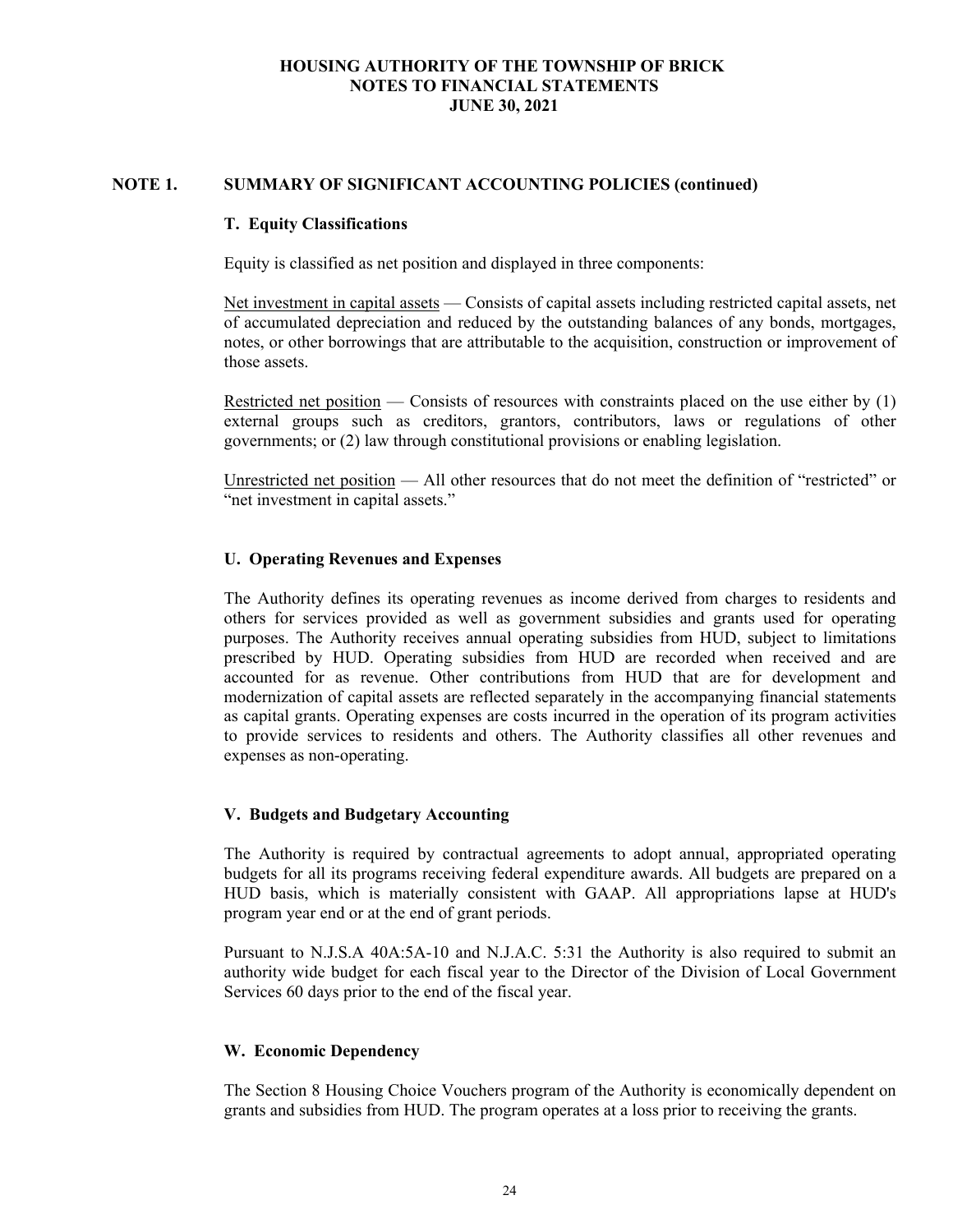## NOTE 1. SUMMARY OF SIGNIFICANT ACCOUNTING POLICIES (continued)

### T. Equity Classifications

Equity is classified as net position and displayed in three components:

Net investment in capital assets — Consists of capital assets including restricted capital assets, net of accumulated depreciation and reduced by the outstanding balances of any bonds, mortgages, notes, or other borrowings that are attributable to the acquisition, construction or improvement of those assets.

Restricted net position — Consists of resources with constraints placed on the use either by (1) external groups such as creditors, grantors, contributors, laws or regulations of other governments; or (2) law through constitutional provisions or enabling legislation.

Unrestricted net position — All other resources that do not meet the definition of "restricted" or "net investment in capital assets."

### U. Operating Revenues and Expenses

The Authority defines its operating revenues as income derived from charges to residents and others for services provided as well as government subsidies and grants used for operating purposes. The Authority receives annual operating subsidies from HUD, subject to limitations prescribed by HUD. Operating subsidies from HUD are recorded when received and are accounted for as revenue. Other contributions from HUD that are for development and modernization of capital assets are reflected separately in the accompanying financial statements as capital grants. Operating expenses are costs incurred in the operation of its program activities to provide services to residents and others. The Authority classifies all other revenues and expenses as non-operating.

### V. Budgets and Budgetary Accounting

The Authority is required by contractual agreements to adopt annual, appropriated operating budgets for all its programs receiving federal expenditure awards. All budgets are prepared on a HUD basis, which is materially consistent with GAAP. All appropriations lapse at HUD's program year end or at the end of grant periods.

Pursuant to N.J.S.A 40A:5A-10 and N.J.A.C. 5:31 the Authority is also required to submit an authority wide budget for each fiscal year to the Director of the Division of Local Government Services 60 days prior to the end of the fiscal year.

### W. Economic Dependency

The Section 8 Housing Choice Vouchers program of the Authority is economically dependent on grants and subsidies from HUD. The program operates at a loss prior to receiving the grants.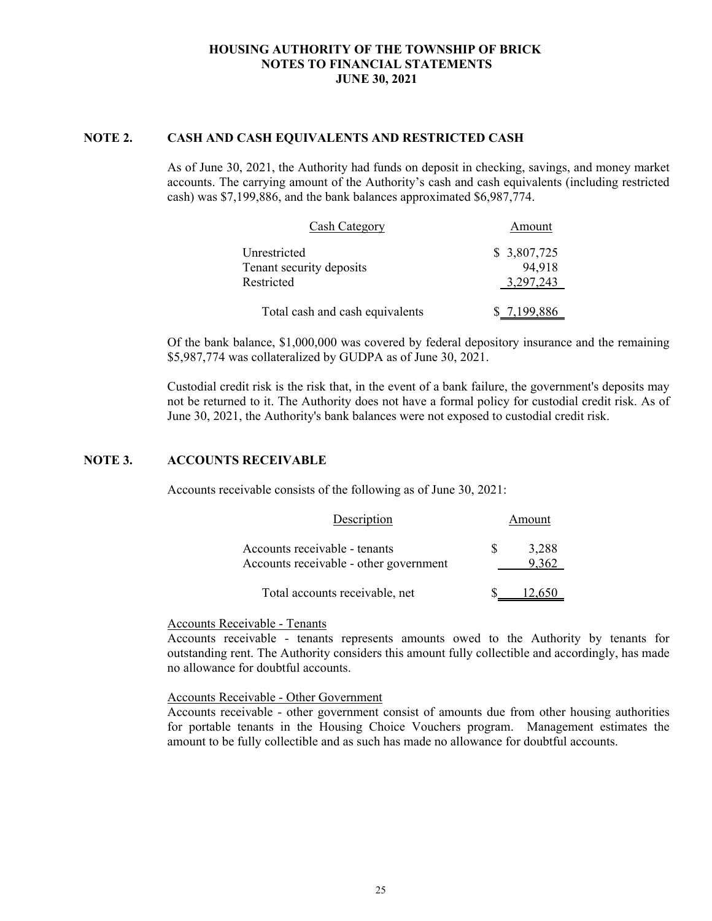## NOTE 2. CASH AND CASH EQUIVALENTS AND RESTRICTED CASH

As of June 30, 2021, the Authority had funds on deposit in checking, savings, and money market accounts. The carrying amount of the Authority's cash and cash equivalents (including restricted cash) was $7,199,886, and the bank balances approximated $6,987,774.

| Cash Category | Amount |
|---|---|
| Unrestricted | $ 3,807,725 |
| Tenant security deposits | 94,918 |
| Restricted | 3,297,243 |
| Total cash and cash equivalents | $ 7,199,886 |

Of the bank balance, $1,000,000 was covered by federal depository insurance and the remaining $5,987,774 was collateralized by GUDPA as of June 30, 2021.

Custodial credit risk is the risk that, in the event of a bank failure, the government's deposits may not be returned to it. The Authority does not have a formal policy for custodial credit risk. As of June 30, 2021, the Authority's bank balances were not exposed to custodial credit risk.

## NOTE 3. ACCOUNTS RECEIVABLE

Accounts receivable consists of the following as of June 30, 2021:

| Description | Amount |
|---|---|
| Accounts receivable - tenants | $ 3,288 |
| Accounts receivable - other government | 9,362 |
| Total accounts receivable, net | $ 12,650 |

Accounts Receivable - Tenants

Accounts receivable - tenants represents amounts owed to the Authority by tenants for outstanding rent. The Authority considers this amount fully collectible and accordingly, has made no allowance for doubtful accounts.

Accounts Receivable - Other Government

Accounts receivable - other government consist of amounts due from other housing authorities for portable tenants in the Housing Choice Vouchers program. Management estimates the amount to be fully collectible and as such has made no allowance for doubtful accounts.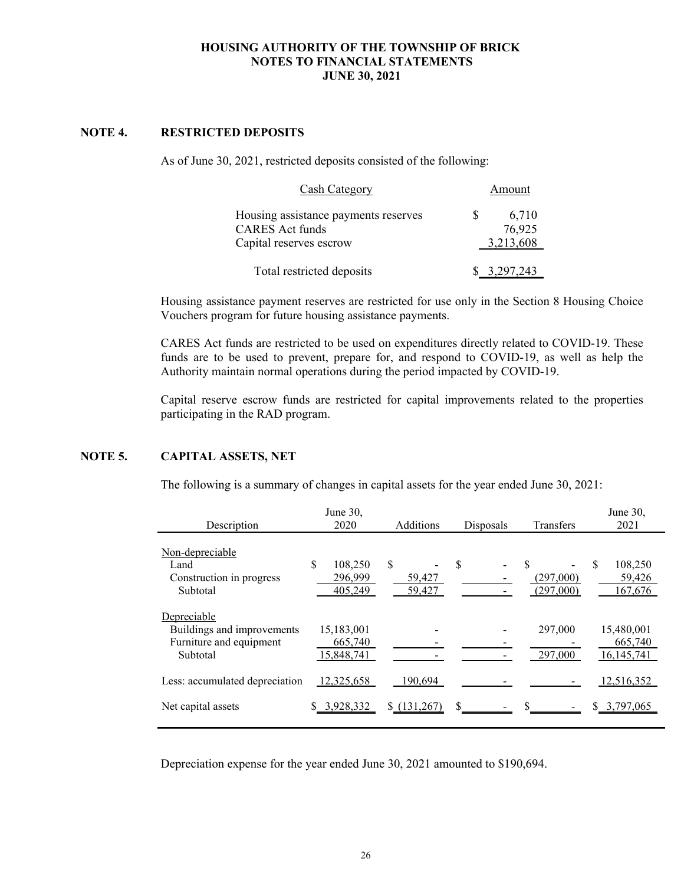**HOUSING AUTHORITY OF THE TOWNSHIP OF BRICK**
**NOTES TO FINANCIAL STATEMENTS**
**JUNE 30, 2021**

## NOTE 4. RESTRICTED DEPOSITS

As of June 30, 2021, restricted deposits consisted of the following:

| Cash Category | Amount |
|---|---|
| Housing assistance payments reserves | $ 6,710 |
| CARES Act funds | 76,925 |
| Capital reserves escrow | 3,213,608 |
| Total restricted deposits | $ 3,297,243 |

Housing assistance payment reserves are restricted for use only in the Section 8 Housing Choice Vouchers program for future housing assistance payments.

CARES Act funds are restricted to be used on expenditures directly related to COVID-19. These funds are to be used to prevent, prepare for, and respond to COVID-19, as well as help the Authority maintain normal operations during the period impacted by COVID-19.

Capital reserve escrow funds are restricted for capital improvements related to the properties participating in the RAD program.

## NOTE 5. CAPITAL ASSETS, NET

The following is a summary of changes in capital assets for the year ended June 30, 2021:

| Description | June 30, 2020 | Additions | Disposals | Transfers | June 30, 2021 |
|---|---|---|---|---|---|
| Non-depreciable | | | | | |
| Land | $ 108,250 | $ - | $ - | $ - | $ 108,250 |
| Construction in progress | 296,999 | 59,427 | - | (297,000) | 59,426 |
| Subtotal | 405,249 | 59,427 | - | (297,000) | 167,676 |
| Depreciable | | | | | |
| Buildings and improvements | 15,183,001 | - | - | 297,000 | 15,480,001 |
| Furniture and equipment | 665,740 | - | - | - | 665,740 |
| Subtotal | 15,848,741 | - | - | 297,000 | 16,145,741 |
| Less: accumulated depreciation | 12,325,658 | 190,694 | - | - | 12,516,352 |
| Net capital assets | $ 3,928,332 | $ (131,267) | $ - | $ - | $ 3,797,065 |

Depreciation expense for the year ended June 30, 2021 amounted to $190,694.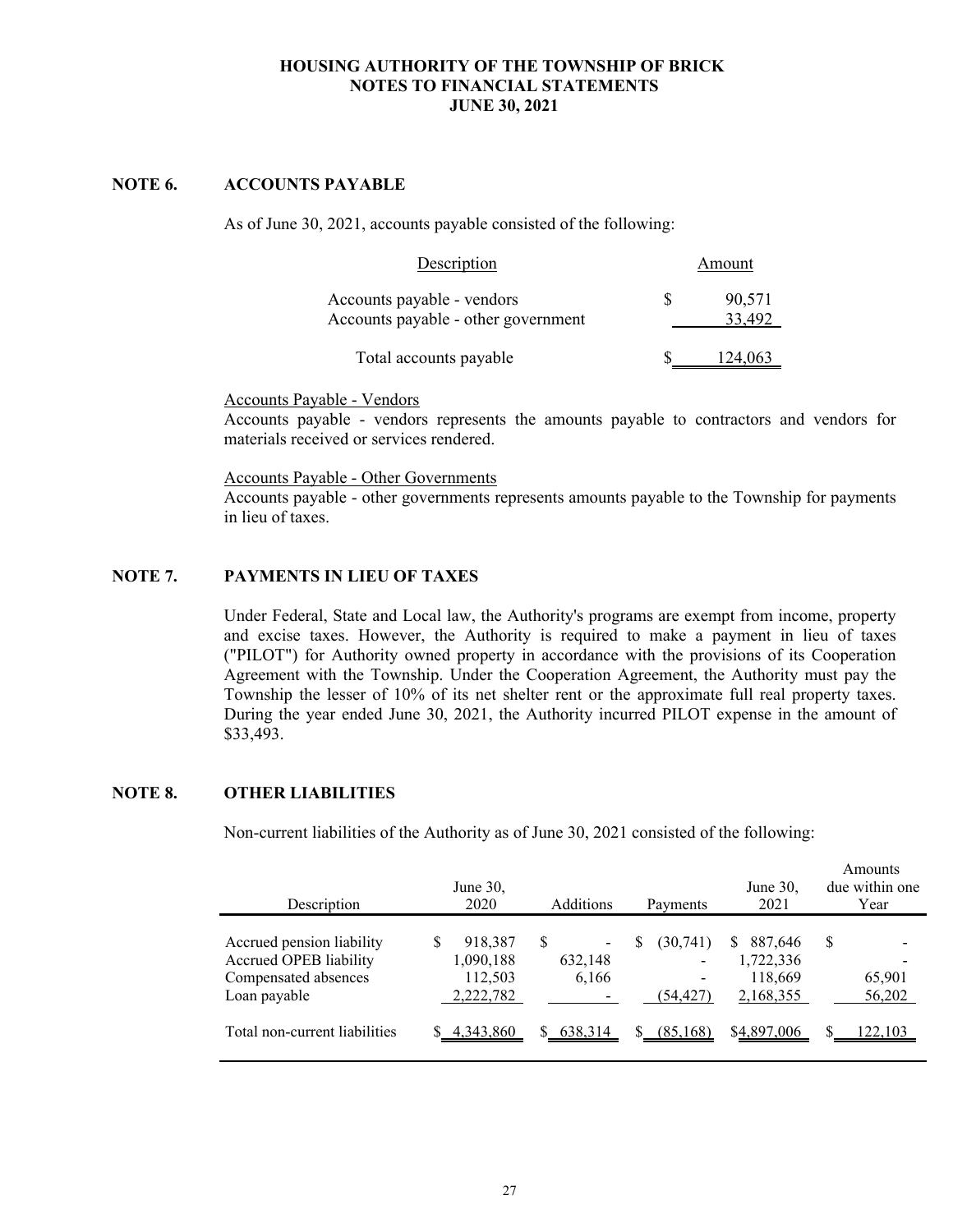## NOTE 6. ACCOUNTS PAYABLE

As of June 30, 2021, accounts payable consisted of the following:

| Description | Amount |
|---|---|
| Accounts payable - vendors | $ 90,571 |
| Accounts payable - other government | 33,492 |
| Total accounts payable | $ 124,063 |

Accounts Payable - Vendors

Accounts payable - vendors represents the amounts payable to contractors and vendors for materials received or services rendered.

Accounts Payable - Other Governments

Accounts payable - other governments represents amounts payable to the Township for payments in lieu of taxes.

## NOTE 7. PAYMENTS IN LIEU OF TAXES

Under Federal, State and Local law, the Authority's programs are exempt from income, property and excise taxes. However, the Authority is required to make a payment in lieu of taxes ("PILOT") for Authority owned property in accordance with the provisions of its Cooperation Agreement with the Township. Under the Cooperation Agreement, the Authority must pay the Township the lesser of 10% of its net shelter rent or the approximate full real property taxes. During the year ended June 30, 2021, the Authority incurred PILOT expense in the amount of $33,493.

## NOTE 8. OTHER LIABILITIES

Non-current liabilities of the Authority as of June 30, 2021 consisted of the following:

| Description | June 30, 2020 | Additions | Payments | June 30, 2021 | Amounts due within one Year |
|---|---|---|---|---|---|
| Accrued pension liability | $ 918,387 | $ - | $ (30,741) | $ 887,646 | $ - |
| Accrued OPEB liability | 1,090,188 | 632,148 | - | 1,722,336 | - |
| Compensated absences | 112,503 | 6,166 | - | 118,669 | 65,901 |
| Loan payable | 2,222,782 | - | (54,427) | 2,168,355 | 56,202 |
| Total non-current liabilities | $ 4,343,860 | $ 638,314 | $ (85,168) | $4,897,006 | $ 122,103 |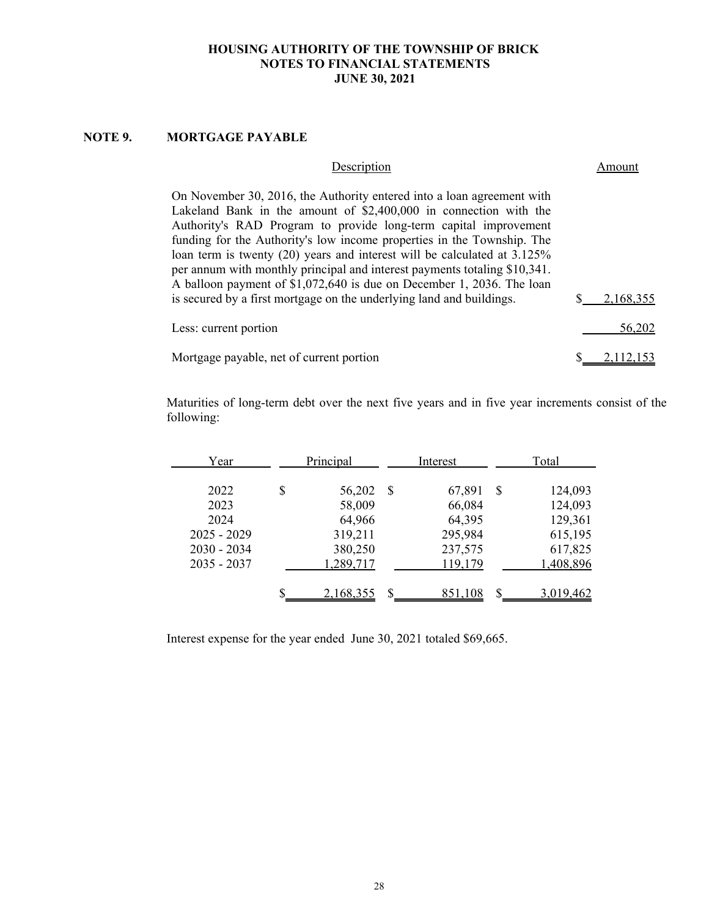**HOUSING AUTHORITY OF THE TOWNSHIP OF BRICK**
**NOTES TO FINANCIAL STATEMENTS**
**JUNE 30, 2021**

## NOTE 9. MORTGAGE PAYABLE

| Description | Amount |
|---|---|
| On November 30, 2016, the Authority entered into a loan agreement with Lakeland Bank in the amount of $2,400,000 in connection with the Authority's RAD Program to provide long-term capital improvement funding for the Authority's low income properties in the Township. The loan term is twenty (20) years and interest will be calculated at 3.125% per annum with monthly principal and interest payments totaling $10,341. A balloon payment of $1,072,640 is due on December 1, 2036. The loan is secured by a first mortgage on the underlying land and buildings. | $ 2,168,355 |
| Less: current portion | 56,202 |
| Mortgage payable, net of current portion | $ 2,112,153 |

Maturities of long-term debt over the next five years and in five year increments consist of the following:

| Year | Principal | Interest | Total |
|---|---|---|---|
| 2022 | $ 56,202 | $ 67,891 | $ 124,093 |
| 2023 | 58,009 | 66,084 | 124,093 |
| 2024 | 64,966 | 64,395 | 129,361 |
| 2025 - 2029 | 319,211 | 295,984 | 615,195 |
| 2030 - 2034 | 380,250 | 237,575 | 617,825 |
| 2035 - 2037 | 1,289,717 | 119,179 | 1,408,896 |
| | $ 2,168,355 | $ 851,108 | $ 3,019,462 |

Interest expense for the year ended June 30, 2021 totaled $69,665.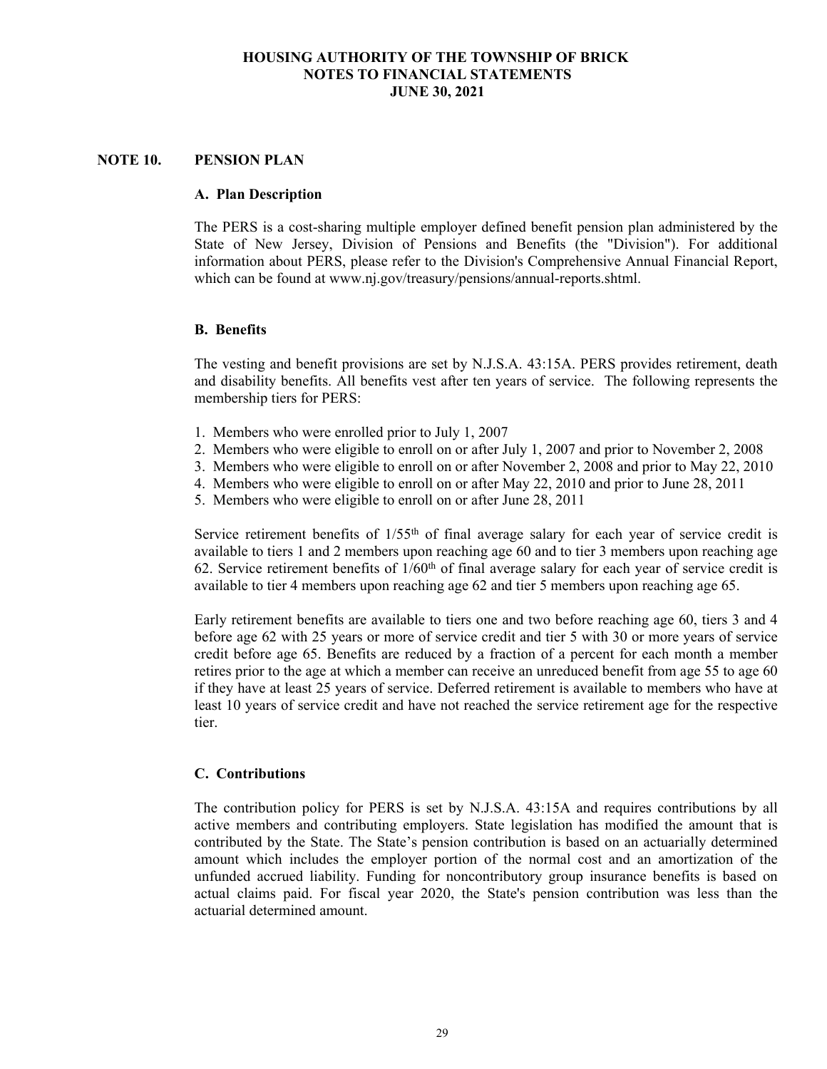## NOTE 10. PENSION PLAN

### A. Plan Description

The PERS is a cost-sharing multiple employer defined benefit pension plan administered by the State of New Jersey, Division of Pensions and Benefits (the "Division"). For additional information about PERS, please refer to the Division's Comprehensive Annual Financial Report, which can be found at www.nj.gov/treasury/pensions/annual-reports.shtml.

### B. Benefits

The vesting and benefit provisions are set by N.J.S.A. 43:15A. PERS provides retirement, death and disability benefits. All benefits vest after ten years of service. The following represents the membership tiers for PERS:

1. Members who were enrolled prior to July 1, 2007
2. Members who were eligible to enroll on or after July 1, 2007 and prior to November 2, 2008
3. Members who were eligible to enroll on or after November 2, 2008 and prior to May 22, 2010
4. Members who were eligible to enroll on or after May 22, 2010 and prior to June 28, 2011
5. Members who were eligible to enroll on or after June 28, 2011

Service retirement benefits of 1/55th of final average salary for each year of service credit is available to tiers 1 and 2 members upon reaching age 60 and to tier 3 members upon reaching age 62. Service retirement benefits of 1/60th of final average salary for each year of service credit is available to tier 4 members upon reaching age 62 and tier 5 members upon reaching age 65.

Early retirement benefits are available to tiers one and two before reaching age 60, tiers 3 and 4 before age 62 with 25 years or more of service credit and tier 5 with 30 or more years of service credit before age 65. Benefits are reduced by a fraction of a percent for each month a member retires prior to the age at which a member can receive an unreduced benefit from age 55 to age 60 if they have at least 25 years of service. Deferred retirement is available to members who have at least 10 years of service credit and have not reached the service retirement age for the respective tier.

### C. Contributions

The contribution policy for PERS is set by N.J.S.A. 43:15A and requires contributions by all active members and contributing employers. State legislation has modified the amount that is contributed by the State. The State's pension contribution is based on an actuarially determined amount which includes the employer portion of the normal cost and an amortization of the unfunded accrued liability. Funding for noncontributory group insurance benefits is based on actual claims paid. For fiscal year 2020, the State's pension contribution was less than the actuarial determined amount.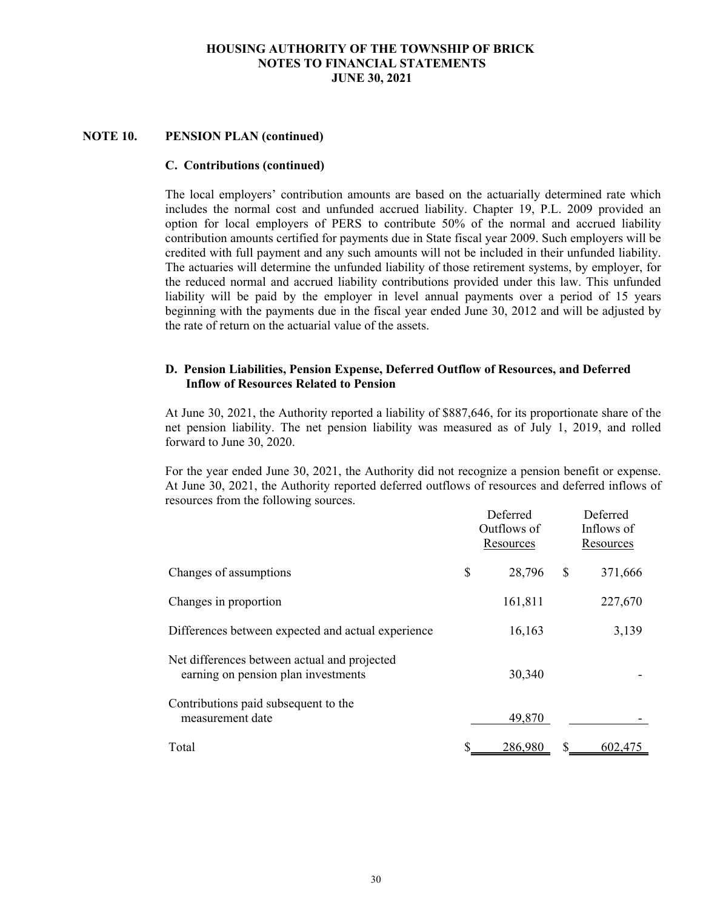**HOUSING AUTHORITY OF THE TOWNSHIP OF BRICK**
**NOTES TO FINANCIAL STATEMENTS**
**JUNE 30, 2021**

## NOTE 10. PENSION PLAN (continued)

### C. Contributions (continued)

The local employers' contribution amounts are based on the actuarially determined rate which includes the normal cost and unfunded accrued liability. Chapter 19, P.L. 2009 provided an option for local employers of PERS to contribute 50% of the normal and accrued liability contribution amounts certified for payments due in State fiscal year 2009. Such employers will be credited with full payment and any such amounts will not be included in their unfunded liability. The actuaries will determine the unfunded liability of those retirement systems, by employer, for the reduced normal and accrued liability contributions provided under this law. This unfunded liability will be paid by the employer in level annual payments over a period of 15 years beginning with the payments due in the fiscal year ended June 30, 2012 and will be adjusted by the rate of return on the actuarial value of the assets.

### D. Pension Liabilities, Pension Expense, Deferred Outflow of Resources, and Deferred Inflow of Resources Related to Pension

At June 30, 2021, the Authority reported a liability of $887,646, for its proportionate share of the net pension liability. The net pension liability was measured as of July 1, 2019, and rolled forward to June 30, 2020.

For the year ended June 30, 2021, the Authority did not recognize a pension benefit or expense. At June 30, 2021, the Authority reported deferred outflows of resources and deferred inflows of resources from the following sources.

| | Deferred Outflows of Resources | Deferred Inflows of Resources |
|---|---|---|
| Changes of assumptions | $ 28,796 | $ 371,666 |
| Changes in proportion | 161,811 | 227,670 |
| Differences between expected and actual experience | 16,163 | 3,139 |
| Net differences between actual and projected earning on pension plan investments | 30,340 | - |
| Contributions paid subsequent to the measurement date | 49,870 | - |
| Total | $ 286,980 | $ 602,475 |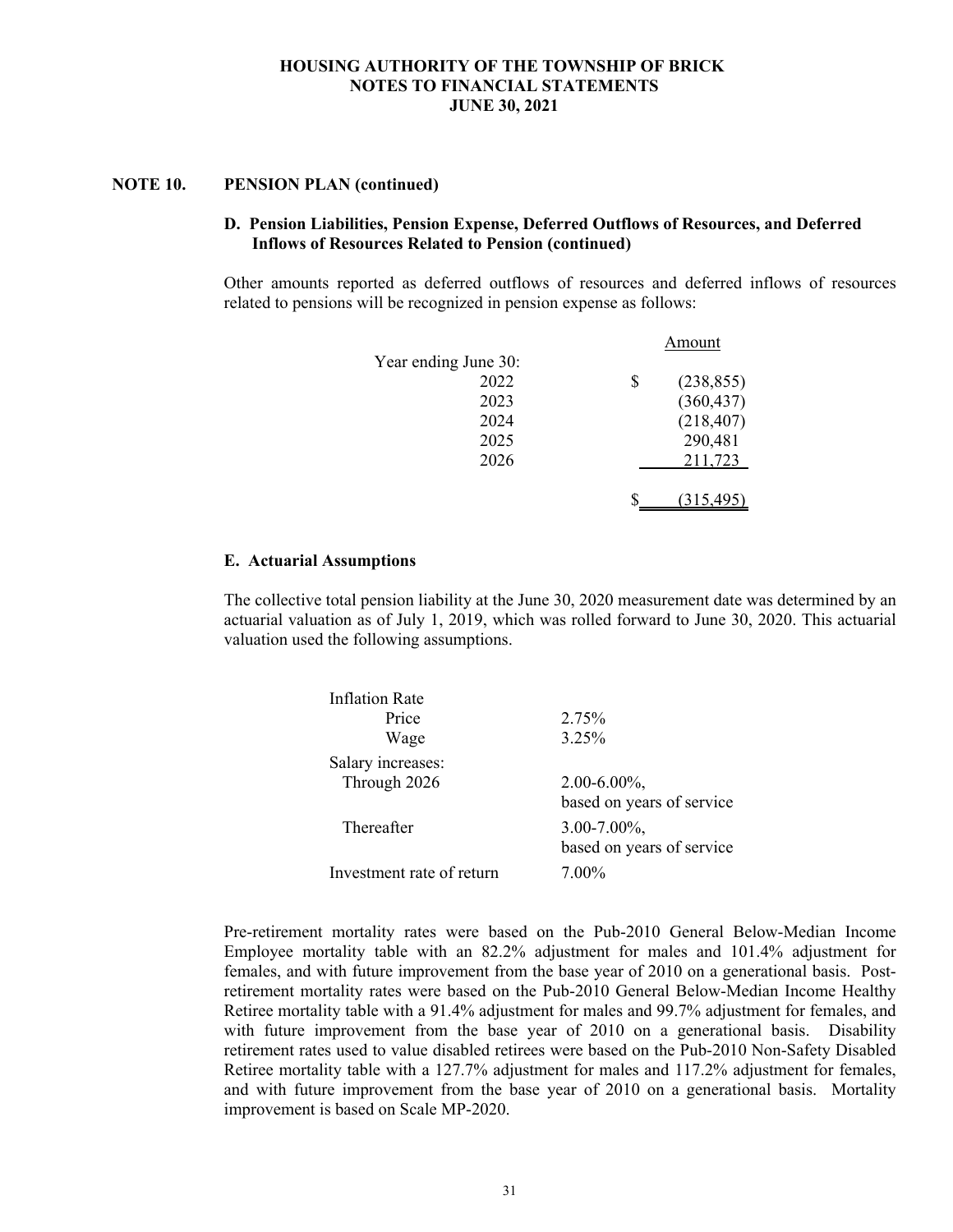# HOUSING AUTHORITY OF THE TOWNSHIP OF BRICK
# NOTES TO FINANCIAL STATEMENTS
# JUNE 30, 2021

## NOTE 10. PENSION PLAN (continued)

### D. Pension Liabilities, Pension Expense, Deferred Outflows of Resources, and Deferred Inflows of Resources Related to Pension (continued)

Other amounts reported as deferred outflows of resources and deferred inflows of resources related to pensions will be recognized in pension expense as follows:

| Year ending June 30: | Amount |
|---|---|
| 2022 | $ (238,855) |
| 2023 | (360,437) |
| 2024 | (218,407) |
| 2025 | 290,481 |
| 2026 | 211,723 |
| | $ (315,495) |

### E. Actuarial Assumptions

The collective total pension liability at the June 30, 2020 measurement date was determined by an actuarial valuation as of July 1, 2019, which was rolled forward to June 30, 2020. This actuarial valuation used the following assumptions.

| | |
|---|---|
| Inflation Rate | |
| Price | 2.75% |
| Wage | 3.25% |
| Salary increases: | |
| Through 2026 | 2.00-6.00%, based on years of service |
| Thereafter | 3.00-7.00%, based on years of service |
| Investment rate of return | 7.00% |

Pre-retirement mortality rates were based on the Pub-2010 General Below-Median Income Employee mortality table with an 82.2% adjustment for males and 101.4% adjustment for females, and with future improvement from the base year of 2010 on a generational basis. Post-retirement mortality rates were based on the Pub-2010 General Below-Median Income Healthy Retiree mortality table with a 91.4% adjustment for males and 99.7% adjustment for females, and with future improvement from the base year of 2010 on a generational basis. Disability retirement rates used to value disabled retirees were based on the Pub-2010 Non-Safety Disabled Retiree mortality table with a 127.7% adjustment for males and 117.2% adjustment for females, and with future improvement from the base year of 2010 on a generational basis. Mortality improvement is based on Scale MP-2020.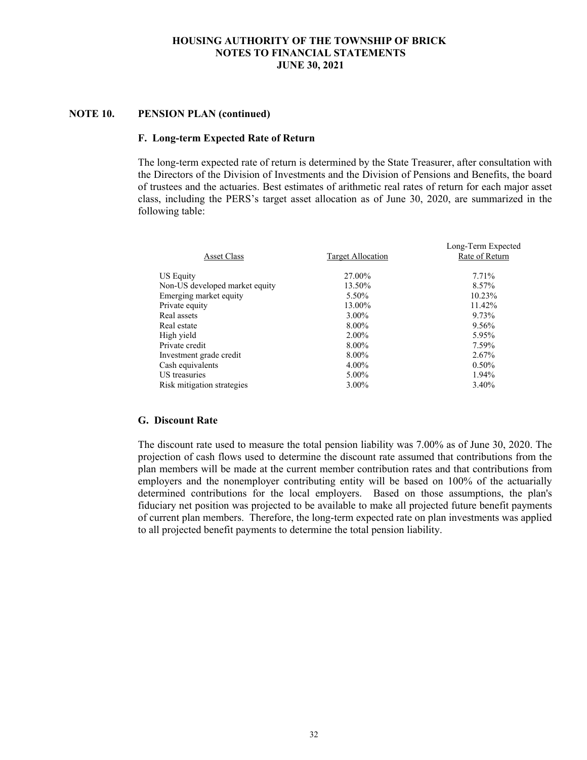## NOTE 10. PENSION PLAN (continued)

### F. Long-term Expected Rate of Return

The long-term expected rate of return is determined by the State Treasurer, after consultation with the Directors of the Division of Investments and the Division of Pensions and Benefits, the board of trustees and the actuaries. Best estimates of arithmetic real rates of return for each major asset class, including the PERS's target asset allocation as of June 30, 2020, are summarized in the following table:

| Asset Class | Target Allocation | Long-Term Expected Rate of Return |
|---|---|---|
| US Equity | 27.00% | 7.71% |
| Non-US developed market equity | 13.50% | 8.57% |
| Emerging market equity | 5.50% | 10.23% |
| Private equity | 13.00% | 11.42% |
| Real assets | 3.00% | 9.73% |
| Real estate | 8.00% | 9.56% |
| High yield | 2.00% | 5.95% |
| Private credit | 8.00% | 7.59% |
| Investment grade credit | 8.00% | 2.67% |
| Cash equivalents | 4.00% | 0.50% |
| US treasuries | 5.00% | 1.94% |
| Risk mitigation strategies | 3.00% | 3.40% |

### G. Discount Rate

The discount rate used to measure the total pension liability was 7.00% as of June 30, 2020. The projection of cash flows used to determine the discount rate assumed that contributions from the plan members will be made at the current member contribution rates and that contributions from employers and the nonemployer contributing entity will be based on 100% of the actuarially determined contributions for the local employers. Based on those assumptions, the plan's fiduciary net position was projected to be available to make all projected future benefit payments of current plan members. Therefore, the long-term expected rate on plan investments was applied to all projected benefit payments to determine the total pension liability.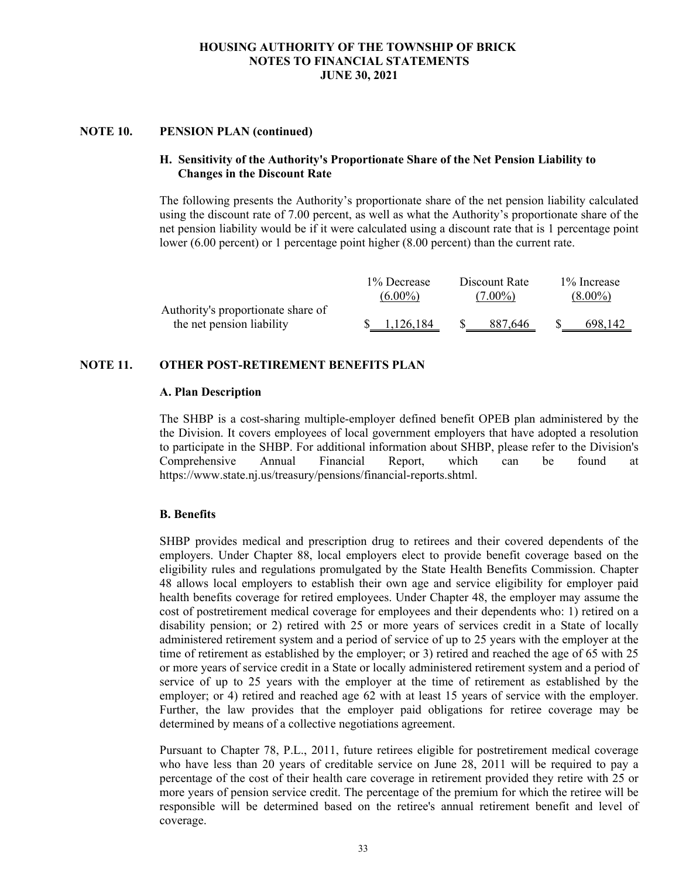## NOTE 10. PENSION PLAN (continued)

### H. Sensitivity of the Authority's Proportionate Share of the Net Pension Liability to Changes in the Discount Rate

The following presents the Authority's proportionate share of the net pension liability calculated using the discount rate of 7.00 percent, as well as what the Authority's proportionate share of the net pension liability would be if it were calculated using a discount rate that is 1 percentage point lower (6.00 percent) or 1 percentage point higher (8.00 percent) than the current rate.

| | 1% Decrease (6.00%) | Discount Rate (7.00%) | 1% Increase (8.00%) |
|---|---|---|---|
| Authority's proportionate share of the net pension liability | $ 1,126,184 | $ 887,646 | $ 698,142 |

## NOTE 11. OTHER POST-RETIREMENT BENEFITS PLAN

### A. Plan Description

The SHBP is a cost-sharing multiple-employer defined benefit OPEB plan administered by the the Division. It covers employees of local government employers that have adopted a resolution to participate in the SHBP. For additional information about SHBP, please refer to the Division's Comprehensive Annual Financial Report, which can be found at https://www.state.nj.us/treasury/pensions/financial-reports.shtml.

### B. Benefits

SHBP provides medical and prescription drug to retirees and their covered dependents of the employers. Under Chapter 88, local employers elect to provide benefit coverage based on the eligibility rules and regulations promulgated by the State Health Benefits Commission. Chapter 48 allows local employers to establish their own age and service eligibility for employer paid health benefits coverage for retired employees. Under Chapter 48, the employer may assume the cost of postretirement medical coverage for employees and their dependents who: 1) retired on a disability pension; or 2) retired with 25 or more years of services credit in a State of locally administered retirement system and a period of service of up to 25 years with the employer at the time of retirement as established by the employer; or 3) retired and reached the age of 65 with 25 or more years of service credit in a State or locally administered retirement system and a period of service of up to 25 years with the employer at the time of retirement as established by the employer; or 4) retired and reached age 62 with at least 15 years of service with the employer. Further, the law provides that the employer paid obligations for retiree coverage may be determined by means of a collective negotiations agreement.

Pursuant to Chapter 78, P.L., 2011, future retirees eligible for postretirement medical coverage who have less than 20 years of creditable service on June 28, 2011 will be required to pay a percentage of the cost of their health care coverage in retirement provided they retire with 25 or more years of pension service credit. The percentage of the premium for which the retiree will be responsible will be determined based on the retiree's annual retirement benefit and level of coverage.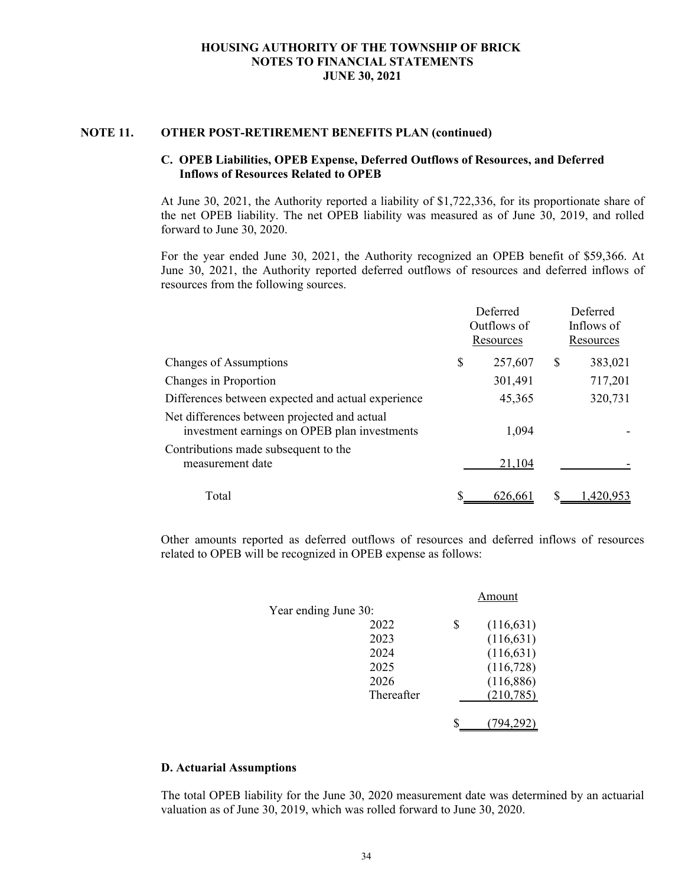## NOTE 11. OTHER POST-RETIREMENT BENEFITS PLAN (continued)

### C. OPEB Liabilities, OPEB Expense, Deferred Outflows of Resources, and Deferred Inflows of Resources Related to OPEB

At June 30, 2021, the Authority reported a liability of $1,722,336, for its proportionate share of the net OPEB liability. The net OPEB liability was measured as of June 30, 2019, and rolled forward to June 30, 2020.

For the year ended June 30, 2021, the Authority recognized an OPEB benefit of $59,366. At June 30, 2021, the Authority reported deferred outflows of resources and deferred inflows of resources from the following sources.

| | Deferred Outflows of Resources | Deferred Inflows of Resources |
|---|---|---|
| Changes of Assumptions | $ 257,607 | $ 383,021 |
| Changes in Proportion | 301,491 | 717,201 |
| Differences between expected and actual experience | 45,365 | 320,731 |
| Net differences between projected and actual investment earnings on OPEB plan investments | 1,094 | - |
| Contributions made subsequent to the measurement date | 21,104 | - |
| Total | $ 626,661 | $ 1,420,953 |

Other amounts reported as deferred outflows of resources and deferred inflows of resources related to OPEB will be recognized in OPEB expense as follows:

| Year ending June 30: | Amount |
|---|---|
| 2022 | $ (116,631) |
| 2023 | (116,631) |
| 2024 | (116,631) |
| 2025 | (116,728) |
| 2026 | (116,886) |
| Thereafter | (210,785) |
| | $ (794,292) |

### D. Actuarial Assumptions

The total OPEB liability for the June 30, 2020 measurement date was determined by an actuarial valuation as of June 30, 2019, which was rolled forward to June 30, 2020.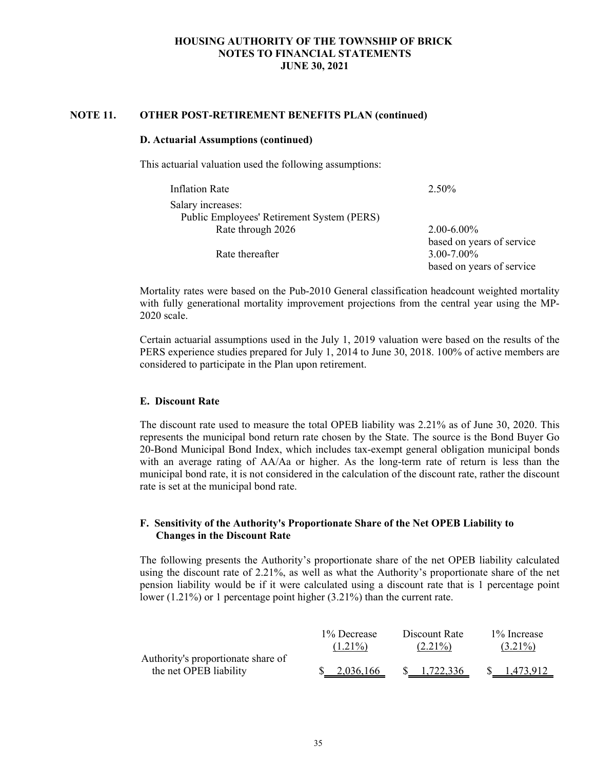## NOTE 11. OTHER POST-RETIREMENT BENEFITS PLAN (continued)

### D. Actuarial Assumptions (continued)

This actuarial valuation used the following assumptions:

| | |
|---|---|
| Inflation Rate | 2.50% |
| Salary increases: | |
| Public Employees' Retirement System (PERS) | |
| Rate through 2026 | 2.00-6.00% based on years of service |
| Rate thereafter | 3.00-7.00% based on years of service |

Mortality rates were based on the Pub-2010 General classification headcount weighted mortality with fully generational mortality improvement projections from the central year using the MP-2020 scale.

Certain actuarial assumptions used in the July 1, 2019 valuation were based on the results of the PERS experience studies prepared for July 1, 2014 to June 30, 2018. 100% of active members are considered to participate in the Plan upon retirement.

### E. Discount Rate

The discount rate used to measure the total OPEB liability was 2.21% as of June 30, 2020. This represents the municipal bond return rate chosen by the State. The source is the Bond Buyer Go 20-Bond Municipal Bond Index, which includes tax-exempt general obligation municipal bonds with an average rating of AA/Aa or higher. As the long-term rate of return is less than the municipal bond rate, it is not considered in the calculation of the discount rate, rather the discount rate is set at the municipal bond rate.

### F. Sensitivity of the Authority's Proportionate Share of the Net OPEB Liability to Changes in the Discount Rate

The following presents the Authority's proportionate share of the net OPEB liability calculated using the discount rate of 2.21%, as well as what the Authority's proportionate share of the net pension liability would be if it were calculated using a discount rate that is 1 percentage point lower (1.21%) or 1 percentage point higher (3.21%) than the current rate.

| | 1% Decrease (1.21%) | Discount Rate (2.21%) | 1% Increase (3.21%) |
|---|---|---|---|
| Authority's proportionate share of the net OPEB liability | $ 2,036,166 | $ 1,722,336 | $ 1,473,912 |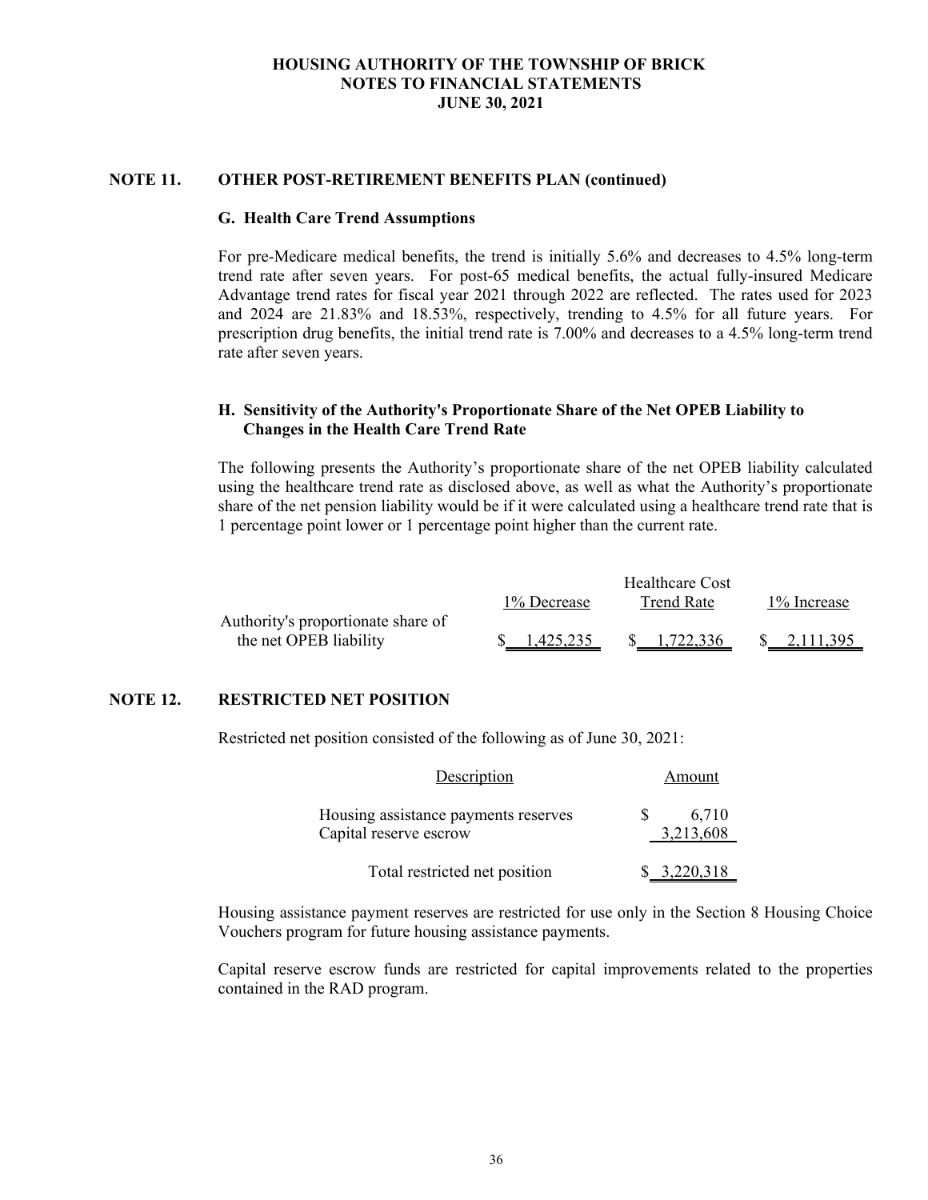**HOUSING AUTHORITY OF THE TOWNSHIP OF BRICK**
**NOTES TO FINANCIAL STATEMENTS**
**JUNE 30, 2021**

## NOTE 11. OTHER POST-RETIREMENT BENEFITS PLAN (continued)

### G. Health Care Trend Assumptions

For pre-Medicare medical benefits, the trend is initially 5.6% and decreases to 4.5% long-term trend rate after seven years. For post-65 medical benefits, the actual fully-insured Medicare Advantage trend rates for fiscal year 2021 through 2022 are reflected. The rates used for 2023 and 2024 are 21.83% and 18.53%, respectively, trending to 4.5% for all future years. For prescription drug benefits, the initial trend rate is 7.00% and decreases to a 4.5% long-term trend rate after seven years.

### H. Sensitivity of the Authority's Proportionate Share of the Net OPEB Liability to Changes in the Health Care Trend Rate

The following presents the Authority's proportionate share of the net OPEB liability calculated using the healthcare trend rate as disclosed above, as well as what the Authority's proportionate share of the net pension liability would be if it were calculated using a healthcare trend rate that is 1 percentage point lower or 1 percentage point higher than the current rate.

| | 1% Decrease | Healthcare Cost Trend Rate | 1% Increase |
|---|---|---|---|
| Authority's proportionate share of the net OPEB liability | $ 1,425,235 | $ 1,722,336 | $ 2,111,395 |

## NOTE 12. RESTRICTED NET POSITION

Restricted net position consisted of the following as of June 30, 2021:

| Description | Amount |
|---|---|
| Housing assistance payments reserves | $ 6,710 |
| Capital reserve escrow | 3,213,608 |
| Total restricted net position | $ 3,220,318 |

Housing assistance payment reserves are restricted for use only in the Section 8 Housing Choice Vouchers program for future housing assistance payments.

Capital reserve escrow funds are restricted for capital improvements related to the properties contained in the RAD program.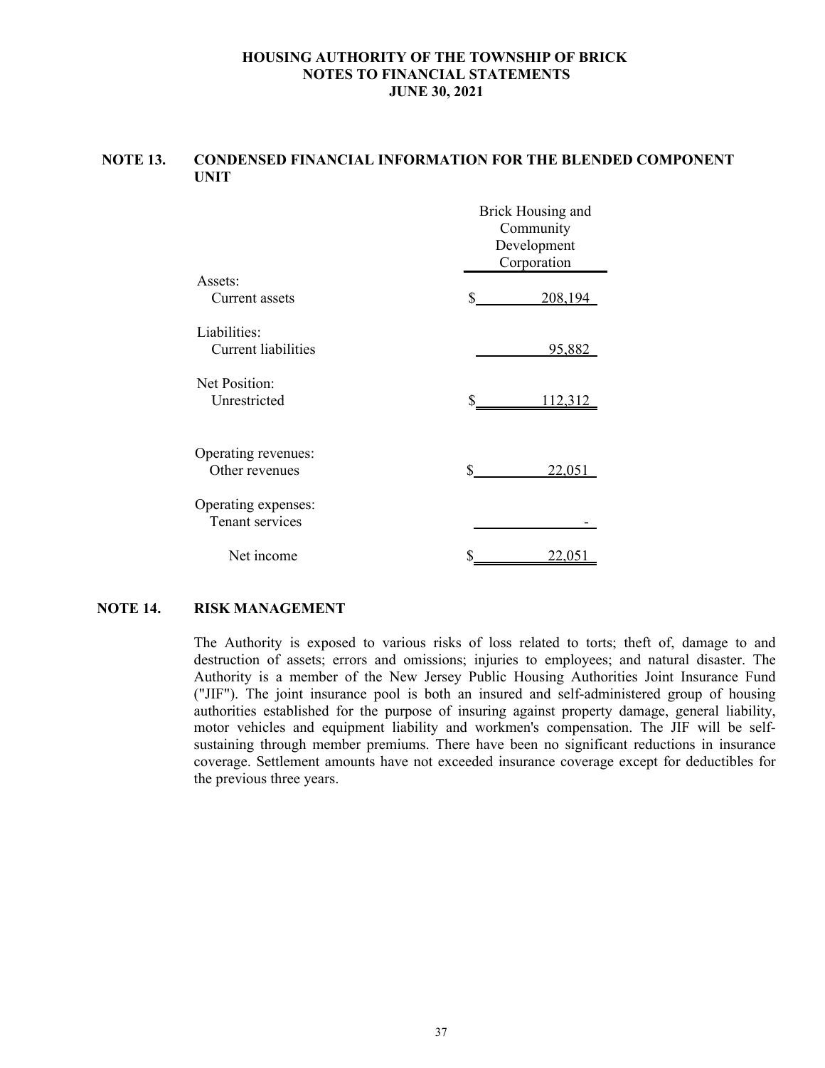## NOTE 13. CONDENSED FINANCIAL INFORMATION FOR THE BLENDED COMPONENT UNIT

| | Brick Housing and Community Development Corporation |
|---|---|
| Assets: | |
| Current assets | $ 208,194 |
| Liabilities: | |
| Current liabilities | 95,882 |
| Net Position: | |
| Unrestricted | $ 112,312 |
| | |
| Operating revenues: | |
| Other revenues | $ 22,051 |
| Operating expenses: | |
| Tenant services | - |
| Net income | $ 22,051 |

## NOTE 14. RISK MANAGEMENT

The Authority is exposed to various risks of loss related to torts; theft of, damage to and destruction of assets; errors and omissions; injuries to employees; and natural disaster. The Authority is a member of the New Jersey Public Housing Authorities Joint Insurance Fund ("JIF"). The joint insurance pool is both an insured and self-administered group of housing authorities established for the purpose of insuring against property damage, general liability, motor vehicles and equipment liability and workmen's compensation. The JIF will be self-sustaining through member premiums. There have been no significant reductions in insurance coverage. Settlement amounts have not exceeded insurance coverage except for deductibles for the previous three years.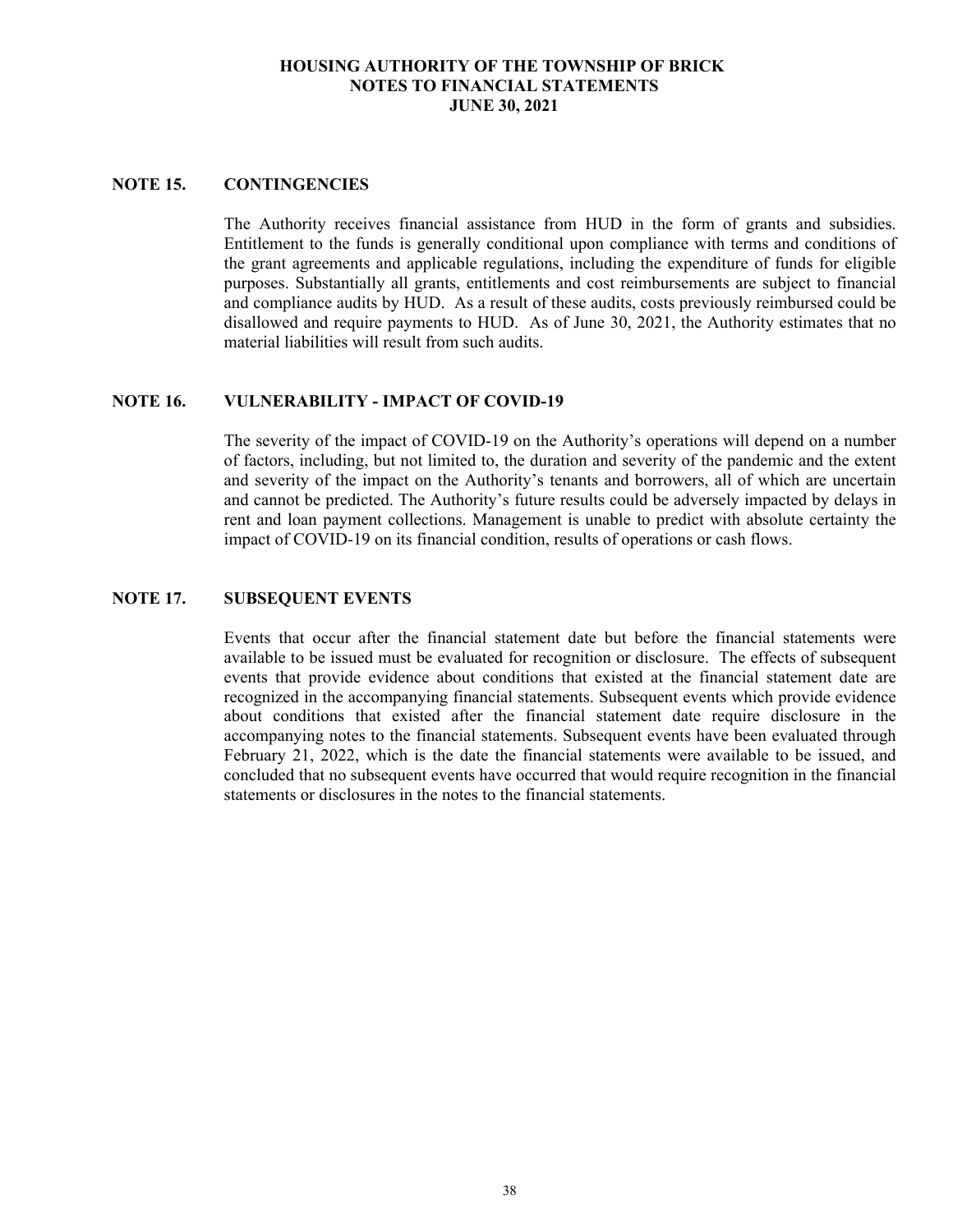## NOTE 15. CONTINGENCIES

The Authority receives financial assistance from HUD in the form of grants and subsidies. Entitlement to the funds is generally conditional upon compliance with terms and conditions of the grant agreements and applicable regulations, including the expenditure of funds for eligible purposes. Substantially all grants, entitlements and cost reimbursements are subject to financial and compliance audits by HUD. As a result of these audits, costs previously reimbursed could be disallowed and require payments to HUD. As of June 30, 2021, the Authority estimates that no material liabilities will result from such audits.

## NOTE 16. VULNERABILITY - IMPACT OF COVID-19

The severity of the impact of COVID-19 on the Authority's operations will depend on a number of factors, including, but not limited to, the duration and severity of the pandemic and the extent and severity of the impact on the Authority's tenants and borrowers, all of which are uncertain and cannot be predicted. The Authority's future results could be adversely impacted by delays in rent and loan payment collections. Management is unable to predict with absolute certainty the impact of COVID-19 on its financial condition, results of operations or cash flows.

## NOTE 17. SUBSEQUENT EVENTS

Events that occur after the financial statement date but before the financial statements were available to be issued must be evaluated for recognition or disclosure. The effects of subsequent events that provide evidence about conditions that existed at the financial statement date are recognized in the accompanying financial statements. Subsequent events which provide evidence about conditions that existed after the financial statement date require disclosure in the accompanying notes to the financial statements. Subsequent events have been evaluated through February 21, 2022, which is the date the financial statements were available to be issued, and concluded that no subsequent events have occurred that would require recognition in the financial statements or disclosures in the notes to the financial statements.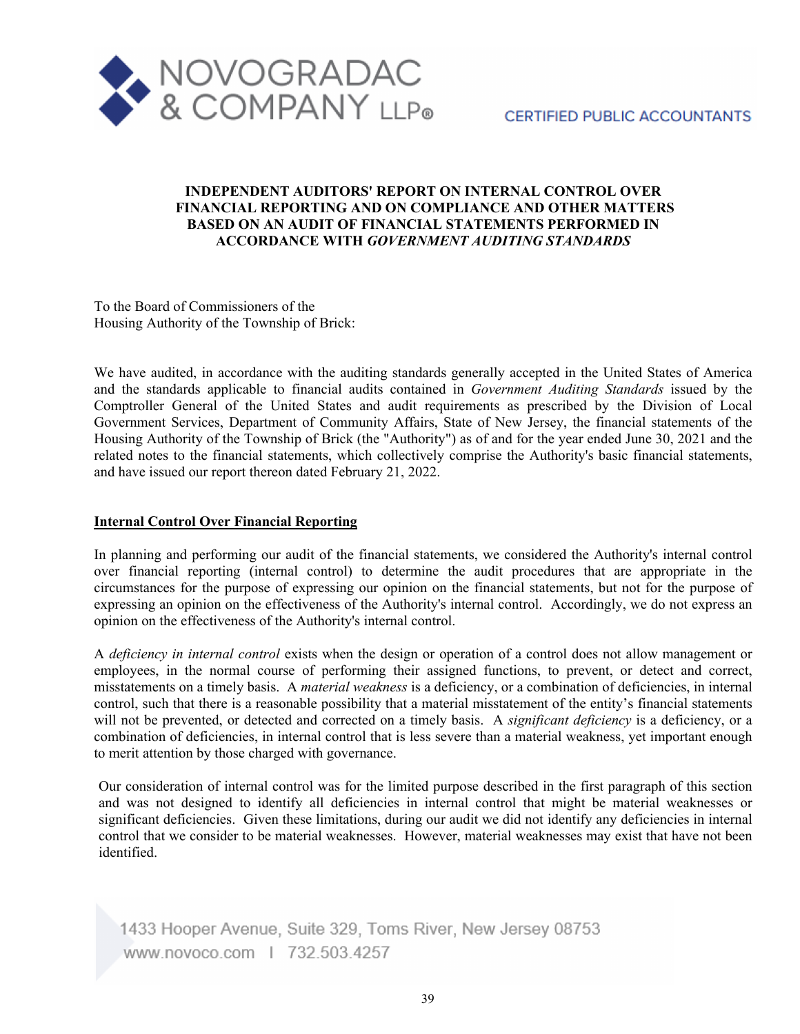NOVOGRADAC & COMPANY LLP®

CERTIFIED PUBLIC ACCOUNTANTS

## INDEPENDENT AUDITORS' REPORT ON INTERNAL CONTROL OVER FINANCIAL REPORTING AND ON COMPLIANCE AND OTHER MATTERS BASED ON AN AUDIT OF FINANCIAL STATEMENTS PERFORMED IN ACCORDANCE WITH *GOVERNMENT AUDITING STANDARDS*

To the Board of Commissioners of the
Housing Authority of the Township of Brick:

We have audited, in accordance with the auditing standards generally accepted in the United States of America and the standards applicable to financial audits contained in *Government Auditing Standards* issued by the Comptroller General of the United States and audit requirements as prescribed by the Division of Local Government Services, Department of Community Affairs, State of New Jersey, the financial statements of the Housing Authority of the Township of Brick (the "Authority") as of and for the year ended June 30, 2021 and the related notes to the financial statements, which collectively comprise the Authority's basic financial statements, and have issued our report thereon dated February 21, 2022.

**Internal Control Over Financial Reporting**

In planning and performing our audit of the financial statements, we considered the Authority's internal control over financial reporting (internal control) to determine the audit procedures that are appropriate in the circumstances for the purpose of expressing our opinion on the financial statements, but not for the purpose of expressing an opinion on the effectiveness of the Authority's internal control. Accordingly, we do not express an opinion on the effectiveness of the Authority's internal control.

A *deficiency in internal control* exists when the design or operation of a control does not allow management or employees, in the normal course of performing their assigned functions, to prevent, or detect and correct, misstatements on a timely basis. A *material weakness* is a deficiency, or a combination of deficiencies, in internal control, such that there is a reasonable possibility that a material misstatement of the entity's financial statements will not be prevented, or detected and corrected on a timely basis. A *significant deficiency* is a deficiency, or a combination of deficiencies, in internal control that is less severe than a material weakness, yet important enough to merit attention by those charged with governance.

Our consideration of internal control was for the limited purpose described in the first paragraph of this section and was not designed to identify all deficiencies in internal control that might be material weaknesses or significant deficiencies. Given these limitations, during our audit we did not identify any deficiencies in internal control that we consider to be material weaknesses. However, material weaknesses may exist that have not been identified.

1433 Hooper Avenue, Suite 329, Toms River, New Jersey 08753
www.novoco.com | 732.503.4257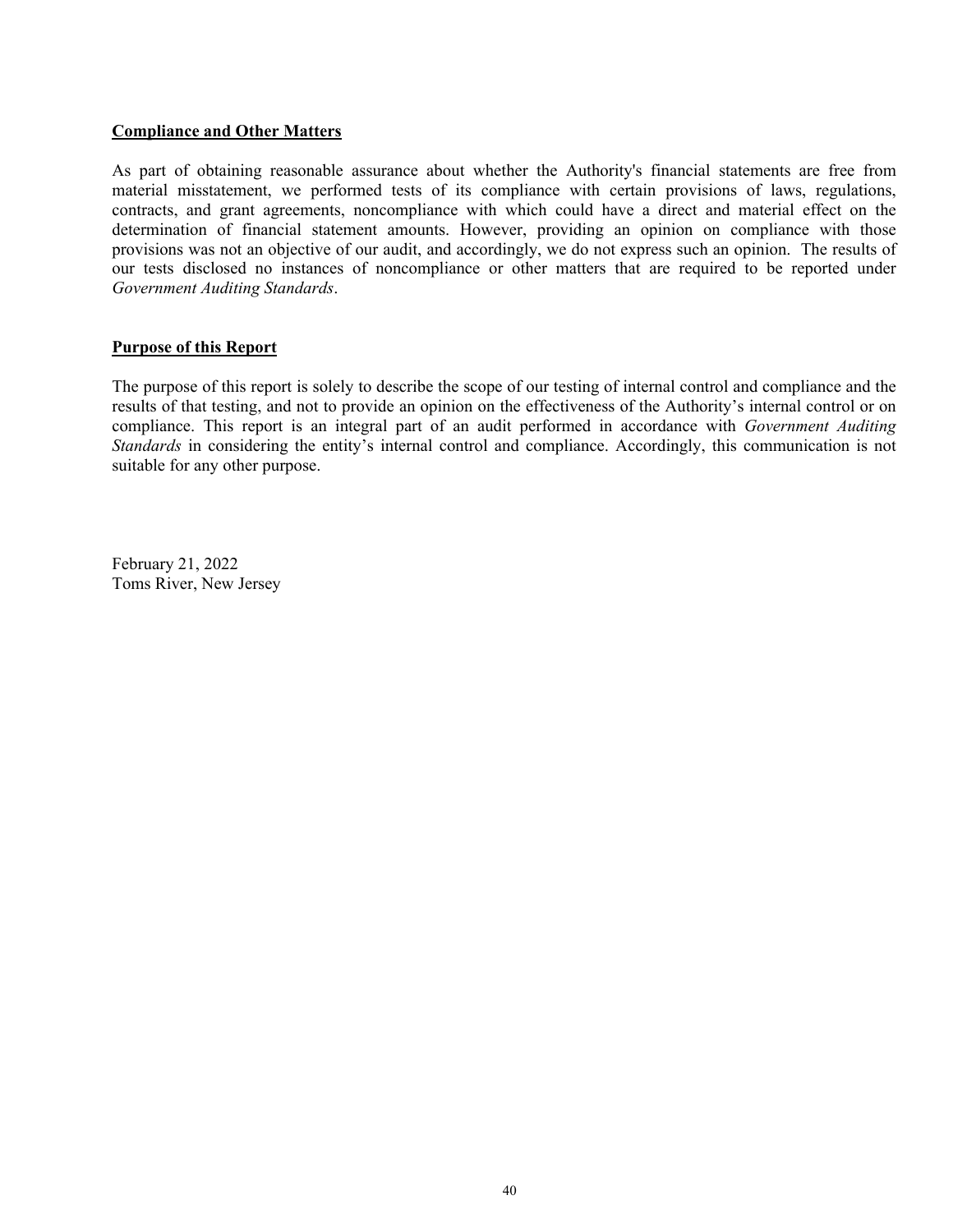**Compliance and Other Matters**

As part of obtaining reasonable assurance about whether the Authority's financial statements are free from material misstatement, we performed tests of its compliance with certain provisions of laws, regulations, contracts, and grant agreements, noncompliance with which could have a direct and material effect on the determination of financial statement amounts. However, providing an opinion on compliance with those provisions was not an objective of our audit, and accordingly, we do not express such an opinion. The results of our tests disclosed no instances of noncompliance or other matters that are required to be reported under *Government Auditing Standards*.

**Purpose of this Report**

The purpose of this report is solely to describe the scope of our testing of internal control and compliance and the results of that testing, and not to provide an opinion on the effectiveness of the Authority's internal control or on compliance. This report is an integral part of an audit performed in accordance with *Government Auditing Standards* in considering the entity's internal control and compliance. Accordingly, this communication is not suitable for any other purpose.

February 21, 2022
Toms River, New Jersey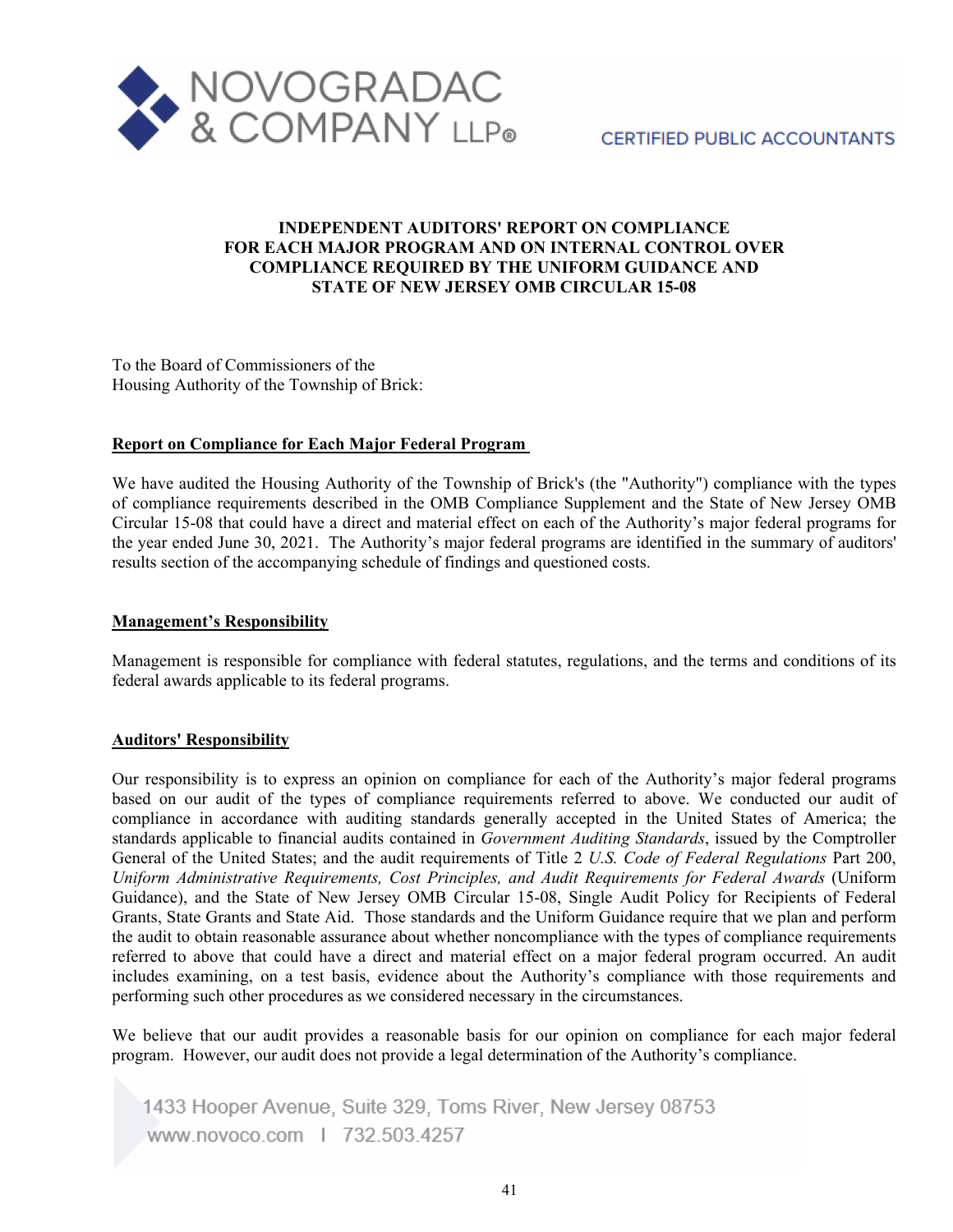NOVOGRADAC & COMPANY LLP®

CERTIFIED PUBLIC ACCOUNTANTS

# INDEPENDENT AUDITORS' REPORT ON COMPLIANCE FOR EACH MAJOR PROGRAM AND ON INTERNAL CONTROL OVER COMPLIANCE REQUIRED BY THE UNIFORM GUIDANCE AND STATE OF NEW JERSEY OMB CIRCULAR 15-08

To the Board of Commissioners of the
Housing Authority of the Township of Brick:

## Report on Compliance for Each Major Federal Program

We have audited the Housing Authority of the Township of Brick's (the "Authority") compliance with the types of compliance requirements described in the OMB Compliance Supplement and the State of New Jersey OMB Circular 15-08 that could have a direct and material effect on each of the Authority's major federal programs for the year ended June 30, 2021. The Authority's major federal programs are identified in the summary of auditors' results section of the accompanying schedule of findings and questioned costs.

## Management's Responsibility

Management is responsible for compliance with federal statutes, regulations, and the terms and conditions of its federal awards applicable to its federal programs.

## Auditors' Responsibility

Our responsibility is to express an opinion on compliance for each of the Authority's major federal programs based on our audit of the types of compliance requirements referred to above. We conducted our audit of compliance in accordance with auditing standards generally accepted in the United States of America; the standards applicable to financial audits contained in *Government Auditing Standards*, issued by the Comptroller General of the United States; and the audit requirements of Title 2 *U.S. Code of Federal Regulations* Part 200, *Uniform Administrative Requirements, Cost Principles, and Audit Requirements for Federal Awards* (Uniform Guidance), and the State of New Jersey OMB Circular 15-08, Single Audit Policy for Recipients of Federal Grants, State Grants and State Aid. Those standards and the Uniform Guidance require that we plan and perform the audit to obtain reasonable assurance about whether noncompliance with the types of compliance requirements referred to above that could have a direct and material effect on a major federal program occurred. An audit includes examining, on a test basis, evidence about the Authority's compliance with those requirements and performing such other procedures as we considered necessary in the circumstances.

We believe that our audit provides a reasonable basis for our opinion on compliance for each major federal program. However, our audit does not provide a legal determination of the Authority's compliance.

1433 Hooper Avenue, Suite 329, Toms River, New Jersey 08753
www.novoco.com | 732.503.4257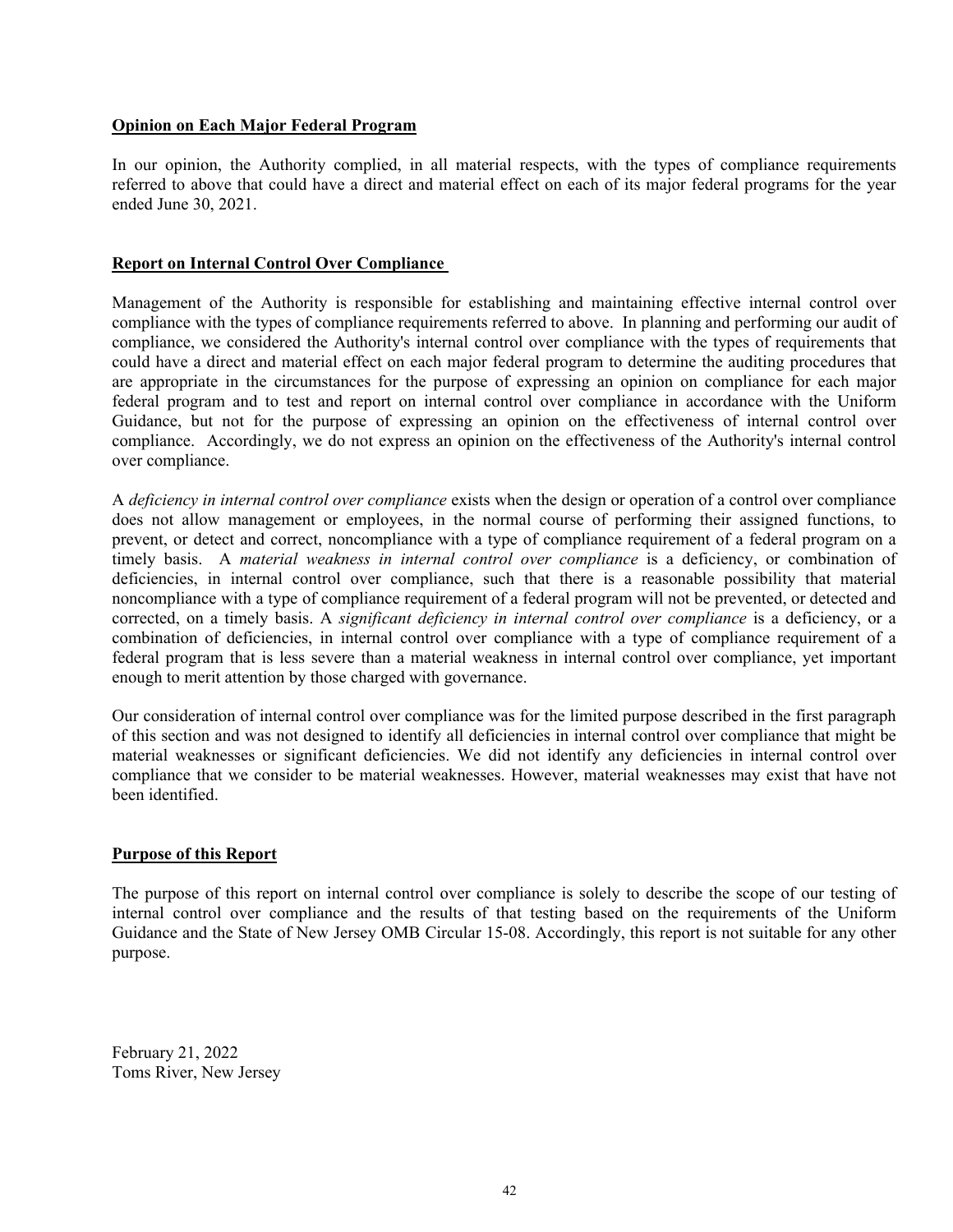**Opinion on Each Major Federal Program**

In our opinion, the Authority complied, in all material respects, with the types of compliance requirements referred to above that could have a direct and material effect on each of its major federal programs for the year ended June 30, 2021.

**Report on Internal Control Over Compliance**

Management of the Authority is responsible for establishing and maintaining effective internal control over compliance with the types of compliance requirements referred to above. In planning and performing our audit of compliance, we considered the Authority's internal control over compliance with the types of requirements that could have a direct and material effect on each major federal program to determine the auditing procedures that are appropriate in the circumstances for the purpose of expressing an opinion on compliance for each major federal program and to test and report on internal control over compliance in accordance with the Uniform Guidance, but not for the purpose of expressing an opinion on the effectiveness of internal control over compliance. Accordingly, we do not express an opinion on the effectiveness of the Authority's internal control over compliance.

A *deficiency in internal control over compliance* exists when the design or operation of a control over compliance does not allow management or employees, in the normal course of performing their assigned functions, to prevent, or detect and correct, noncompliance with a type of compliance requirement of a federal program on a timely basis. A *material weakness in internal control over compliance* is a deficiency, or combination of deficiencies, in internal control over compliance, such that there is a reasonable possibility that material noncompliance with a type of compliance requirement of a federal program will not be prevented, or detected and corrected, on a timely basis. A *significant deficiency in internal control over compliance* is a deficiency, or a combination of deficiencies, in internal control over compliance with a type of compliance requirement of a federal program that is less severe than a material weakness in internal control over compliance, yet important enough to merit attention by those charged with governance.

Our consideration of internal control over compliance was for the limited purpose described in the first paragraph of this section and was not designed to identify all deficiencies in internal control over compliance that might be material weaknesses or significant deficiencies. We did not identify any deficiencies in internal control over compliance that we consider to be material weaknesses. However, material weaknesses may exist that have not been identified.

**Purpose of this Report**

The purpose of this report on internal control over compliance is solely to describe the scope of our testing of internal control over compliance and the results of that testing based on the requirements of the Uniform Guidance and the State of New Jersey OMB Circular 15-08. Accordingly, this report is not suitable for any other purpose.

February 21, 2022
Toms River, New Jersey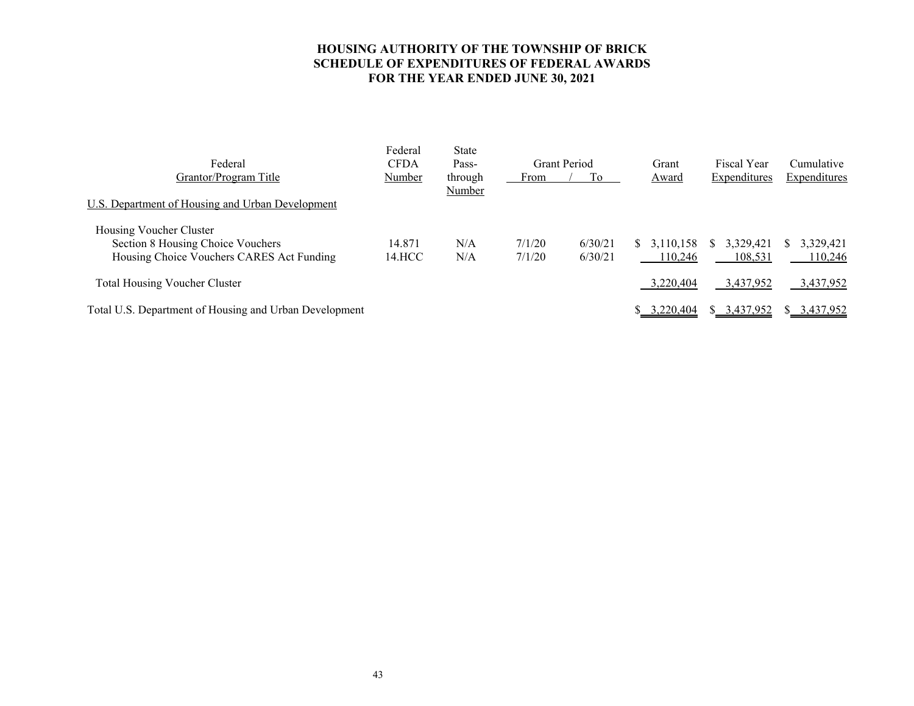# HOUSING AUTHORITY OF THE TOWNSHIP OF BRICK
# SCHEDULE OF EXPENDITURES OF FEDERAL AWARDS
# FOR THE YEAR ENDED JUNE 30, 2021

| Federal Grantor/Program Title | Federal CFDA Number | State Pass-through Number | Grant Period From | To | Grant Award | Fiscal Year Expenditures | Cumulative Expenditures |
|---|---|---|---|---|---|---|---|
| U.S. Department of Housing and Urban Development | | | | | | | |
| Housing Voucher Cluster | | | | | | | |
| Section 8 Housing Choice Vouchers | 14.871 | N/A | 7/1/20 | 6/30/21 | $ 3,110,158 | $ 3,329,421 | $ 3,329,421 |
| Housing Choice Vouchers CARES Act Funding | 14.HCC | N/A | 7/1/20 | 6/30/21 | 110,246 | 108,531 | 110,246 |
| Total Housing Voucher Cluster | | | | | 3,220,404 | 3,437,952 | 3,437,952 |
| Total U.S. Department of Housing and Urban Development | | | | | $ 3,220,404 | $ 3,437,952 | $ 3,437,952 |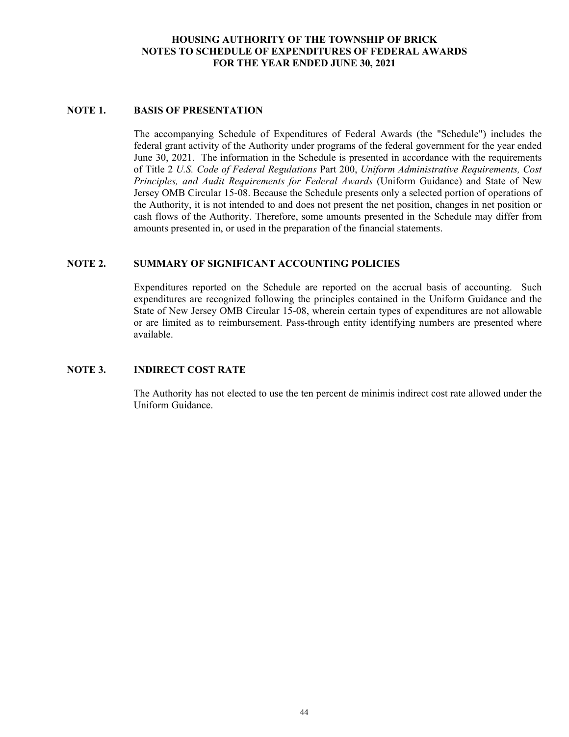# HOUSING AUTHORITY OF THE TOWNSHIP OF BRICK
## NOTES TO SCHEDULE OF EXPENDITURES OF FEDERAL AWARDS
## FOR THE YEAR ENDED JUNE 30, 2021

### NOTE 1. BASIS OF PRESENTATION

The accompanying Schedule of Expenditures of Federal Awards (the "Schedule") includes the federal grant activity of the Authority under programs of the federal government for the year ended June 30, 2021. The information in the Schedule is presented in accordance with the requirements of Title 2 *U.S. Code of Federal Regulations* Part 200, *Uniform Administrative Requirements, Cost Principles, and Audit Requirements for Federal Awards* (Uniform Guidance) and State of New Jersey OMB Circular 15-08. Because the Schedule presents only a selected portion of operations of the Authority, it is not intended to and does not present the net position, changes in net position or cash flows of the Authority. Therefore, some amounts presented in the Schedule may differ from amounts presented in, or used in the preparation of the financial statements.

### NOTE 2. SUMMARY OF SIGNIFICANT ACCOUNTING POLICIES

Expenditures reported on the Schedule are reported on the accrual basis of accounting. Such expenditures are recognized following the principles contained in the Uniform Guidance and the State of New Jersey OMB Circular 15-08, wherein certain types of expenditures are not allowable or are limited as to reimbursement. Pass-through entity identifying numbers are presented where available.

### NOTE 3. INDIRECT COST RATE

The Authority has not elected to use the ten percent de minimis indirect cost rate allowed under the Uniform Guidance.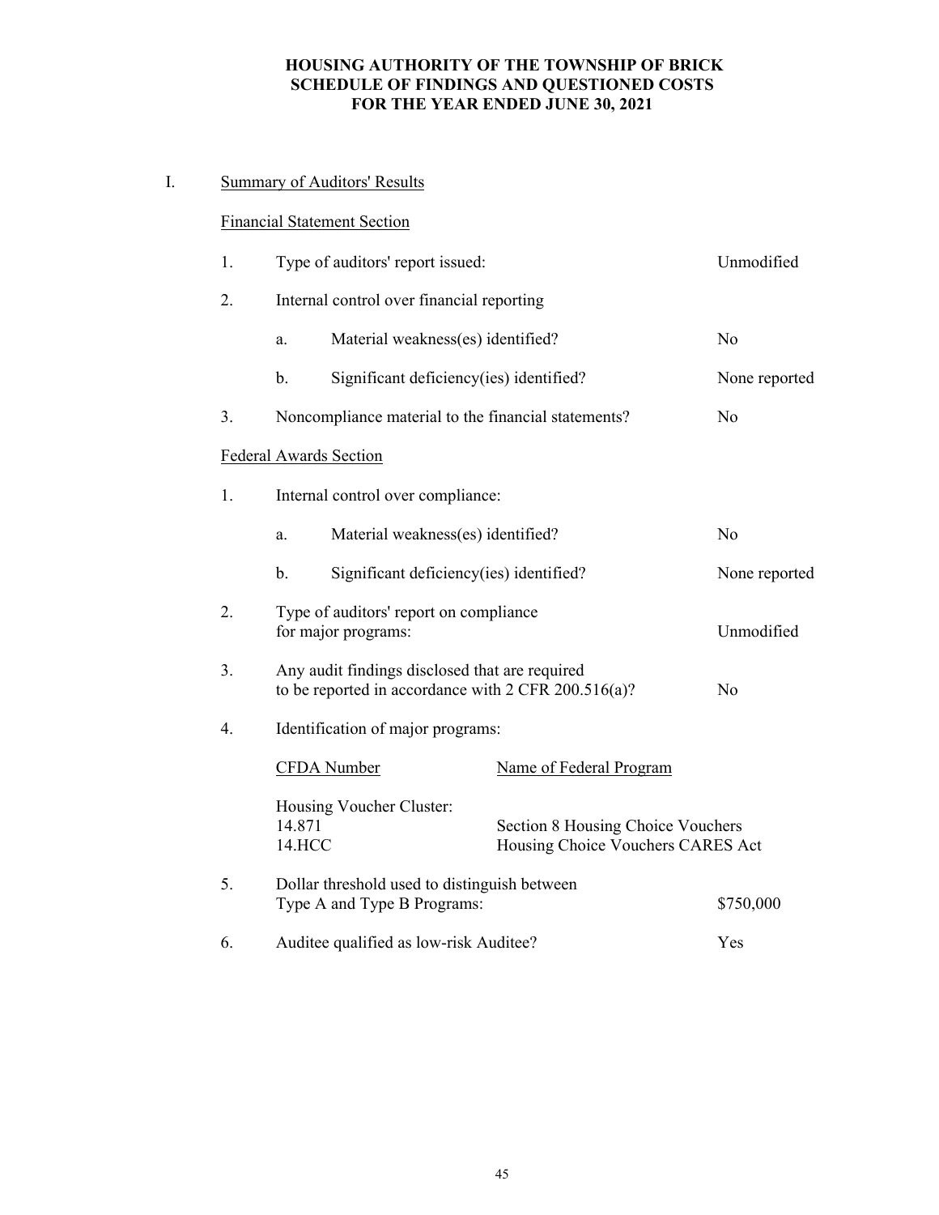# HOUSING AUTHORITY OF THE TOWNSHIP OF BRICK
## SCHEDULE OF FINDINGS AND QUESTIONED COSTS
## FOR THE YEAR ENDED JUNE 30, 2021

I. Summary of Auditors' Results

Financial Statement Section

| | | |
|---|---|---|
| 1. | Type of auditors' report issued: | Unmodified |
| 2. | Internal control over financial reporting | |
| | a. Material weakness(es) identified? | No |
| | b. Significant deficiency(ies) identified? | None reported |
| 3. | Noncompliance material to the financial statements? | No |

Federal Awards Section

| | | |
|---|---|---|
| 1. | Internal control over compliance: | |
| | a. Material weakness(es) identified? | No |
| | b. Significant deficiency(ies) identified? | None reported |
| 2. | Type of auditors' report on compliance for major programs: | Unmodified |
| 3. | Any audit findings disclosed that are required to be reported in accordance with 2 CFR 200.516(a)? | No |
| 4. | Identification of major programs: | |

| CFDA Number | Name of Federal Program |
|---|---|
| Housing Voucher Cluster: | |
| 14.871 | Section 8 Housing Choice Vouchers |
| 14.HCC | Housing Choice Vouchers CARES Act |

| | | |
|---|---|---|
| 5. | Dollar threshold used to distinguish between Type A and Type B Programs: | $750,000 |
| 6. | Auditee qualified as low-risk Auditee? | Yes |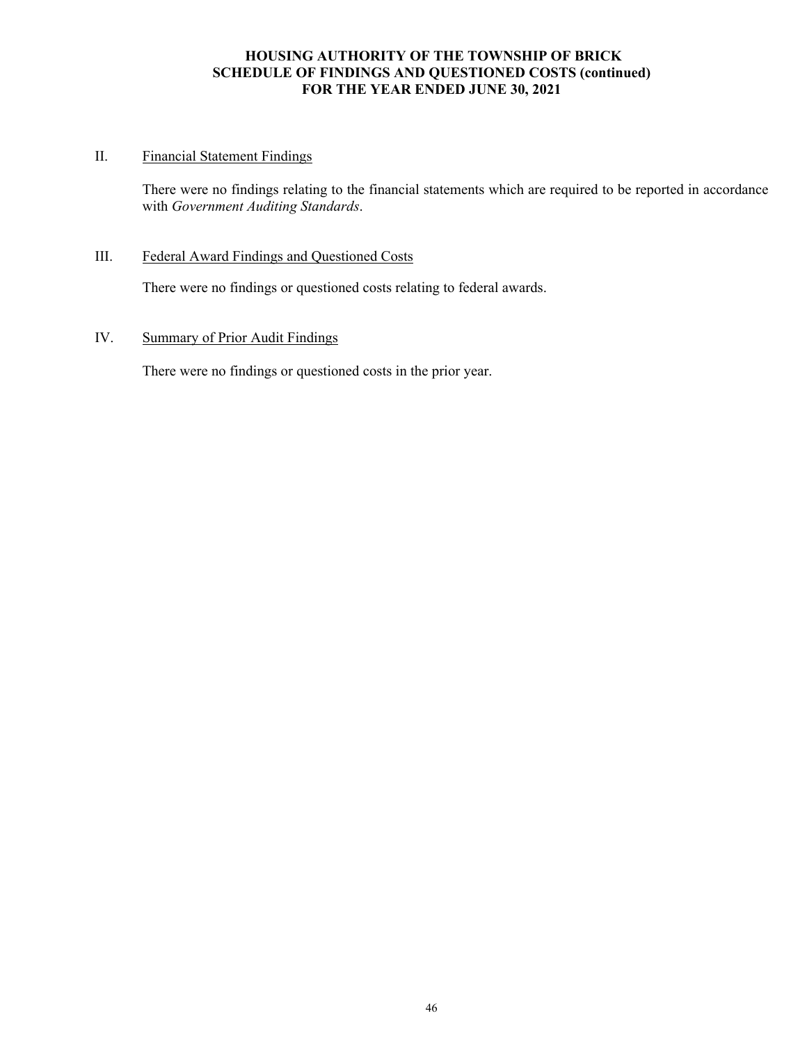**HOUSING AUTHORITY OF THE TOWNSHIP OF BRICK**
**SCHEDULE OF FINDINGS AND QUESTIONED COSTS (continued)**
**FOR THE YEAR ENDED JUNE 30, 2021**

II. Financial Statement Findings

There were no findings relating to the financial statements which are required to be reported in accordance with *Government Auditing Standards*.

III. Federal Award Findings and Questioned Costs

There were no findings or questioned costs relating to federal awards.

IV. Summary of Prior Audit Findings

There were no findings or questioned costs in the prior year.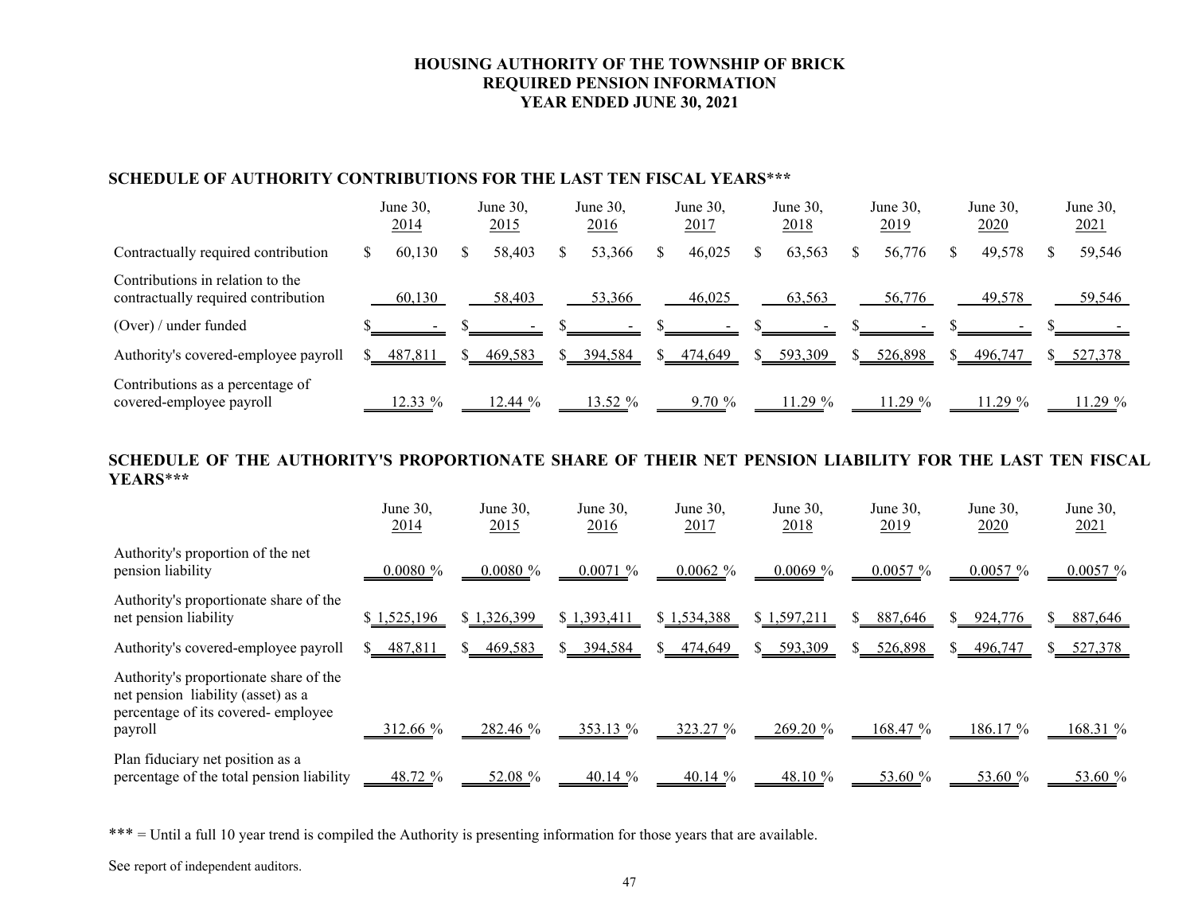# HOUSING AUTHORITY OF THE TOWNSHIP OF BRICK
## REQUIRED PENSION INFORMATION
## YEAR ENDED JUNE 30, 2021

### SCHEDULE OF AUTHORITY CONTRIBUTIONS FOR THE LAST TEN FISCAL YEARS***

| | June 30, 2014 | June 30, 2015 | June 30, 2016 | June 30, 2017 | June 30, 2018 | June 30, 2019 | June 30, 2020 | June 30, 2021 |
|---|---|---|---|---|---|---|---|---|
| Contractually required contribution | $ 60,130 | $ 58,403 | $ 53,366 | $ 46,025 | $ 63,563 | $ 56,776 | $ 49,578 | $ 59,546 |
| Contributions in relation to the contractually required contribution | 60,130 | 58,403 | 53,366 | 46,025 | 63,563 | 56,776 | 49,578 | 59,546 |
| (Over) / under funded | $ - | $ - | $ - | $ - | $ - | $ - | $ - | $ - |
| Authority's covered-employee payroll | $ 487,811 | $ 469,583 | $ 394,584 | $ 474,649 | $ 593,309 | $ 526,898 | $ 496,747 | $ 527,378 |
| Contributions as a percentage of covered-employee payroll | 12.33 % | 12.44 % | 13.52 % | 9.70 % | 11.29 % | 11.29 % | 11.29 % | 11.29 % |

### SCHEDULE OF THE AUTHORITY'S PROPORTIONATE SHARE OF THEIR NET PENSION LIABILITY FOR THE LAST TEN FISCAL YEARS***

| | June 30, 2014 | June 30, 2015 | June 30, 2016 | June 30, 2017 | June 30, 2018 | June 30, 2019 | June 30, 2020 | June 30, 2021 |
|---|---|---|---|---|---|---|---|---|
| Authority's proportion of the net pension liability | 0.0080 % | 0.0080 % | 0.0071 % | 0.0062 % | 0.0069 % | 0.0057 % | 0.0057 % | 0.0057 % |
| Authority's proportionate share of the net pension liability | $ 1,525,196 | $ 1,326,399 | $ 1,393,411 | $ 1,534,388 | $ 1,597,211 | $ 887,646 | $ 924,776 | $ 887,646 |
| Authority's covered-employee payroll | $ 487,811 | $ 469,583 | $ 394,584 | $ 474,649 | $ 593,309 | $ 526,898 | $ 496,747 | $ 527,378 |
| Authority's proportionate share of the net pension liability (asset) as a percentage of its covered- employee payroll | 312.66 % | 282.46 % | 353.13 % | 323.27 % | 269.20 % | 168.47 % | 186.17 % | 168.31 % |
| Plan fiduciary net position as a percentage of the total pension liability | 48.72 % | 52.08 % | 40.14 % | 40.14 % | 48.10 % | 53.60 % | 53.60 % | 53.60 % |

*** = Until a full 10 year trend is compiled the Authority is presenting information for those years that are available.

See report of independent auditors.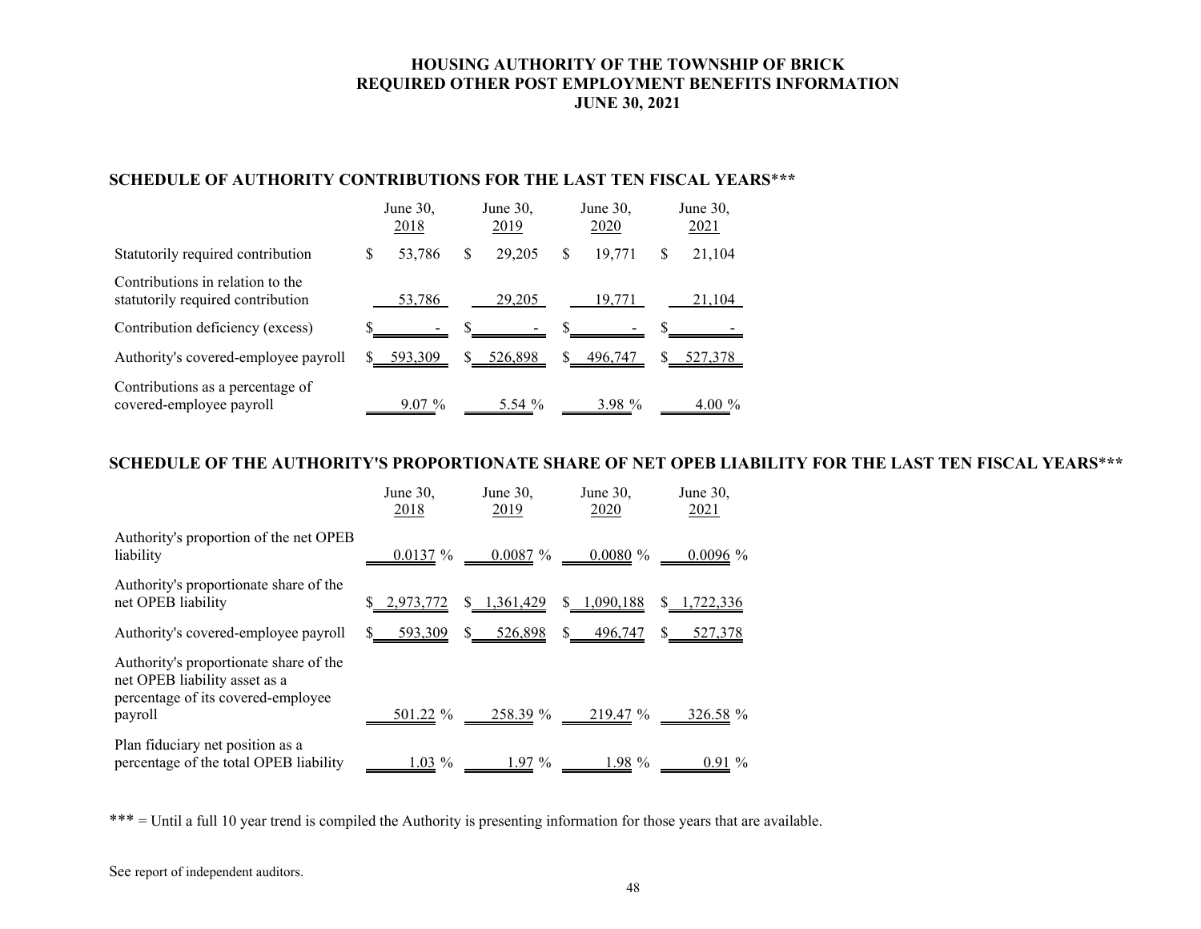# HOUSING AUTHORITY OF THE TOWNSHIP OF BRICK
## REQUIRED OTHER POST EMPLOYMENT BENEFITS INFORMATION
### JUNE 30, 2021

**SCHEDULE OF AUTHORITY CONTRIBUTIONS FOR THE LAST TEN FISCAL YEARS*****

| | June 30, 2018 | June 30, 2019 | June 30, 2020 | June 30, 2021 |
|---|---|---|---|---|
| Statutorily required contribution | $ 53,786 | $ 29,205 | $ 19,771 | $ 21,104 |
| Contributions in relation to the statutorily required contribution | 53,786 | 29,205 | 19,771 | 21,104 |
| Contribution deficiency (excess) | $ - | $ - | $ - | $ - |
| Authority's covered-employee payroll | $ 593,309 | $ 526,898 | $ 496,747 | $ 527,378 |
| Contributions as a percentage of covered-employee payroll | 9.07 % | 5.54 % | 3.98 % | 4.00 % |

**SCHEDULE OF THE AUTHORITY'S PROPORTIONATE SHARE OF NET OPEB LIABILITY FOR THE LAST TEN FISCAL YEARS*****

| | June 30, 2018 | June 30, 2019 | June 30, 2020 | June 30, 2021 |
|---|---|---|---|---|
| Authority's proportion of the net OPEB liability | 0.0137 % | 0.0087 % | 0.0080 % | 0.0096 % |
| Authority's proportionate share of the net OPEB liability | $ 2,973,772 | $ 1,361,429 | $ 1,090,188 | $ 1,722,336 |
| Authority's covered-employee payroll | $ 593,309 | $ 526,898 | $ 496,747 | $ 527,378 |
| Authority's proportionate share of the net OPEB liability asset as a percentage of its covered-employee payroll | 501.22 % | 258.39 % | 219.47 % | 326.58 % |
| Plan fiduciary net position as a percentage of the total OPEB liability | 1.03 % | 1.97 % | 1.98 % | 0.91 % |

*** = Until a full 10 year trend is compiled the Authority is presenting information for those years that are available.

See report of independent auditors.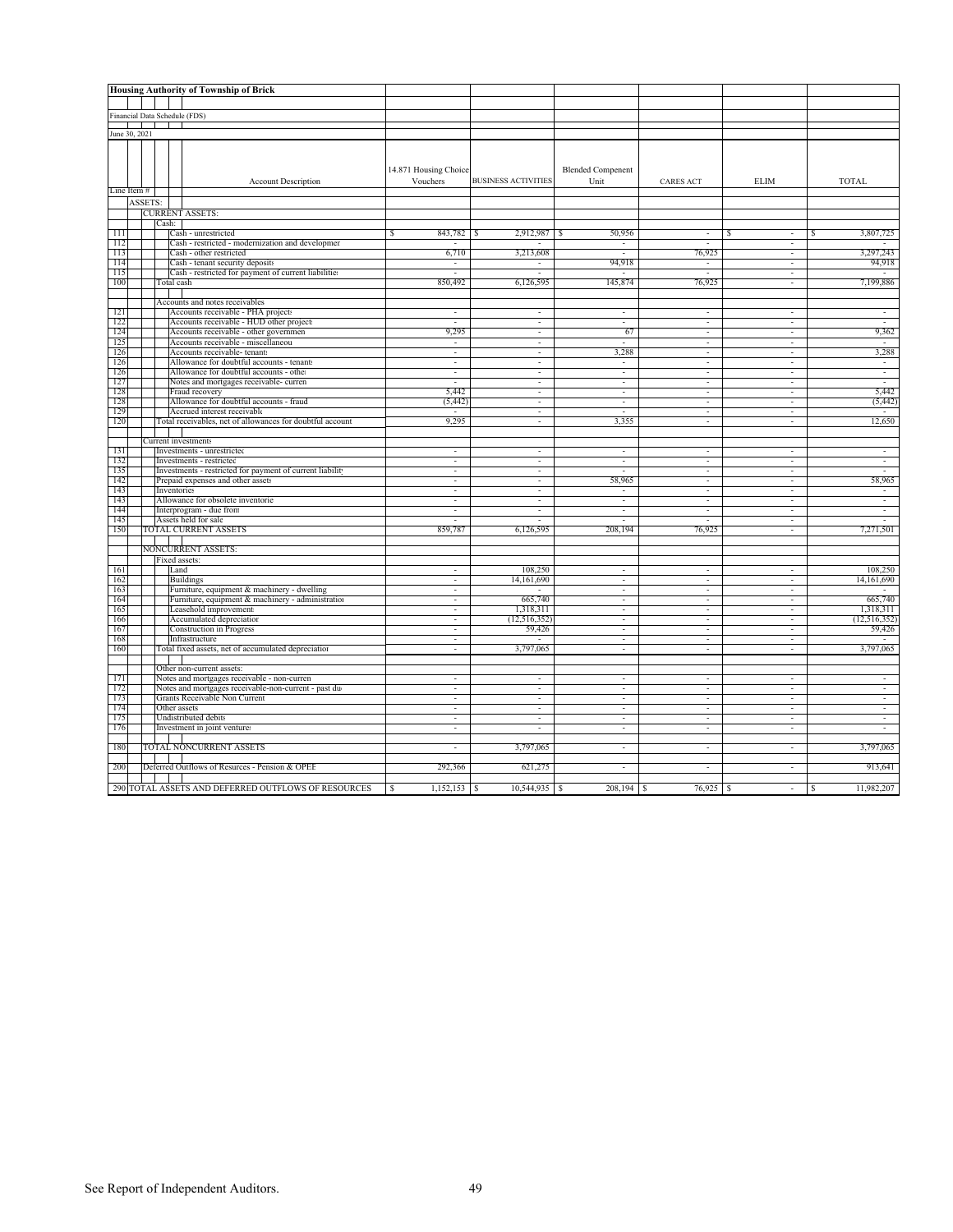**Housing Authority of Township of Brick**

Financial Data Schedule (FDS)

June 30, 2021

| Line Item # | Account Description | 14.871 Housing Choice Vouchers | BUSINESS ACTIVITIES | Blended Compenent Unit | CARES ACT | ELIM | TOTAL |
|---|---|---|---|---|---|---|---|
| | ASSETS: | | | | | | |
| | CURRENT ASSETS: | | | | | | |
| | Cash: | | | | | | |
| 111 | Cash - unrestricted | $ 843,782 | $ 2,912,987 | $ 50,956 | - | $ - | $ 3,807,725 |
| 112 | Cash - restricted - modernization and developmer | - | - | - | - | - | - |
| 113 | Cash - other restricted | 6,710 | 3,213,608 | - | 76,925 | - | 3,297,243 |
| 114 | Cash - tenant security deposits | - | - | 94,918 | - | - | 94,918 |
| 115 | Cash - restricted for payment of current liabilities | - | - | - | - | - | - |
| 100 | Total cash | 850,492 | 6,126,595 | 145,874 | 76,925 | - | 7,199,886 |
| | Accounts and notes receivables | | | | | | |
| 121 | Accounts receivable - PHA projects | - | - | - | - | - | - |
| 122 | Accounts receivable - HUD other projects | - | - | - | - | - | - |
| 124 | Accounts receivable - other governmen | 9,295 | - | 67 | - | - | 9,362 |
| 125 | Accounts receivable - miscellaneou | - | - | - | - | - | - |
| 126 | Accounts receivable- tenants | - | - | 3,288 | - | - | 3,288 |
| 126 | Allowance for doubtful accounts - tenants | - | - | - | - | - | - |
| 126 | Allowance for doubtful accounts - other | - | - | - | - | - | - |
| 127 | Notes and mortgages receivable- curren | - | - | - | - | - | - |
| 128 | Fraud recovery | 5,442 | - | - | - | - | 5,442 |
| 128 | Allowance for doubtful accounts - fraud | (5,442) | - | - | - | - | (5,442) |
| 129 | Accrued interest receivable | - | - | - | - | - | - |
| 120 | Total receivables, net of allowances for doubtful account | 9,295 | - | 3,355 | - | - | 12,650 |
| | Current investments | | | | | | |
| 131 | Investments - unrestricted | - | - | - | - | - | - |
| 132 | Investments - restricted | - | - | - | - | - | - |
| 135 | Investments - restricted for payment of current liability | - | - | - | - | - | - |
| 142 | Prepaid expenses and other assets | - | - | 58,965 | - | - | 58,965 |
| 143 | Inventories | - | - | - | - | - | - |
| 143 | Allowance for obsolete inventorie | - | - | - | - | - | - |
| 144 | Interprogram - due from | - | - | - | - | - | - |
| 145 | Assets held for sale | - | - | - | - | - | - |
| 150 | TOTAL CURRENT ASSETS | 859,787 | 6,126,595 | 208,194 | 76,925 | - | 7,271,501 |
| | NONCURRENT ASSETS: | | | | | | |
| | Fixed assets: | | | | | | |
| 161 | Land | - | 108,250 | - | - | - | 108,250 |
| 162 | Buildings | - | 14,161,690 | - | - | - | 14,161,690 |
| 163 | Furniture, equipment & machinery - dwelling | - | - | - | - | - | - |
| 164 | Furniture, equipment & machinery - administration | - | 665,740 | - | - | - | 665,740 |
| 165 | Leasehold improvement | - | 1,318,311 | - | - | - | 1,318,311 |
| 166 | Accumulated depreciation | - | (12,516,352) | - | - | - | (12,516,352) |
| 167 | Construction in Progress | - | 59,426 | - | - | - | 59,426 |
| 168 | Infrastructure | - | - | - | - | - | - |
| 160 | Total fixed assets, net of accumulated depreciation | - | 3,797,065 | - | - | - | 3,797,065 |
| | Other non-current assets: | | | | | | |
| 171 | Notes and mortgages receivable - non-curren | - | - | - | - | - | - |
| 172 | Notes and mortgages receivable-non-current - past du | - | - | - | - | - | - |
| 173 | Grants Receivable Non Current | - | - | - | - | - | - |
| 174 | Other assets | - | - | - | - | - | - |
| 175 | Undistributed debits | - | - | - | - | - | - |
| 176 | Investment in joint ventures | - | - | - | - | - | - |
| 180 | TOTAL NONCURRENT ASSETS | - | 3,797,065 | - | - | - | 3,797,065 |
| 200 | Deferred Outflows of Resurces - Pension & OPEB | 292,366 | 621,275 | - | - | - | 913,641 |
| 290 | TOTAL ASSETS AND DEFERRED OUTFLOWS OF RESOURCES | $ 1,152,153 | $ 10,544,935 | $ 208,194 | $ 76,925 | $ - | $ 11,982,207 |

See Report of Independent Auditors.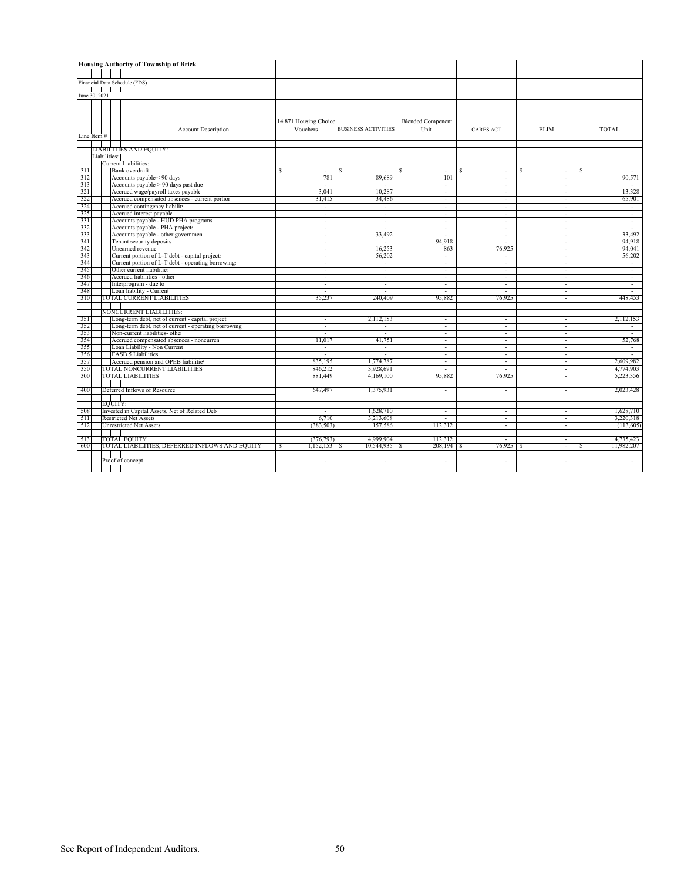**Housing Authority of Township of Brick**

Financial Data Schedule (FDS)

June 30, 2021

| Line Item # | Account Description | 14.871 Housing Choice Vouchers | BUSINESS ACTIVITIES | Blended Compenent Unit | CARES ACT | ELIM | TOTAL |
|---|---|---|---|---|---|---|---|
| | LIABILITIES AND EQUITY: | | | | | | |
| | Liabilities: | | | | | | |
| | Current Liabilities: | | | | | | |
| 311 | Bank overdraft | $ - | $ - | $ - | $ - | $ - | $ - |
| 312 | Accounts payable ≤ 90 days | 781 | 89,689 | 101 | - | - | 90,571 |
| 313 | Accounts payable > 90 days past due | - | - | - | - | - | - |
| 321 | Accrued wage/payroll taxes payable | 3,041 | 10,287 | - | - | - | 13,328 |
| 322 | Accrued compensated absences - current portion | 31,415 | 34,486 | - | - | - | 65,901 |
| 324 | Accrued contingency liability | - | - | - | - | - | - |
| 325 | Accrued interest payable | - | - | - | - | - | - |
| 331 | Accounts payable - HUD PHA programs | - | - | - | - | - | - |
| 332 | Accounts payable - PHA projects | - | - | - | - | - | - |
| 333 | Accounts payable - other government | - | 33,492 | - | - | - | 33,492 |
| 341 | Tenant security deposits | - | - | 94,918 | - | - | 94,918 |
| 342 | Unearned revenue | - | 16,253 | 863 | 76,925 | - | 94,041 |
| 343 | Current portion of L-T debt - capital projects | - | 56,202 | - | - | - | 56,202 |
| 344 | Current portion of L-T debt - operating borrowings | - | - | - | - | - | - |
| 345 | Other current liabilities | - | - | - | - | - | - |
| 346 | Accrued liabilities - other | - | - | - | - | - | - |
| 347 | Interprogram - due to | - | - | - | - | - | - |
| 348 | Loan liability - Current | - | - | - | - | - | - |
| 310 | TOTAL CURRENT LIABILITIES | 35,237 | 240,409 | 95,882 | 76,925 | - | 448,453 |
| | NONCURRENT LIABILITIES: | | | | | | |
| 351 | Long-term debt, net of current - capital projects | - | 2,112,153 | - | - | - | 2,112,153 |
| 352 | Long-term debt, net of current - operating borrowing | - | - | - | - | - | - |
| 353 | Non-current liabilities- other | - | - | - | - | - | - |
| 354 | Accrued compensated absences - noncurrent | 11,017 | 41,751 | - | - | - | 52,768 |
| 355 | Loan Liability - Non Current | - | - | - | - | - | - |
| 356 | FASB 5 Liabilities | - | - | - | - | - | - |
| 357 | Accrued pension and OPEB liabilities | 835,195 | 1,774,787 | - | - | - | 2,609,982 |
| 350 | TOTAL NONCURRENT LIABILITIES | 846,212 | 3,928,691 | - | - | - | 4,774,903 |
| 300 | TOTAL LIABILITIES | 881,449 | 4,169,100 | 95,882 | 76,925 | - | 5,223,356 |
| 400 | Deferred Inflows of Resources | 647,497 | 1,375,931 | - | - | - | 2,023,428 |
| | EQUITY: | | | | | | |
| 508 | Invested in Capital Assets, Net of Related Debt | - | 1,628,710 | - | - | - | 1,628,710 |
| 511 | Restricted Net Assets | 6,710 | 3,213,608 | - | - | - | 3,220,318 |
| 512 | Unrestricted Net Assets | (383,503) | 157,586 | 112,312 | - | - | (113,605) |
| 513 | TOTAL EQUITY | (376,793) | 4,999,904 | 112,312 | - | - | 4,735,423 |
| 600 | TOTAL LIABILITIES, DEFERRED INFLOWS AND EQUITY | $ 1,152,153 | $ 10,544,935 | $ 208,194 | $ 76,925 | $ - | $ 11,982,207 |
| | Proof of concept | - | - | - | - | - | - |

See Report of Independent Auditors.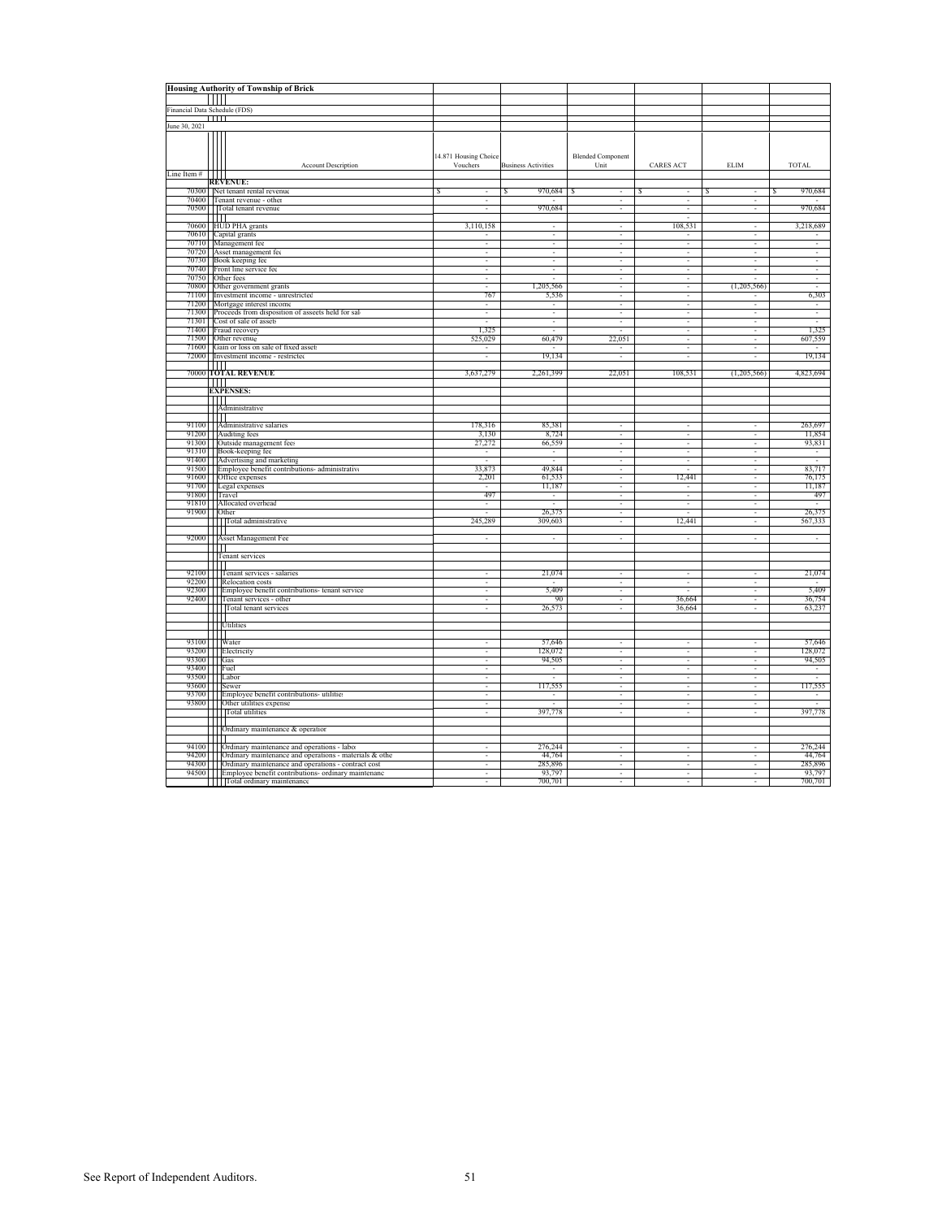**Housing Authority of Township of Brick**

Financial Data Schedule (FDS)

June 30, 2021

| Line Item # | Account Description | 14.871 Housing Choice Vouchers | Business Activities | Blended Component Unit | CARES ACT | ELIM | TOTAL |
|---|---|---|---|---|---|---|---|
| | **REVENUE:** | | | | | | |
| 70300 | Net tenant rental revenue | $ - | $ 970,684 | $ - | $ - | $ - | $ 970,684 |
| 70400 | Tenant revenue - other | - | - | - | - | - | - |
| 70500 | Total tenant revenue | - | 970,684 | - | - | - | 970,684 |
| | | | | | | | |
| 70600 | HUD PHA grants | 3,110,158 | - | - | 108,531 | - | 3,218,689 |
| 70610 | Capital grants | - | - | - | - | - | - |
| 70710 | Management fee | - | - | - | - | - | - |
| 70720 | Asset management fee | - | - | - | - | - | - |
| 70730 | Book keeping fee | - | - | - | - | - | - |
| 70740 | Front line service fee | - | - | - | - | - | - |
| 70750 | Other fees | - | - | - | - | - | - |
| 70800 | Other government grants | - | 1,205,566 | - | - | (1,205,566) | - |
| 71100 | Investment income - unrestricted | 767 | 5,536 | - | - | - | 6,303 |
| 71200 | Mortgage interest income | - | - | - | - | - | - |
| 71300 | Proceeds from disposition of asseets held for sale | - | - | - | - | - | - |
| 71301 | Cost of sale of assets | - | - | - | - | - | - |
| 71400 | Fraud recovery | 1,325 | - | - | - | - | 1,325 |
| 71500 | Other revenue | 525,029 | 60,479 | 22,051 | - | - | 607,559 |
| 71600 | Gain or loss on sale of fixed assets | - | - | - | - | - | - |
| 72000 | Investment income - restricted | - | 19,134 | - | - | - | 19,134 |
| | | | | | | | |
| 70000 | **TOTAL REVENUE** | 3,637,279 | 2,261,399 | 22,051 | 108,531 | (1,205,566) | 4,823,694 |
| | | | | | | | |
| | **EXPENSES:** | | | | | | |
| | Administrative | | | | | | |
| | | | | | | | |
| 91100 | Administrative salaries | 178,316 | 85,381 | - | - | - | 263,697 |
| 91200 | Auditing fees | 3,130 | 8,724 | - | - | - | 11,854 |
| 91300 | Outside management fees | 27,272 | 66,559 | - | - | - | 93,831 |
| 91310 | Book-keeping fee | - | - | - | - | - | - |
| 91400 | Advertising and marketing | - | - | - | - | - | - |
| 91500 | Employee benefit contributions- administrative | 33,873 | 49,844 | - | - | - | 83,717 |
| 91600 | Office expenses | 2,201 | 61,533 | - | 12,441 | - | 76,175 |
| 91700 | Legal expenses | - | 11,187 | - | - | - | 11,187 |
| 91800 | Travel | 497 | - | - | - | - | 497 |
| 91810 | Allocated overhead | - | - | - | - | - | - |
| 91900 | Other | - | 26,375 | - | - | - | 26,375 |
| | Total administrative | 245,289 | 309,603 | - | 12,441 | - | 567,333 |
| | | | | | | | |
| 92000 | Asset Management Fee | - | - | - | - | - | - |
| | | | | | | | |
| | Tenant services | | | | | | |
| | | | | | | | |
| 92100 | Tenant services - salaries | - | 21,074 | - | - | - | 21,074 |
| 92200 | Relocation costs | - | - | - | - | - | - |
| 92300 | Employee benefit contributions- tenant services | - | 5,409 | - | - | - | 5,409 |
| 92400 | Tenant services - other | - | 90 | - | 36,664 | - | 36,754 |
| | Total tenant services | - | 26,573 | - | 36,664 | - | 63,237 |
| | | | | | | | |
| | Utilities | | | | | | |
| | | | | | | | |
| 93100 | Water | - | 57,646 | - | - | - | 57,646 |
| 93200 | Electricity | - | 128,072 | - | - | - | 128,072 |
| 93300 | Gas | - | 94,505 | - | - | - | 94,505 |
| 93400 | Fuel | - | - | - | - | - | - |
| 93500 | Labor | - | - | - | - | - | - |
| 93600 | Sewer | - | 117,555 | - | - | - | 117,555 |
| 93700 | Employee benefit contributions- utilities | - | - | - | - | - | - |
| 93800 | Other utilities expense | - | - | - | - | - | - |
| | Total utilities | - | 397,778 | - | - | - | 397,778 |
| | | | | | | | |
| | Ordinary maintenance & operation | | | | | | |
| | | | | | | | |
| 94100 | Ordinary maintenance and operations - labor | - | 276,244 | - | - | - | 276,244 |
| 94200 | Ordinary maintenance and operations - materials & other | - | 44,764 | - | - | - | 44,764 |
| 94300 | Ordinary maintenance and operations - contract costs | - | 285,896 | - | - | - | 285,896 |
| 94500 | Employee benefit contributions- ordinary maintenance | - | 93,797 | - | - | - | 93,797 |
| | Total ordinary maintenance | - | 700,701 | - | - | - | 700,701 |

See Report of Independent Auditors.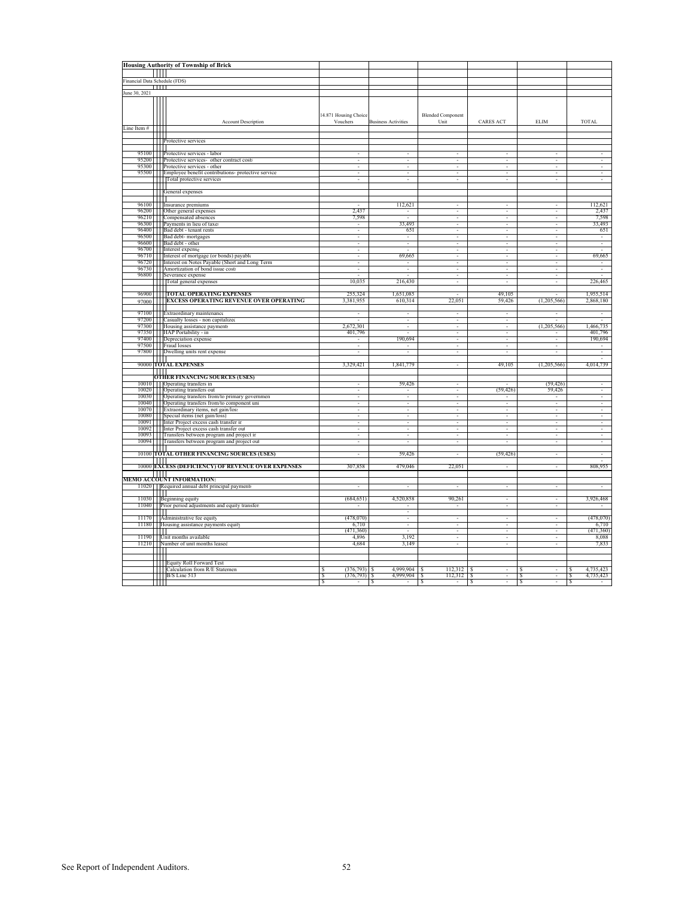**Housing Authority of Township of Brick**

Financial Data Schedule (FDS)

June 30, 2021

| Line Item # | Account Description | 14.871 Housing Choice Vouchers | Business Activities | Blended Component Unit | CARES ACT | ELIM | TOTAL |
|---|---|---|---|---|---|---|---|
| | Protective services | | | | | | |
| 95100 | Protective services - labor | - | - | - | - | - | - |
| 95200 | Protective services- other contract costs | - | - | - | - | - | - |
| 95300 | Protective services - other | - | - | - | - | - | - |
| 95500 | Employee benefit contributions- protective service | - | - | - | - | - | - |
| | Total protective services | - | - | - | - | - | - |
| | General expenses | | | | | | |
| 96100 | Insurance premiums | - | 112,621 | - | - | - | 112,621 |
| 96200 | Other general expenses | 2,437 | - | - | - | - | 2,437 |
| 96210 | Compensated absences | 7,598 | - | - | - | - | 7,598 |
| 96300 | Payments in lieu of taxes | - | 33,493 | - | - | - | 33,493 |
| 96400 | Bad debt - tenant rents | - | 651 | - | - | - | 651 |
| 96500 | Bad debt- mortgages | - | - | - | - | - | - |
| 96600 | Bad debt - other | - | - | - | - | - | - |
| 96700 | Interest expense | - | - | - | - | - | - |
| 96710 | Interest of mortgage (or bonds) payable | - | 69,665 | - | - | - | 69,665 |
| 96720 | Interest on Notes Payable (Short and Long Term | - | - | - | - | - | - |
| 96730 | Amortization of bond issue costs | - | - | - | - | - | - |
| 96800 | Severance expense | - | - | - | - | - | - |
| | Total general expenses | 10,035 | 216,430 | - | - | - | 226,465 |
| 96900 | **TOTAL OPERATING EXPENSES** | 255,324 | 1,651,085 | - | 49,105 | - | 1,955,514 |
| 97000 | **EXCESS OPERATING REVENUE OVER OPERATING** | 3,381,955 | 610,314 | 22,051 | 59,426 | (1,205,566) | 2,868,180 |
| 97100 | Extraordinary maintenance | - | - | - | - | - | - |
| 97200 | Casualty losses - non capitalized | - | - | - | - | - | - |
| 97300 | Housing assistance payments | 2,672,301 | - | - | - | (1,205,566) | 1,466,735 |
| 97350 | HAP Portability - in | 401,796 | - | - | - | - | 401,796 |
| 97400 | Depreciation expense | - | 190,694 | - | - | - | 190,694 |
| 97500 | Fraud losses | - | - | - | - | - | - |
| 97800 | Dwelling units rent expense | - | - | - | - | - | - |
| 90000 | **TOTAL EXPENSES** | 3,329,421 | 1,841,779 | - | 49,105 | (1,205,566) | 4,014,739 |
| | **OTHER FINANCING SOURCES (USES)** | | | | | | |
| 10010 | Operating transfers in | - | 59,426 | - | - | (59,426) | - |
| 10020 | Operating transfers out | - | - | - | (59,426) | 59,426 | - |
| 10030 | Operating transfers from/to primary governmen | - | - | - | - | - | - |
| 10040 | Operating transfers from/to component unit | - | - | - | - | - | - |
| 10070 | Extraordinary items, net gain/loss | - | - | - | - | - | - |
| 10080 | Special items (net gain/loss) | - | - | - | - | - | - |
| 10091 | Inter Project excess cash transfer in | - | - | - | - | - | - |
| 10092 | Inter Project excess cash transfer out | - | - | - | - | - | - |
| 10093 | Transfers between program and project in | - | - | - | - | - | - |
| 10094 | Transfers between program and project out | - | - | - | - | - | - |
| 10100 | **TOTAL OTHER FINANCING SOURCES (USES)** | - | 59,426 | - | (59,426) | - | - |
| 10000 | **EXCESS (DEFICIENCY) OF REVENUE OVER EXPENSES** | 307,858 | 479,046 | 22,051 | - | - | 808,955 |
| | **MEMO ACCOUNT INFORMATION:** | | | | | | |
| 11020 | Required annual debt principal payments | - | - | - | - | - | - |
| 11030 | Beginning equity | (684,651) | 4,520,858 | 90,261 | - | - | 3,926,468 |
| 11040 | Prior period adjustments and equity transfers | - | - | - | - | - | - |
| 11170 | Administrative fee equity | (478,070) | - | - | - | - | (478,070) |
| 11180 | Housing assistance payments equity | 6,710 | - | - | - | - | 6,710 |
| | | (471,360) | - | - | - | - | (471,360) |
| 11190 | Unit months available | 4,896 | 3,192 | - | - | - | 8,088 |
| 11210 | Number of unit months leased | 4,684 | 3,149 | - | - | - | 7,833 |
| | Equity Roll Forward Test | | | | | | |
| | Calculation from R/E Statement | $ (376,793) | $ 4,999,904 | $ 112,312 | $ - | $ - | $ 4,735,423 |
| | B/S Line 513 | $ (376,793) | $ 4,999,904 | $ 112,312 | $ - | $ - | $ 4,735,423 |
| | | $ - | $ - | $ - | $ - | $ - | $ - |

See Report of Independent Auditors.